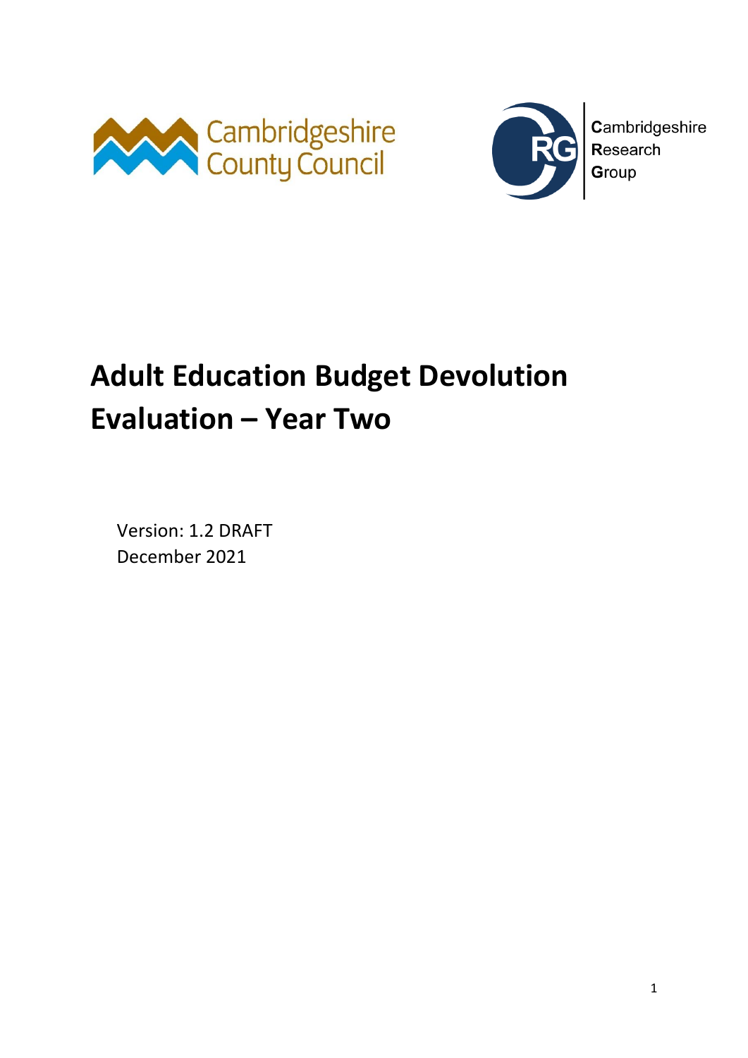Cambridgeshire County Council

Cambridgeshire Research Group

# Adult Education Budget Devolution Evaluation – Year Two

Version: 1.2 DRAFT
December 2021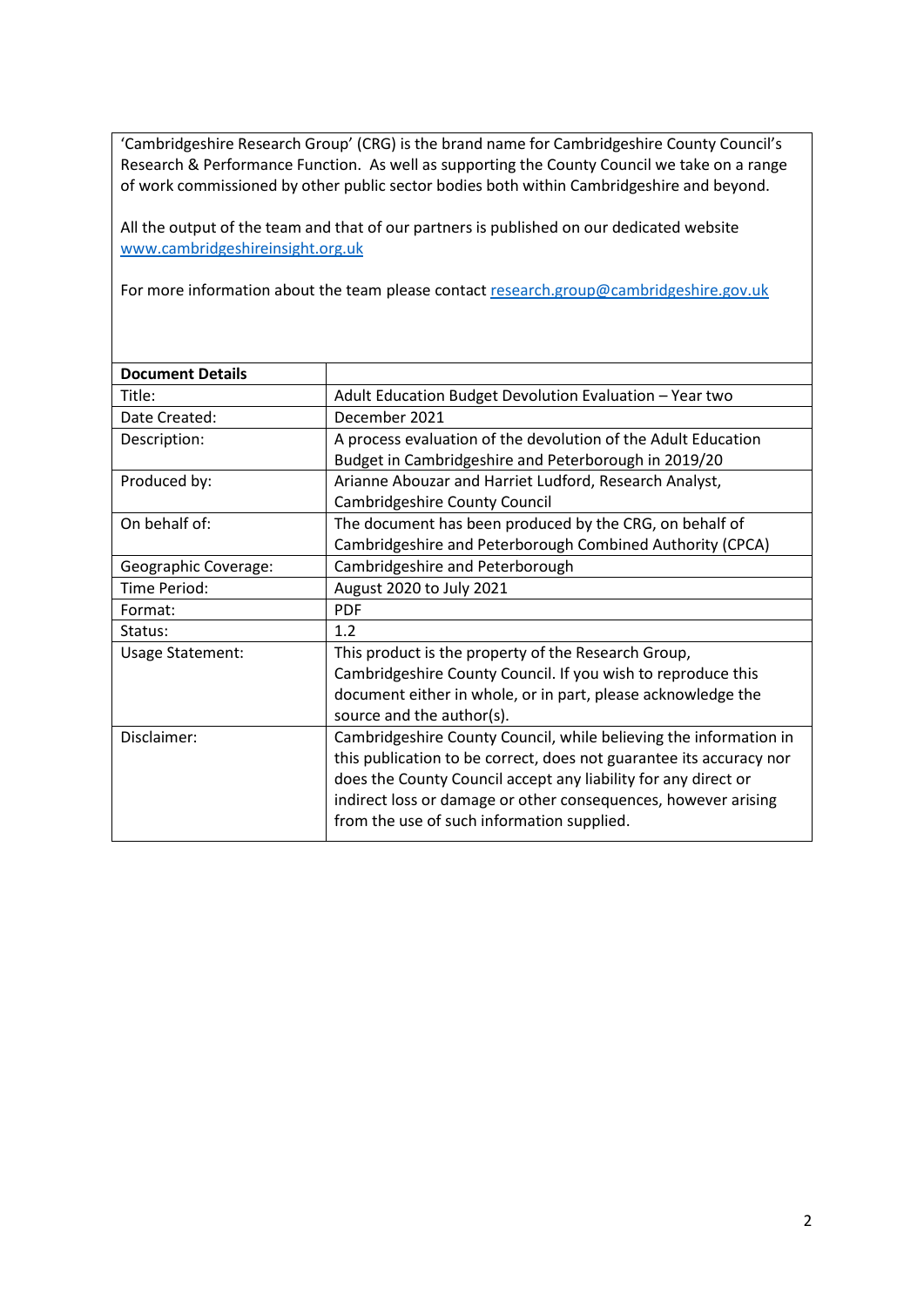'Cambridgeshire Research Group' (CRG) is the brand name for Cambridgeshire County Council's Research & Performance Function. As well as supporting the County Council we take on a range of work commissioned by other public sector bodies both within Cambridgeshire and beyond.

All the output of the team and that of our partners is published on our dedicated website www.cambridgeshireinsight.org.uk

For more information about the team please contact research.group@cambridgeshire.gov.uk

| **Document Details** | |
|---|---|
| Title: | Adult Education Budget Devolution Evaluation – Year two |
| Date Created: | December 2021 |
| Description: | A process evaluation of the devolution of the Adult Education Budget in Cambridgeshire and Peterborough in 2019/20 |
| Produced by: | Arianne Abouzar and Harriet Ludford, Research Analyst, Cambridgeshire County Council |
| On behalf of: | The document has been produced by the CRG, on behalf of Cambridgeshire and Peterborough Combined Authority (CPCA) |
| Geographic Coverage: | Cambridgeshire and Peterborough |
| Time Period: | August 2020 to July 2021 |
| Format: | PDF |
| Status: | 1.2 |
| Usage Statement: | This product is the property of the Research Group, Cambridgeshire County Council. If you wish to reproduce this document either in whole, or in part, please acknowledge the source and the author(s). |
| Disclaimer: | Cambridgeshire County Council, while believing the information in this publication to be correct, does not guarantee its accuracy nor does the County Council accept any liability for any direct or indirect loss or damage or other consequences, however arising from the use of such information supplied. |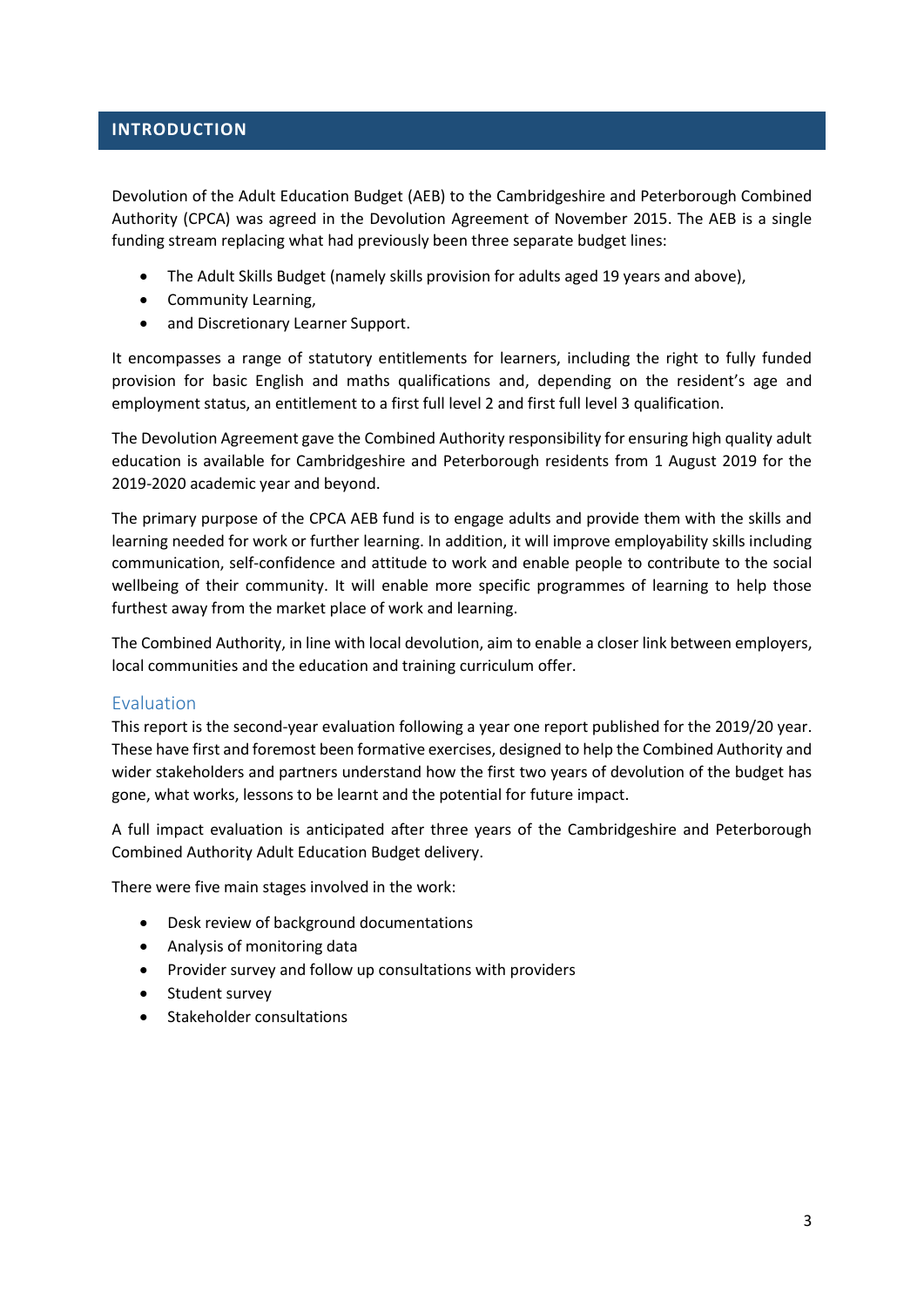# INTRODUCTION

Devolution of the Adult Education Budget (AEB) to the Cambridgeshire and Peterborough Combined Authority (CPCA) was agreed in the Devolution Agreement of November 2015. The AEB is a single funding stream replacing what had previously been three separate budget lines:

- The Adult Skills Budget (namely skills provision for adults aged 19 years and above),
- Community Learning,
- and Discretionary Learner Support.

It encompasses a range of statutory entitlements for learners, including the right to fully funded provision for basic English and maths qualifications and, depending on the resident's age and employment status, an entitlement to a first full level 2 and first full level 3 qualification.

The Devolution Agreement gave the Combined Authority responsibility for ensuring high quality adult education is available for Cambridgeshire and Peterborough residents from 1 August 2019 for the 2019-2020 academic year and beyond.

The primary purpose of the CPCA AEB fund is to engage adults and provide them with the skills and learning needed for work or further learning. In addition, it will improve employability skills including communication, self-confidence and attitude to work and enable people to contribute to the social wellbeing of their community. It will enable more specific programmes of learning to help those furthest away from the market place of work and learning.

The Combined Authority, in line with local devolution, aim to enable a closer link between employers, local communities and the education and training curriculum offer.

## Evaluation

This report is the second-year evaluation following a year one report published for the 2019/20 year. These have first and foremost been formative exercises, designed to help the Combined Authority and wider stakeholders and partners understand how the first two years of devolution of the budget has gone, what works, lessons to be learnt and the potential for future impact.

A full impact evaluation is anticipated after three years of the Cambridgeshire and Peterborough Combined Authority Adult Education Budget delivery.

There were five main stages involved in the work:

- Desk review of background documentations
- Analysis of monitoring data
- Provider survey and follow up consultations with providers
- Student survey
- Stakeholder consultations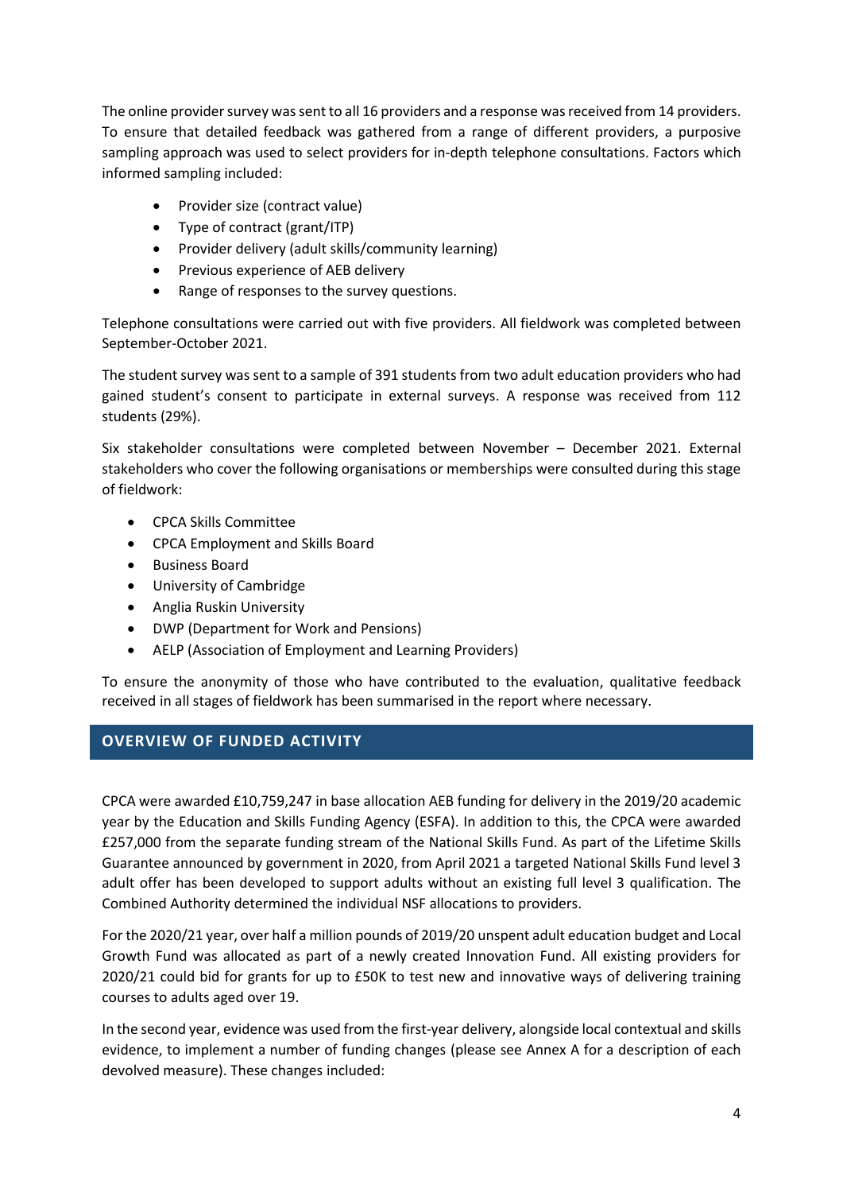The online provider survey was sent to all 16 providers and a response was received from 14 providers. To ensure that detailed feedback was gathered from a range of different providers, a purposive sampling approach was used to select providers for in-depth telephone consultations. Factors which informed sampling included:

- Provider size (contract value)
- Type of contract (grant/ITP)
- Provider delivery (adult skills/community learning)
- Previous experience of AEB delivery
- Range of responses to the survey questions.

Telephone consultations were carried out with five providers. All fieldwork was completed between September-October 2021.

The student survey was sent to a sample of 391 students from two adult education providers who had gained student's consent to participate in external surveys. A response was received from 112 students (29%).

Six stakeholder consultations were completed between November – December 2021. External stakeholders who cover the following organisations or memberships were consulted during this stage of fieldwork:

- CPCA Skills Committee
- CPCA Employment and Skills Board
- Business Board
- University of Cambridge
- Anglia Ruskin University
- DWP (Department for Work and Pensions)
- AELP (Association of Employment and Learning Providers)

To ensure the anonymity of those who have contributed to the evaluation, qualitative feedback received in all stages of fieldwork has been summarised in the report where necessary.

## OVERVIEW OF FUNDED ACTIVITY

CPCA were awarded £10,759,247 in base allocation AEB funding for delivery in the 2019/20 academic year by the Education and Skills Funding Agency (ESFA). In addition to this, the CPCA were awarded £257,000 from the separate funding stream of the National Skills Fund. As part of the Lifetime Skills Guarantee announced by government in 2020, from April 2021 a targeted National Skills Fund level 3 adult offer has been developed to support adults without an existing full level 3 qualification. The Combined Authority determined the individual NSF allocations to providers.

For the 2020/21 year, over half a million pounds of 2019/20 unspent adult education budget and Local Growth Fund was allocated as part of a newly created Innovation Fund. All existing providers for 2020/21 could bid for grants for up to £50K to test new and innovative ways of delivering training courses to adults aged over 19.

In the second year, evidence was used from the first-year delivery, alongside local contextual and skills evidence, to implement a number of funding changes (please see Annex A for a description of each devolved measure). These changes included: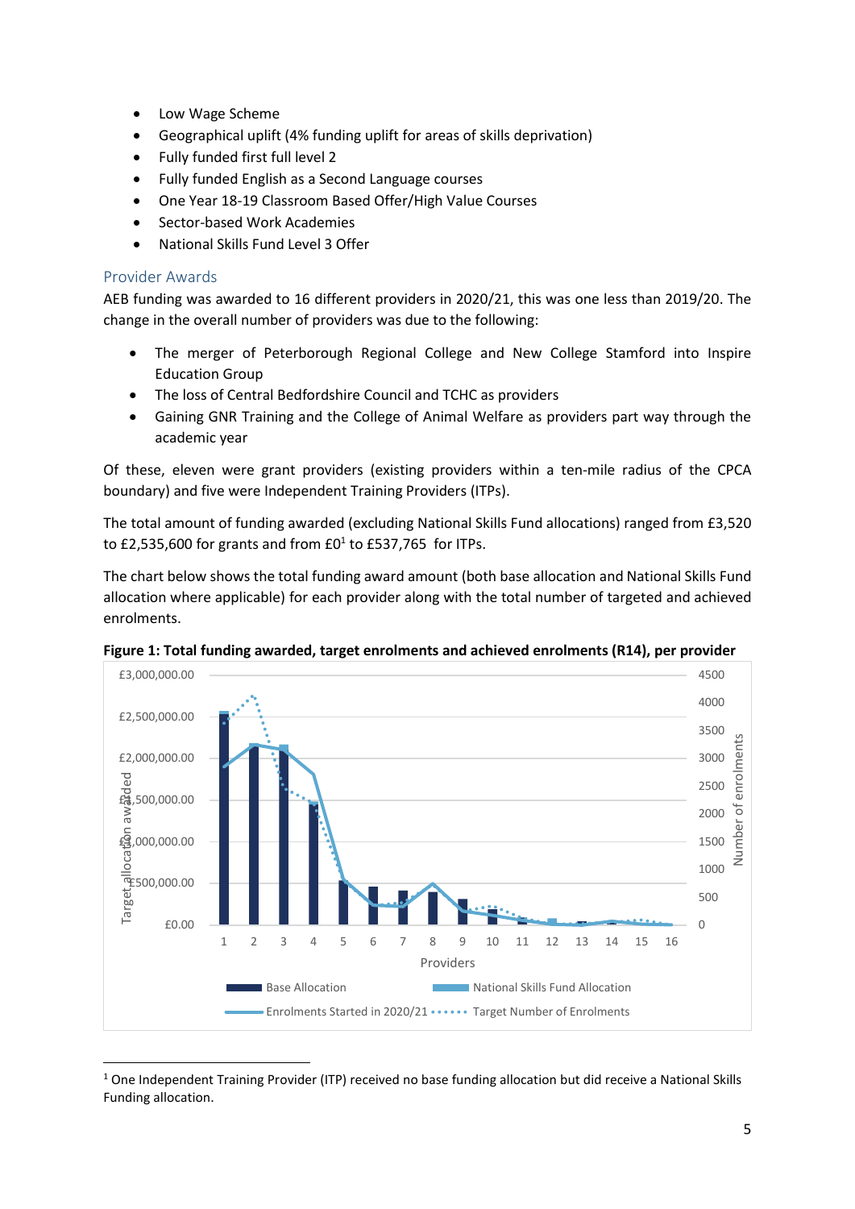- Low Wage Scheme
- Geographical uplift (4% funding uplift for areas of skills deprivation)
- Fully funded first full level 2
- Fully funded English as a Second Language courses
- One Year 18-19 Classroom Based Offer/High Value Courses
- Sector-based Work Academies
- National Skills Fund Level 3 Offer

### Provider Awards

AEB funding was awarded to 16 different providers in 2020/21, this was one less than 2019/20. The change in the overall number of providers was due to the following:

- The merger of Peterborough Regional College and New College Stamford into Inspire Education Group
- The loss of Central Bedfordshire Council and TCHC as providers
- Gaining GNR Training and the College of Animal Welfare as providers part way through the academic year

Of these, eleven were grant providers (existing providers within a ten-mile radius of the CPCA boundary) and five were Independent Training Providers (ITPs).

The total amount of funding awarded (excluding National Skills Fund allocations) ranged from £3,520 to £2,535,600 for grants and from £0[1] to £537,765 for ITPs.

The chart below shows the total funding award amount (both base allocation and National Skills Fund allocation where applicable) for each provider along with the total number of targeted and achieved enrolments.

**Figure 1: Total funding awarded, target enrolments and achieved enrolments (R14), per provider**

[1] One Independent Training Provider (ITP) received no base funding allocation but did receive a National Skills Funding allocation.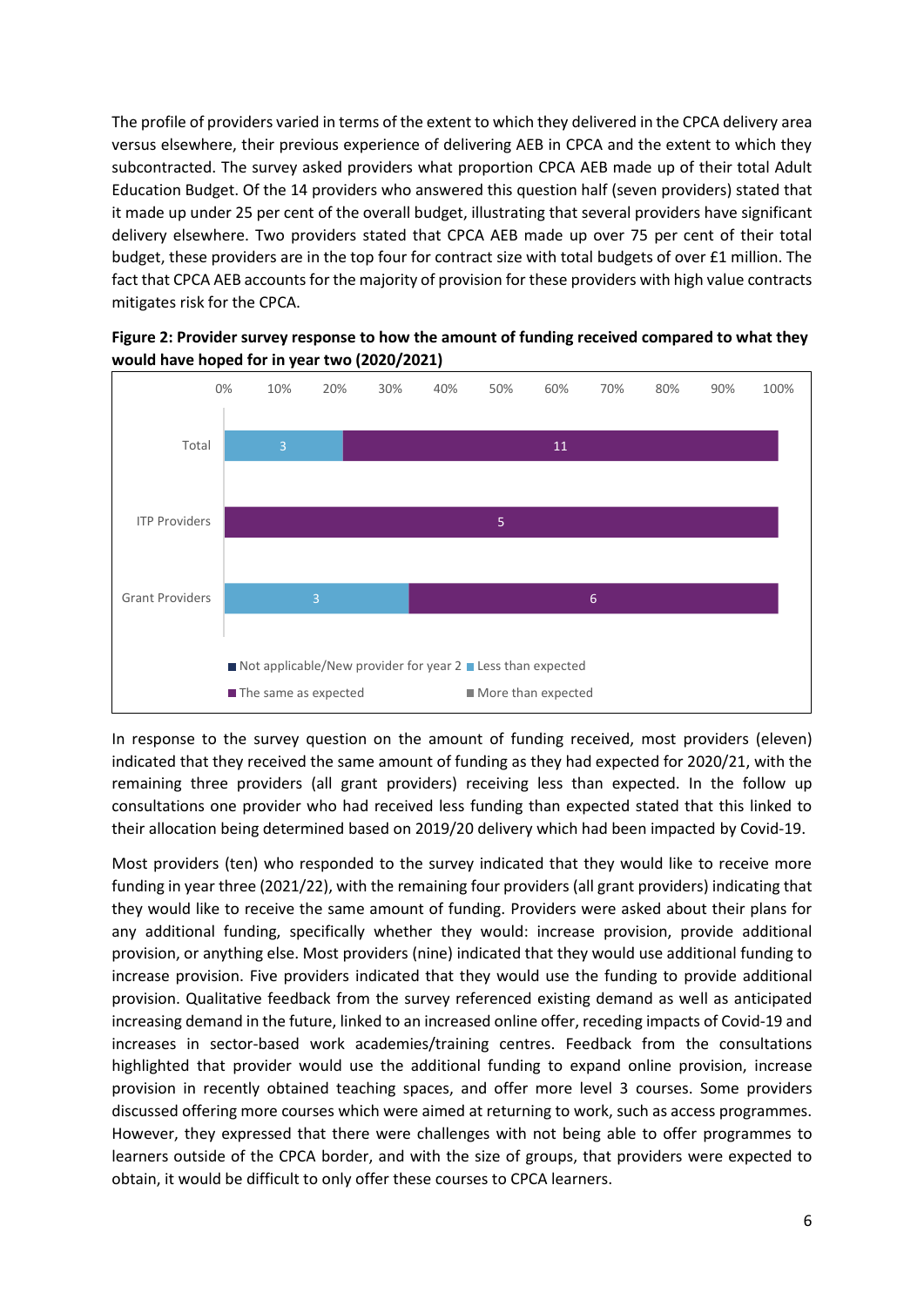The profile of providers varied in terms of the extent to which they delivered in the CPCA delivery area versus elsewhere, their previous experience of delivering AEB in CPCA and the extent to which they subcontracted. The survey asked providers what proportion CPCA AEB made up of their total Adult Education Budget. Of the 14 providers who answered this question half (seven providers) stated that it made up under 25 per cent of the overall budget, illustrating that several providers have significant delivery elsewhere. Two providers stated that CPCA AEB made up over 75 per cent of their total budget, these providers are in the top four for contract size with total budgets of over £1 million. The fact that CPCA AEB accounts for the majority of provision for these providers with high value contracts mitigates risk for the CPCA.

**Figure 2: Provider survey response to how the amount of funding received compared to what they would have hoped for in year two (2020/2021)**

| | Not applicable/New provider for year 2 | Less than expected | The same as expected | More than expected |
|---|---|---|---|---|
| Total | | 3 | 11 | |
| ITP Providers | | | 5 | |
| Grant Providers | | 3 | 6 | |

In response to the survey question on the amount of funding received, most providers (eleven) indicated that they received the same amount of funding as they had expected for 2020/21, with the remaining three providers (all grant providers) receiving less than expected. In the follow up consultations one provider who had received less funding than expected stated that this linked to their allocation being determined based on 2019/20 delivery which had been impacted by Covid-19.

Most providers (ten) who responded to the survey indicated that they would like to receive more funding in year three (2021/22), with the remaining four providers (all grant providers) indicating that they would like to receive the same amount of funding. Providers were asked about their plans for any additional funding, specifically whether they would: increase provision, provide additional provision, or anything else. Most providers (nine) indicated that they would use additional funding to increase provision. Five providers indicated that they would use the funding to provide additional provision. Qualitative feedback from the survey referenced existing demand as well as anticipated increasing demand in the future, linked to an increased online offer, receding impacts of Covid-19 and increases in sector-based work academies/training centres. Feedback from the consultations highlighted that provider would use the additional funding to expand online provision, increase provision in recently obtained teaching spaces, and offer more level 3 courses. Some providers discussed offering more courses which were aimed at returning to work, such as access programmes. However, they expressed that there were challenges with not being able to offer programmes to learners outside of the CPCA border, and with the size of groups, that providers were expected to obtain, it would be difficult to only offer these courses to CPCA learners.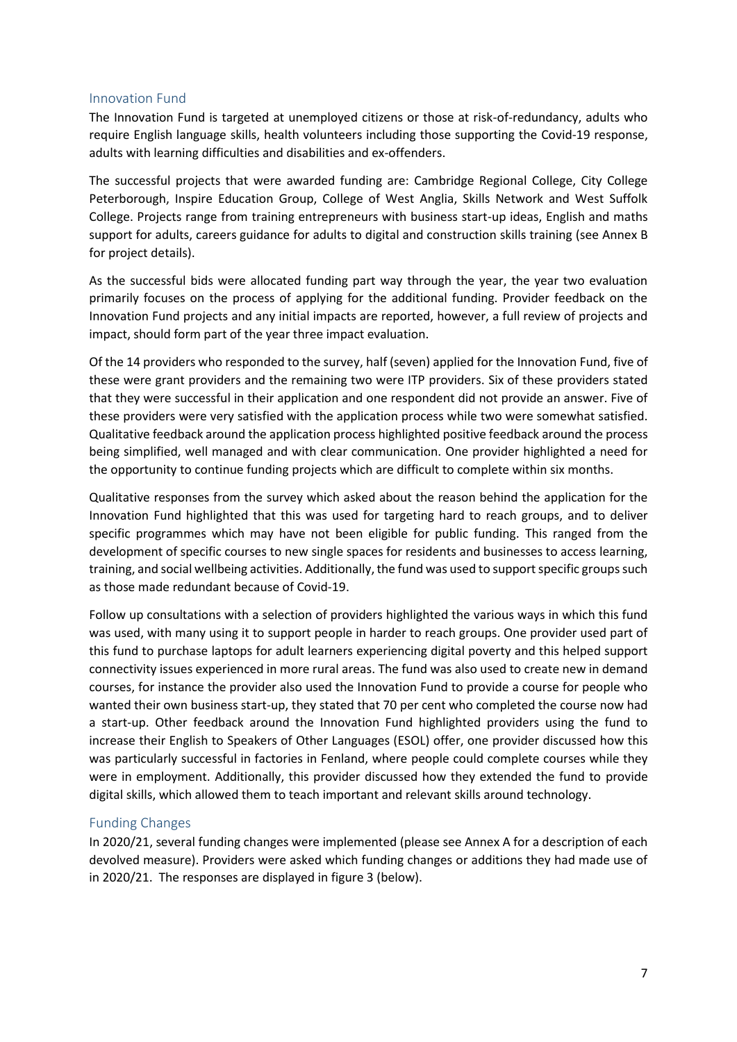## Innovation Fund

The Innovation Fund is targeted at unemployed citizens or those at risk-of-redundancy, adults who require English language skills, health volunteers including those supporting the Covid-19 response, adults with learning difficulties and disabilities and ex-offenders.

The successful projects that were awarded funding are: Cambridge Regional College, City College Peterborough, Inspire Education Group, College of West Anglia, Skills Network and West Suffolk College. Projects range from training entrepreneurs with business start-up ideas, English and maths support for adults, careers guidance for adults to digital and construction skills training (see Annex B for project details).

As the successful bids were allocated funding part way through the year, the year two evaluation primarily focuses on the process of applying for the additional funding. Provider feedback on the Innovation Fund projects and any initial impacts are reported, however, a full review of projects and impact, should form part of the year three impact evaluation.

Of the 14 providers who responded to the survey, half (seven) applied for the Innovation Fund, five of these were grant providers and the remaining two were ITP providers. Six of these providers stated that they were successful in their application and one respondent did not provide an answer. Five of these providers were very satisfied with the application process while two were somewhat satisfied. Qualitative feedback around the application process highlighted positive feedback around the process being simplified, well managed and with clear communication. One provider highlighted a need for the opportunity to continue funding projects which are difficult to complete within six months.

Qualitative responses from the survey which asked about the reason behind the application for the Innovation Fund highlighted that this was used for targeting hard to reach groups, and to deliver specific programmes which may have not been eligible for public funding. This ranged from the development of specific courses to new single spaces for residents and businesses to access learning, training, and social wellbeing activities. Additionally, the fund was used to support specific groups such as those made redundant because of Covid-19.

Follow up consultations with a selection of providers highlighted the various ways in which this fund was used, with many using it to support people in harder to reach groups. One provider used part of this fund to purchase laptops for adult learners experiencing digital poverty and this helped support connectivity issues experienced in more rural areas. The fund was also used to create new in demand courses, for instance the provider also used the Innovation Fund to provide a course for people who wanted their own business start-up, they stated that 70 per cent who completed the course now had a start-up. Other feedback around the Innovation Fund highlighted providers using the fund to increase their English to Speakers of Other Languages (ESOL) offer, one provider discussed how this was particularly successful in factories in Fenland, where people could complete courses while they were in employment. Additionally, this provider discussed how they extended the fund to provide digital skills, which allowed them to teach important and relevant skills around technology.

## Funding Changes

In 2020/21, several funding changes were implemented (please see Annex A for a description of each devolved measure). Providers were asked which funding changes or additions they had made use of in 2020/21. The responses are displayed in figure 3 (below).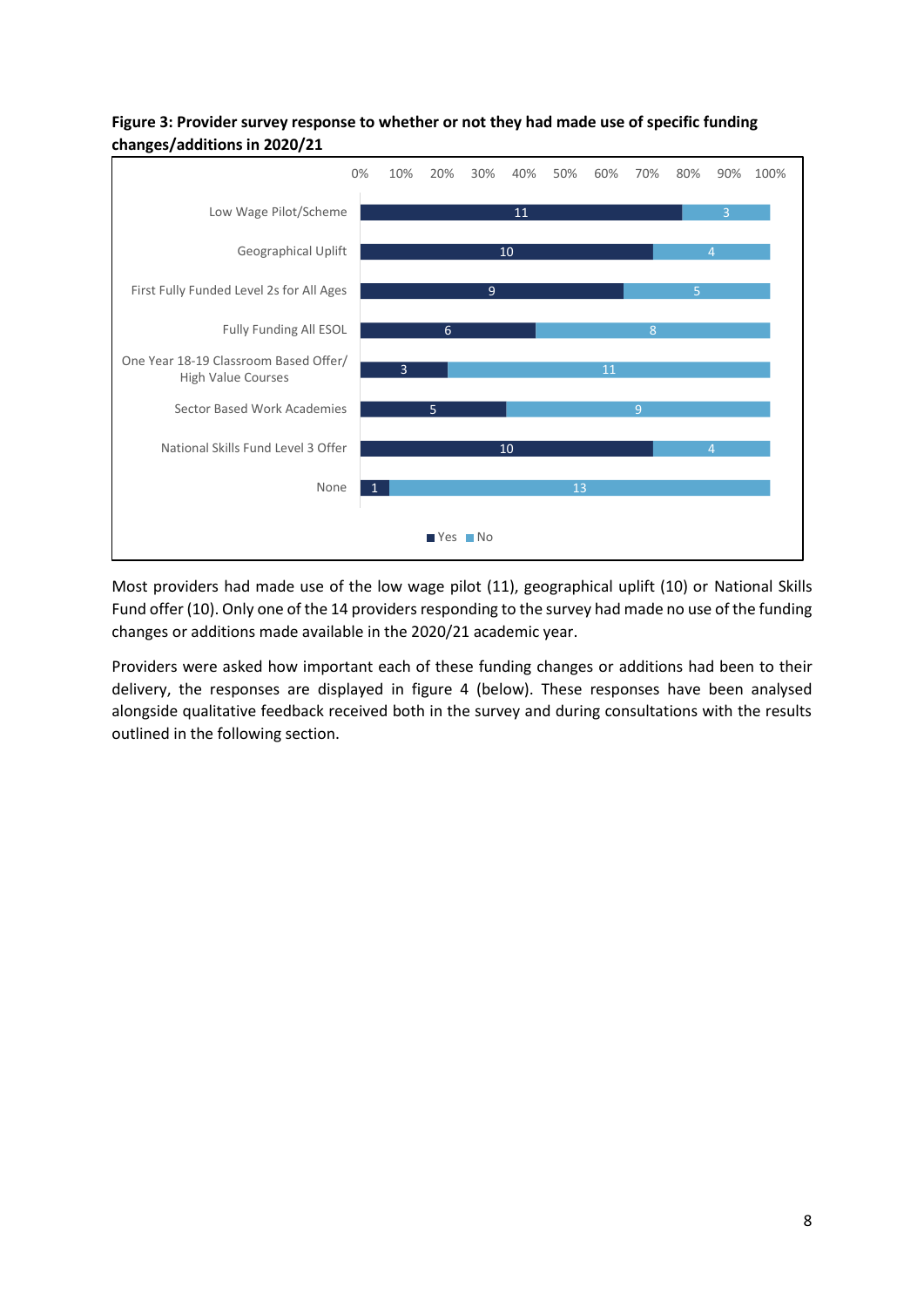**Figure 3: Provider survey response to whether or not they had made use of specific funding changes/additions in 2020/21**

| | Yes | No |
|---|---|---|
| Low Wage Pilot/Scheme | 11 | 3 |
| Geographical Uplift | 10 | 4 |
| First Fully Funded Level 2s for All Ages | 9 | 5 |
| Fully Funding All ESOL | 6 | 8 |
| One Year 18-19 Classroom Based Offer/ High Value Courses | 3 | 11 |
| Sector Based Work Academies | 5 | 9 |
| National Skills Fund Level 3 Offer | 10 | 4 |
| None | 1 | 13 |

Most providers had made use of the low wage pilot (11), geographical uplift (10) or National Skills Fund offer (10). Only one of the 14 providers responding to the survey had made no use of the funding changes or additions made available in the 2020/21 academic year.

Providers were asked how important each of these funding changes or additions had been to their delivery, the responses are displayed in figure 4 (below). These responses have been analysed alongside qualitative feedback received both in the survey and during consultations with the results outlined in the following section.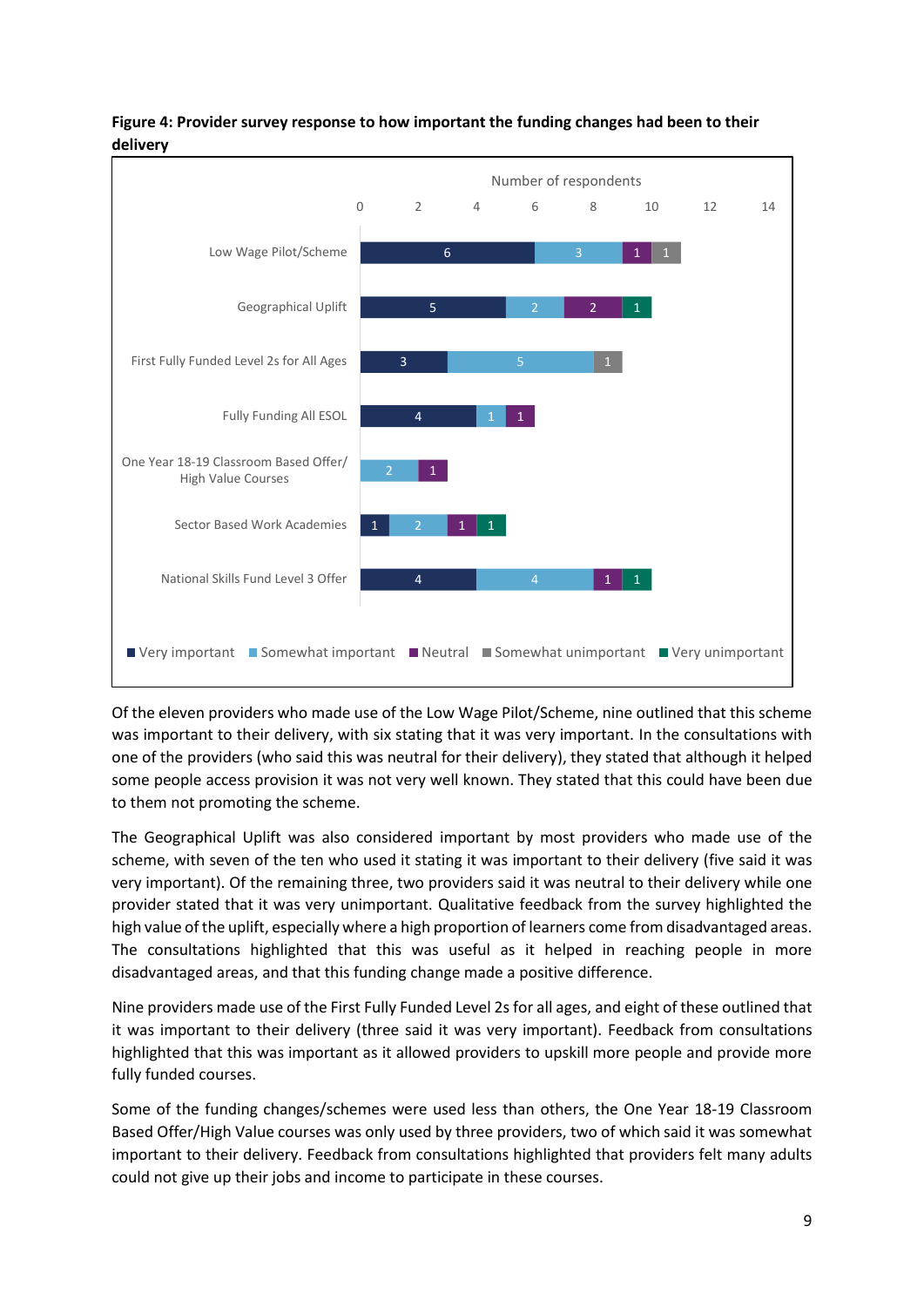**Figure 4: Provider survey response to how important the funding changes had been to their delivery**

Number of respondents

| | Very important | Somewhat important | Neutral | Somewhat unimportant | Very unimportant |
|---|---|---|---|---|---|
| Low Wage Pilot/Scheme | 6 | 3 | 1 | 1 | |
| Geographical Uplift | 5 | 2 | 2 | | 1 |
| First Fully Funded Level 2s for All Ages | 3 | 5 | | 1 | |
| Fully Funding All ESOL | 4 | 1 | 1 | | |
| One Year 18-19 Classroom Based Offer/ High Value Courses | | 2 | 1 | | |
| Sector Based Work Academies | 1 | 2 | 1 | | 1 |
| National Skills Fund Level 3 Offer | 4 | 4 | 1 | | 1 |

Of the eleven providers who made use of the Low Wage Pilot/Scheme, nine outlined that this scheme was important to their delivery, with six stating that it was very important. In the consultations with one of the providers (who said this was neutral for their delivery), they stated that although it helped some people access provision it was not very well known. They stated that this could have been due to them not promoting the scheme.

The Geographical Uplift was also considered important by most providers who made use of the scheme, with seven of the ten who used it stating it was important to their delivery (five said it was very important). Of the remaining three, two providers said it was neutral to their delivery while one provider stated that it was very unimportant. Qualitative feedback from the survey highlighted the high value of the uplift, especially where a high proportion of learners come from disadvantaged areas. The consultations highlighted that this was useful as it helped in reaching people in more disadvantaged areas, and that this funding change made a positive difference.

Nine providers made use of the First Fully Funded Level 2s for all ages, and eight of these outlined that it was important to their delivery (three said it was very important). Feedback from consultations highlighted that this was important as it allowed providers to upskill more people and provide more fully funded courses.

Some of the funding changes/schemes were used less than others, the One Year 18-19 Classroom Based Offer/High Value courses was only used by three providers, two of which said it was somewhat important to their delivery. Feedback from consultations highlighted that providers felt many adults could not give up their jobs and income to participate in these courses.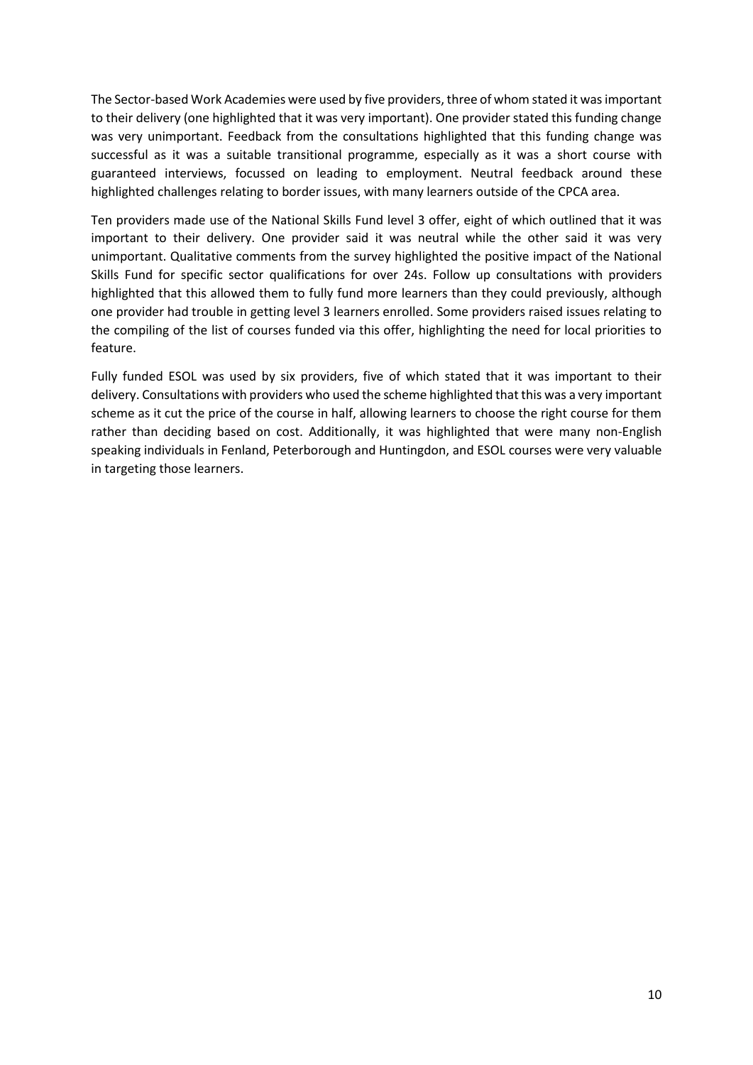The Sector-based Work Academies were used by five providers, three of whom stated it was important to their delivery (one highlighted that it was very important). One provider stated this funding change was very unimportant. Feedback from the consultations highlighted that this funding change was successful as it was a suitable transitional programme, especially as it was a short course with guaranteed interviews, focussed on leading to employment. Neutral feedback around these highlighted challenges relating to border issues, with many learners outside of the CPCA area.

Ten providers made use of the National Skills Fund level 3 offer, eight of which outlined that it was important to their delivery. One provider said it was neutral while the other said it was very unimportant. Qualitative comments from the survey highlighted the positive impact of the National Skills Fund for specific sector qualifications for over 24s. Follow up consultations with providers highlighted that this allowed them to fully fund more learners than they could previously, although one provider had trouble in getting level 3 learners enrolled. Some providers raised issues relating to the compiling of the list of courses funded via this offer, highlighting the need for local priorities to feature.

Fully funded ESOL was used by six providers, five of which stated that it was important to their delivery. Consultations with providers who used the scheme highlighted that this was a very important scheme as it cut the price of the course in half, allowing learners to choose the right course for them rather than deciding based on cost. Additionally, it was highlighted that were many non-English speaking individuals in Fenland, Peterborough and Huntingdon, and ESOL courses were very valuable in targeting those learners.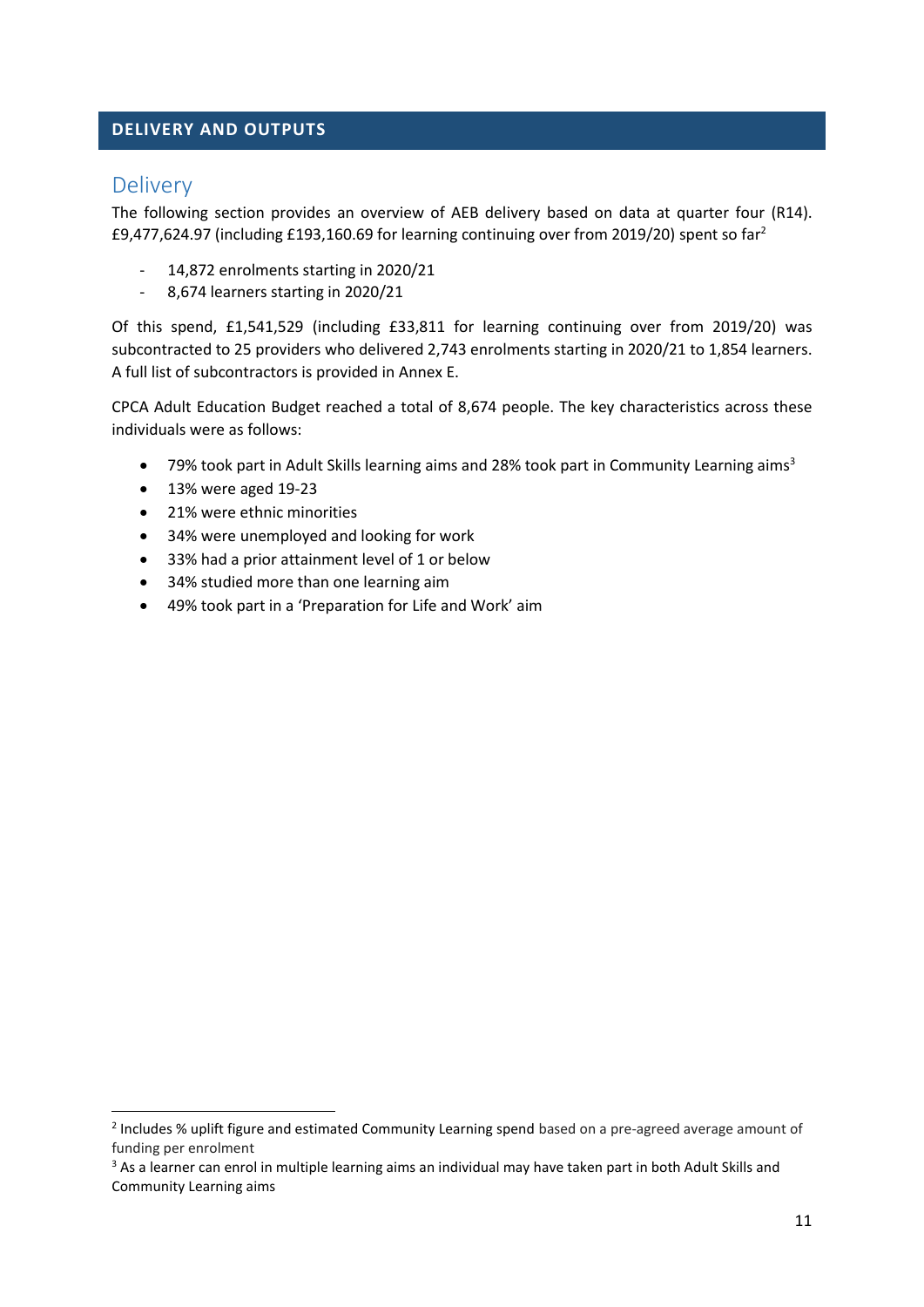## DELIVERY AND OUTPUTS

### Delivery

The following section provides an overview of AEB delivery based on data at quarter four (R14). £9,477,624.97 (including £193,160.69 for learning continuing over from 2019/20) spent so far[2]

- 14,872 enrolments starting in 2020/21
- 8,674 learners starting in 2020/21

Of this spend, £1,541,529 (including £33,811 for learning continuing over from 2019/20) was subcontracted to 25 providers who delivered 2,743 enrolments starting in 2020/21 to 1,854 learners. A full list of subcontractors is provided in Annex E.

CPCA Adult Education Budget reached a total of 8,674 people. The key characteristics across these individuals were as follows:

- 79% took part in Adult Skills learning aims and 28% took part in Community Learning aims[3]
- 13% were aged 19-23
- 21% were ethnic minorities
- 34% were unemployed and looking for work
- 33% had a prior attainment level of 1 or below
- 34% studied more than one learning aim
- 49% took part in a 'Preparation for Life and Work' aim

[2] Includes % uplift figure and estimated Community Learning spend based on a pre-agreed average amount of funding per enrolment

[3] As a learner can enrol in multiple learning aims an individual may have taken part in both Adult Skills and Community Learning aims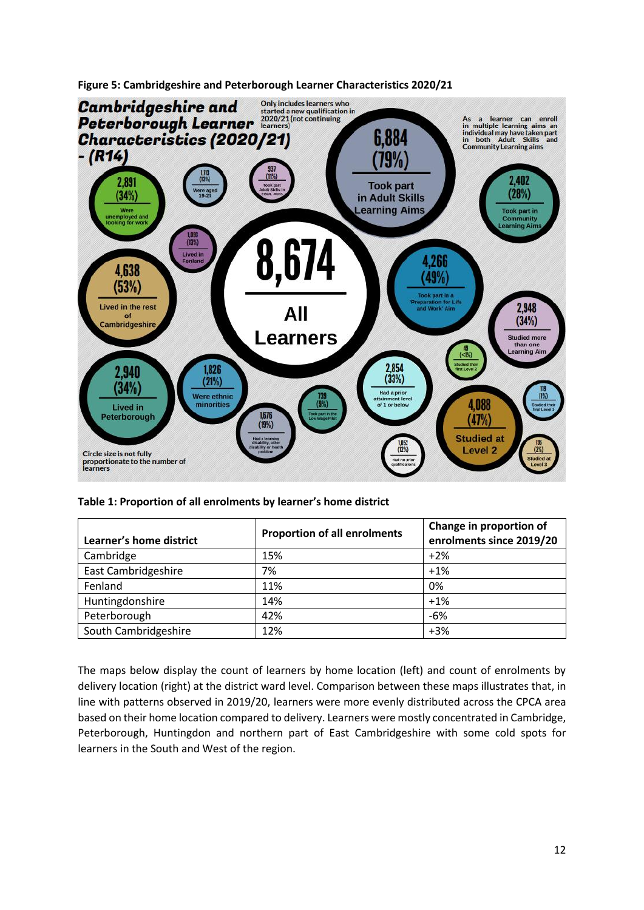**Figure 5: Cambridgeshire and Peterborough Learner Characteristics 2020/21**

**Table 1: Proportion of all enrolments by learner's home district**

| Learner's home district | Proportion of all enrolments | Change in proportion of enrolments since 2019/20 |
|---|---|---|
| Cambridge | 15% | +2% |
| East Cambridgeshire | 7% | +1% |
| Fenland | 11% | 0% |
| Huntingdonshire | 14% | +1% |
| Peterborough | 42% | -6% |
| South Cambridgeshire | 12% | +3% |

The maps below display the count of learners by home location (left) and count of enrolments by delivery location (right) at the district ward level. Comparison between these maps illustrates that, in line with patterns observed in 2019/20, learners were more evenly distributed across the CPCA area based on their home location compared to delivery. Learners were mostly concentrated in Cambridge, Peterborough, Huntingdon and northern part of East Cambridgeshire with some cold spots for learners in the South and West of the region.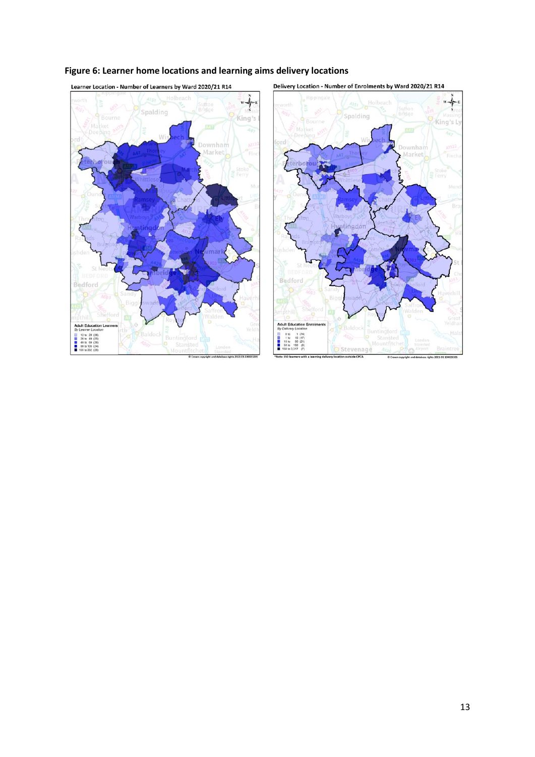**Figure 6: Learner home locations and learning aims delivery locations**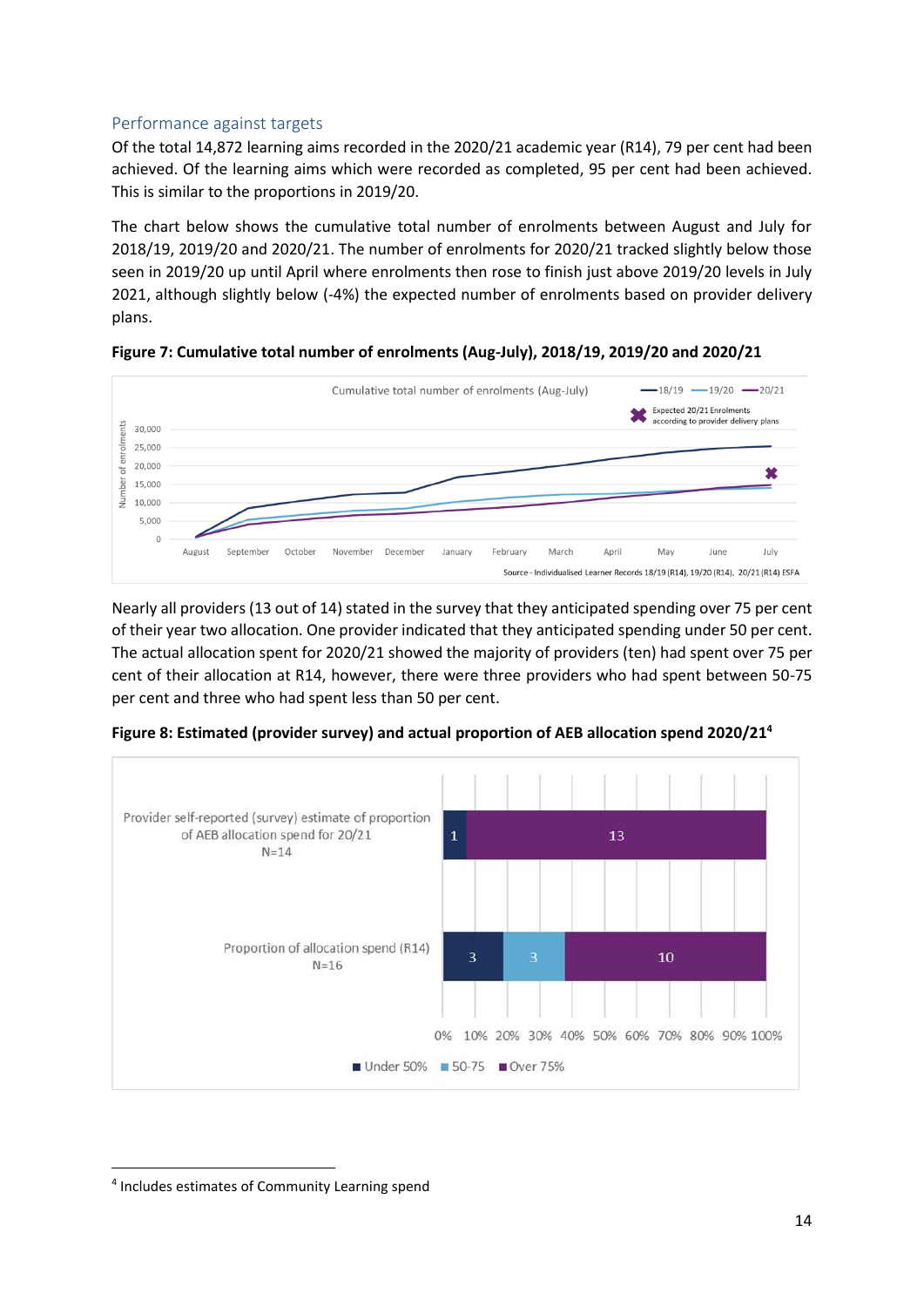## Performance against targets

Of the total 14,872 learning aims recorded in the 2020/21 academic year (R14), 79 per cent had been achieved. Of the learning aims which were recorded as completed, 95 per cent had been achieved. This is similar to the proportions in 2019/20.

The chart below shows the cumulative total number of enrolments between August and July for 2018/19, 2019/20 and 2020/21. The number of enrolments for 2020/21 tracked slightly below those seen in 2019/20 up until April where enrolments then rose to finish just above 2019/20 levels in July 2021, although slightly below (-4%) the expected number of enrolments based on provider delivery plans.

**Figure 7: Cumulative total number of enrolments (Aug-July), 2018/19, 2019/20 and 2020/21**

Nearly all providers (13 out of 14) stated in the survey that they anticipated spending over 75 per cent of their year two allocation. One provider indicated that they anticipated spending under 50 per cent. The actual allocation spent for 2020/21 showed the majority of providers (ten) had spent over 75 per cent of their allocation at R14, however, there were three providers who had spent between 50-75 per cent and three who had spent less than 50 per cent.

**Figure 8: Estimated (provider survey) and actual proportion of AEB allocation spend 2020/21**[4]

| | Under 50% | 50-75 | Over 75% |
|---|---|---|---|
| Provider self-reported (survey) estimate of proportion of AEB allocation spend for 20/21 N=14 | 1 | | 13 |
| Proportion of allocation spend (R14) N=16 | 3 | 3 | 10 |

[4] Includes estimates of Community Learning spend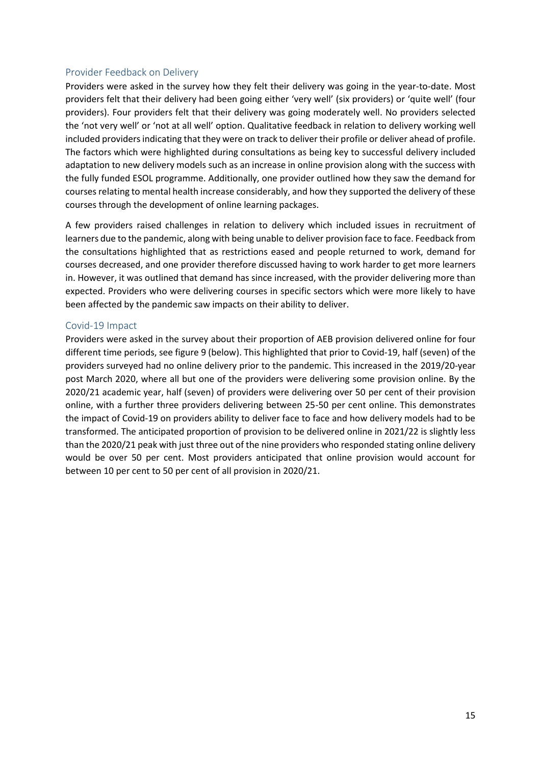## Provider Feedback on Delivery

Providers were asked in the survey how they felt their delivery was going in the year-to-date. Most providers felt that their delivery had been going either 'very well' (six providers) or 'quite well' (four providers). Four providers felt that their delivery was going moderately well. No providers selected the 'not very well' or 'not at all well' option. Qualitative feedback in relation to delivery working well included providers indicating that they were on track to deliver their profile or deliver ahead of profile. The factors which were highlighted during consultations as being key to successful delivery included adaptation to new delivery models such as an increase in online provision along with the success with the fully funded ESOL programme. Additionally, one provider outlined how they saw the demand for courses relating to mental health increase considerably, and how they supported the delivery of these courses through the development of online learning packages.

A few providers raised challenges in relation to delivery which included issues in recruitment of learners due to the pandemic, along with being unable to deliver provision face to face. Feedback from the consultations highlighted that as restrictions eased and people returned to work, demand for courses decreased, and one provider therefore discussed having to work harder to get more learners in. However, it was outlined that demand has since increased, with the provider delivering more than expected. Providers who were delivering courses in specific sectors which were more likely to have been affected by the pandemic saw impacts on their ability to deliver.

## Covid-19 Impact

Providers were asked in the survey about their proportion of AEB provision delivered online for four different time periods, see figure 9 (below). This highlighted that prior to Covid-19, half (seven) of the providers surveyed had no online delivery prior to the pandemic. This increased in the 2019/20-year post March 2020, where all but one of the providers were delivering some provision online. By the 2020/21 academic year, half (seven) of providers were delivering over 50 per cent of their provision online, with a further three providers delivering between 25-50 per cent online. This demonstrates the impact of Covid-19 on providers ability to deliver face to face and how delivery models had to be transformed. The anticipated proportion of provision to be delivered online in 2021/22 is slightly less than the 2020/21 peak with just three out of the nine providers who responded stating online delivery would be over 50 per cent. Most providers anticipated that online provision would account for between 10 per cent to 50 per cent of all provision in 2020/21.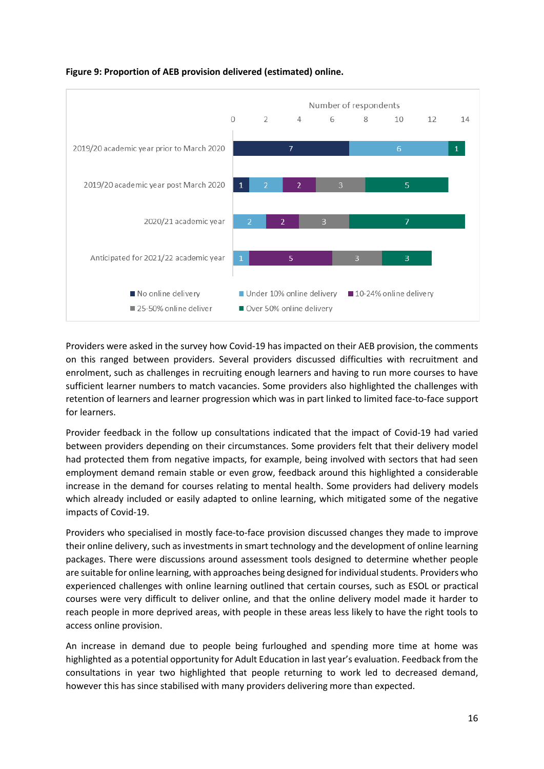**Figure 9: Proportion of AEB provision delivered (estimated) online.**

Number of respondents

| | No online delivery | Under 10% online delivery | 10-24% online delivery | 25-50% online deliver | Over 50% online delivery |
|---|---|---|---|---|---|
| 2019/20 academic year prior to March 2020 | 7 | 6 | | | 1 |
| 2019/20 academic year post March 2020 | 1 | 2 | 2 | 3 | 5 |
| 2020/21 academic year | | 2 | 2 | 3 | 7 |
| Anticipated for 2021/22 academic year | | 1 | 5 | 3 | 3 |

Providers were asked in the survey how Covid-19 has impacted on their AEB provision, the comments on this ranged between providers. Several providers discussed difficulties with recruitment and enrolment, such as challenges in recruiting enough learners and having to run more courses to have sufficient learner numbers to match vacancies. Some providers also highlighted the challenges with retention of learners and learner progression which was in part linked to limited face-to-face support for learners.

Provider feedback in the follow up consultations indicated that the impact of Covid-19 had varied between providers depending on their circumstances. Some providers felt that their delivery model had protected them from negative impacts, for example, being involved with sectors that had seen employment demand remain stable or even grow, feedback around this highlighted a considerable increase in the demand for courses relating to mental health. Some providers had delivery models which already included or easily adapted to online learning, which mitigated some of the negative impacts of Covid-19.

Providers who specialised in mostly face-to-face provision discussed changes they made to improve their online delivery, such as investments in smart technology and the development of online learning packages. There were discussions around assessment tools designed to determine whether people are suitable for online learning, with approaches being designed for individual students. Providers who experienced challenges with online learning outlined that certain courses, such as ESOL or practical courses were very difficult to deliver online, and that the online delivery model made it harder to reach people in more deprived areas, with people in these areas less likely to have the right tools to access online provision.

An increase in demand due to people being furloughed and spending more time at home was highlighted as a potential opportunity for Adult Education in last year's evaluation. Feedback from the consultations in year two highlighted that people returning to work led to decreased demand, however this has since stabilised with many providers delivering more than expected.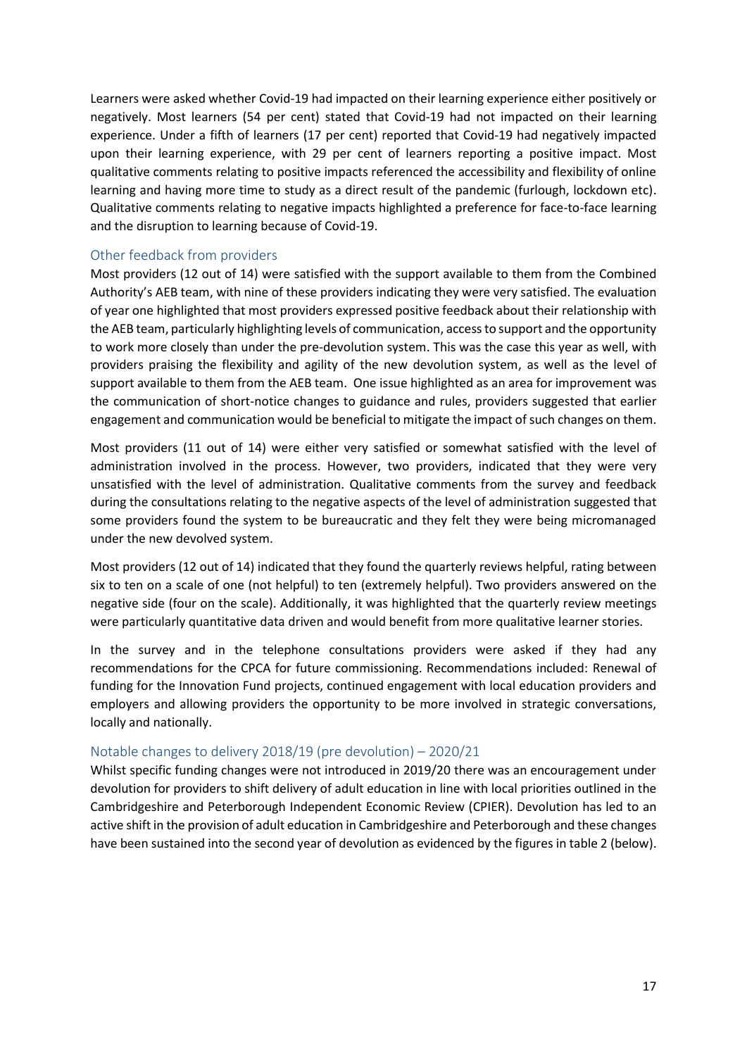Learners were asked whether Covid-19 had impacted on their learning experience either positively or negatively. Most learners (54 per cent) stated that Covid-19 had not impacted on their learning experience. Under a fifth of learners (17 per cent) reported that Covid-19 had negatively impacted upon their learning experience, with 29 per cent of learners reporting a positive impact. Most qualitative comments relating to positive impacts referenced the accessibility and flexibility of online learning and having more time to study as a direct result of the pandemic (furlough, lockdown etc). Qualitative comments relating to negative impacts highlighted a preference for face-to-face learning and the disruption to learning because of Covid-19.

### Other feedback from providers

Most providers (12 out of 14) were satisfied with the support available to them from the Combined Authority's AEB team, with nine of these providers indicating they were very satisfied. The evaluation of year one highlighted that most providers expressed positive feedback about their relationship with the AEB team, particularly highlighting levels of communication, access to support and the opportunity to work more closely than under the pre-devolution system. This was the case this year as well, with providers praising the flexibility and agility of the new devolution system, as well as the level of support available to them from the AEB team. One issue highlighted as an area for improvement was the communication of short-notice changes to guidance and rules, providers suggested that earlier engagement and communication would be beneficial to mitigate the impact of such changes on them.

Most providers (11 out of 14) were either very satisfied or somewhat satisfied with the level of administration involved in the process. However, two providers, indicated that they were very unsatisfied with the level of administration. Qualitative comments from the survey and feedback during the consultations relating to the negative aspects of the level of administration suggested that some providers found the system to be bureaucratic and they felt they were being micromanaged under the new devolved system.

Most providers (12 out of 14) indicated that they found the quarterly reviews helpful, rating between six to ten on a scale of one (not helpful) to ten (extremely helpful). Two providers answered on the negative side (four on the scale). Additionally, it was highlighted that the quarterly review meetings were particularly quantitative data driven and would benefit from more qualitative learner stories.

In the survey and in the telephone consultations providers were asked if they had any recommendations for the CPCA for future commissioning. Recommendations included: Renewal of funding for the Innovation Fund projects, continued engagement with local education providers and employers and allowing providers the opportunity to be more involved in strategic conversations, locally and nationally.

### Notable changes to delivery 2018/19 (pre devolution) – 2020/21

Whilst specific funding changes were not introduced in 2019/20 there was an encouragement under devolution for providers to shift delivery of adult education in line with local priorities outlined in the Cambridgeshire and Peterborough Independent Economic Review (CPIER). Devolution has led to an active shift in the provision of adult education in Cambridgeshire and Peterborough and these changes have been sustained into the second year of devolution as evidenced by the figures in table 2 (below).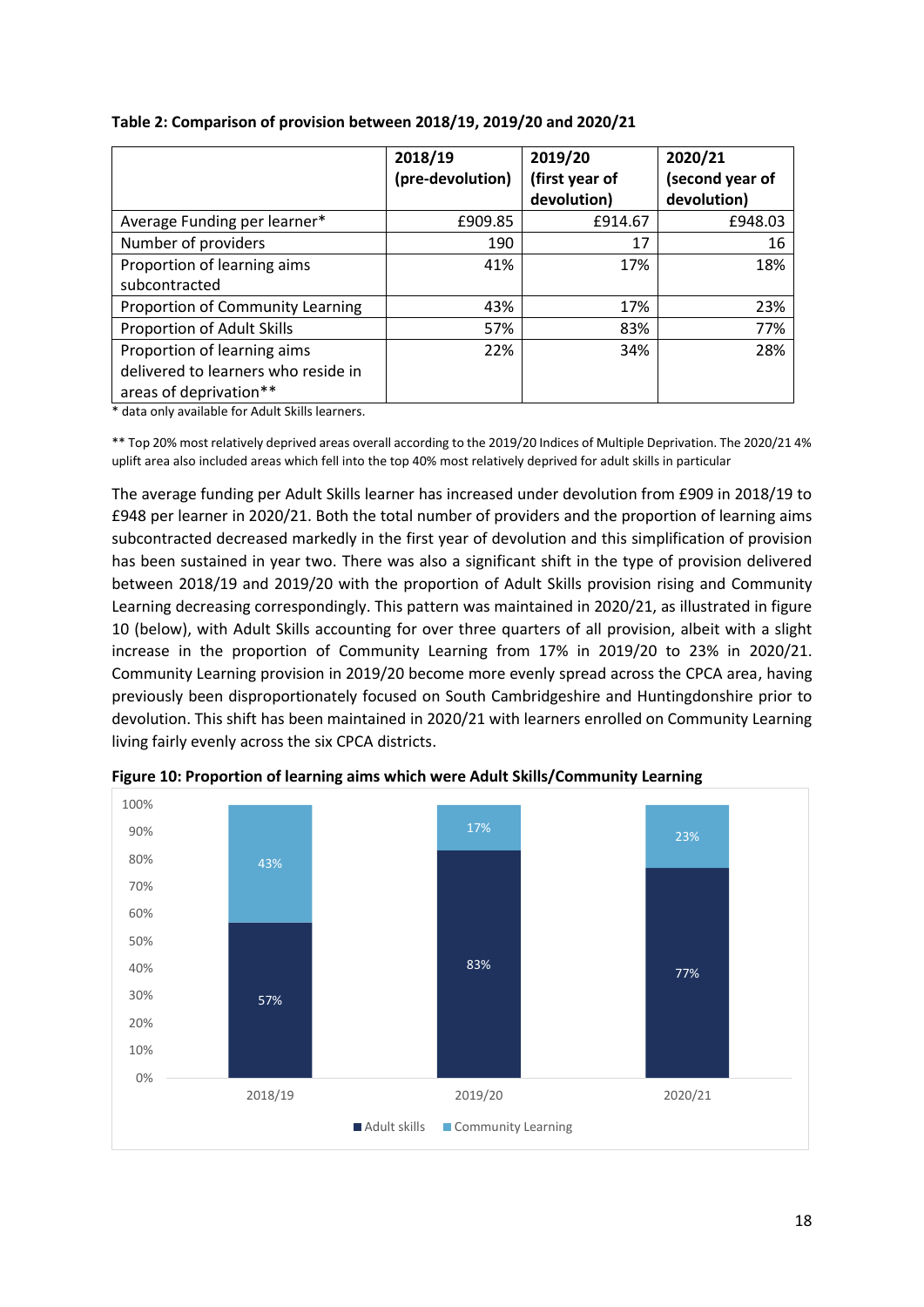**Table 2: Comparison of provision between 2018/19, 2019/20 and 2020/21**

| | 2018/19 (pre-devolution) | 2019/20 (first year of devolution) | 2020/21 (second year of devolution) |
|---|---|---|---|
| Average Funding per learner* | £909.85 | £914.67 | £948.03 |
| Number of providers | 190 | 17 | 16 |
| Proportion of learning aims subcontracted | 41% | 17% | 18% |
| Proportion of Community Learning | 43% | 17% | 23% |
| Proportion of Adult Skills | 57% | 83% | 77% |
| Proportion of learning aims delivered to learners who reside in areas of deprivation** | 22% | 34% | 28% |

* data only available for Adult Skills learners.

** Top 20% most relatively deprived areas overall according to the 2019/20 Indices of Multiple Deprivation. The 2020/21 4% uplift area also included areas which fell into the top 40% most relatively deprived for adult skills in particular

The average funding per Adult Skills learner has increased under devolution from £909 in 2018/19 to £948 per learner in 2020/21. Both the total number of providers and the proportion of learning aims subcontracted decreased markedly in the first year of devolution and this simplification of provision has been sustained in year two. There was also a significant shift in the type of provision delivered between 2018/19 and 2019/20 with the proportion of Adult Skills provision rising and Community Learning decreasing correspondingly. This pattern was maintained in 2020/21, as illustrated in figure 10 (below), with Adult Skills accounting for over three quarters of all provision, albeit with a slight increase in the proportion of Community Learning from 17% in 2019/20 to 23% in 2020/21. Community Learning provision in 2019/20 become more evenly spread across the CPCA area, having previously been disproportionately focused on South Cambridgeshire and Huntingdonshire prior to devolution. This shift has been maintained in 2020/21 with learners enrolled on Community Learning living fairly evenly across the six CPCA districts.

**Figure 10: Proportion of learning aims which were Adult Skills/Community Learning**

| | Adult skills | Community Learning |
|---|---|---|
| 2018/19 | 57% | 43% |
| 2019/20 | 83% | 17% |
| 2020/21 | 77% | 23% |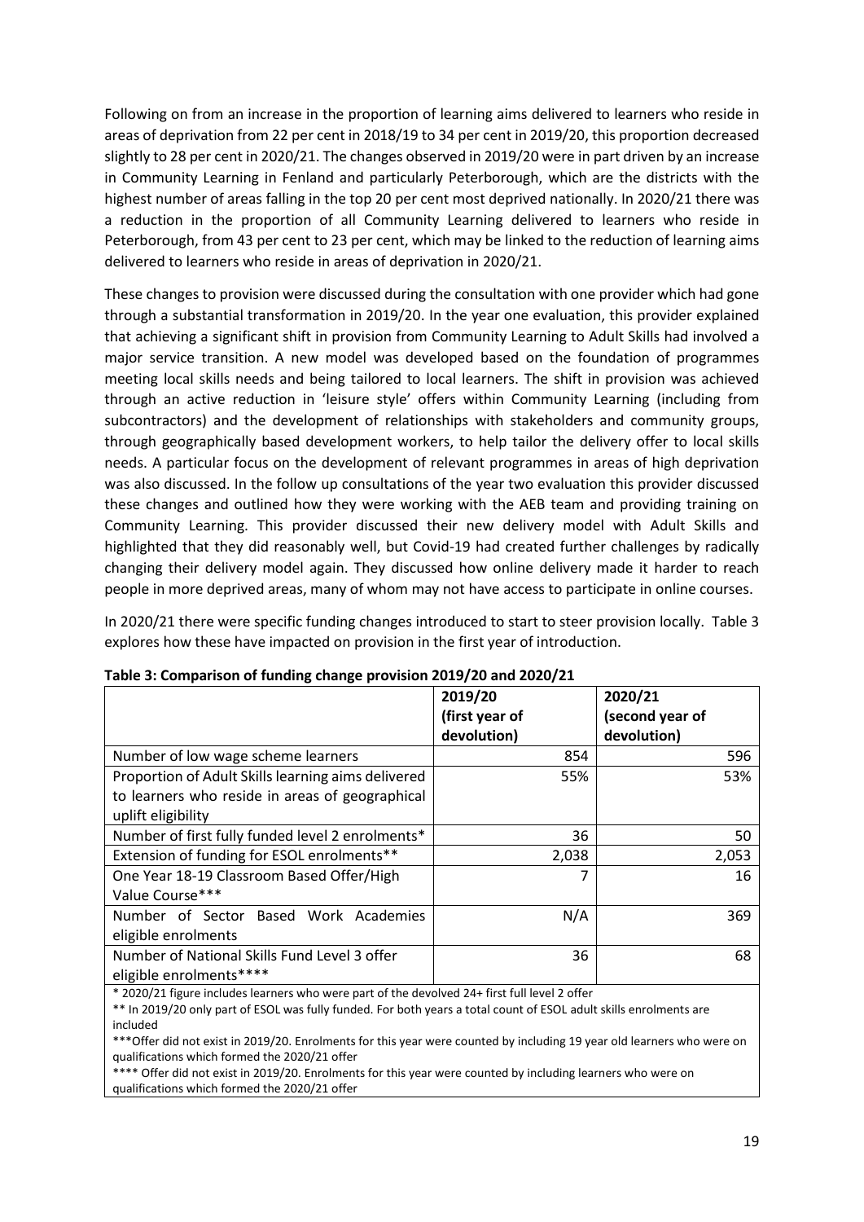Following on from an increase in the proportion of learning aims delivered to learners who reside in areas of deprivation from 22 per cent in 2018/19 to 34 per cent in 2019/20, this proportion decreased slightly to 28 per cent in 2020/21. The changes observed in 2019/20 were in part driven by an increase in Community Learning in Fenland and particularly Peterborough, which are the districts with the highest number of areas falling in the top 20 per cent most deprived nationally. In 2020/21 there was a reduction in the proportion of all Community Learning delivered to learners who reside in Peterborough, from 43 per cent to 23 per cent, which may be linked to the reduction of learning aims delivered to learners who reside in areas of deprivation in 2020/21.

These changes to provision were discussed during the consultation with one provider which had gone through a substantial transformation in 2019/20. In the year one evaluation, this provider explained that achieving a significant shift in provision from Community Learning to Adult Skills had involved a major service transition. A new model was developed based on the foundation of programmes meeting local skills needs and being tailored to local learners. The shift in provision was achieved through an active reduction in 'leisure style' offers within Community Learning (including from subcontractors) and the development of relationships with stakeholders and community groups, through geographically based development workers, to help tailor the delivery offer to local skills needs. A particular focus on the development of relevant programmes in areas of high deprivation was also discussed. In the follow up consultations of the year two evaluation this provider discussed these changes and outlined how they were working with the AEB team and providing training on Community Learning. This provider discussed their new delivery model with Adult Skills and highlighted that they did reasonably well, but Covid-19 had created further challenges by radically changing their delivery model again. They discussed how online delivery made it harder to reach people in more deprived areas, many of whom may not have access to participate in online courses.

In 2020/21 there were specific funding changes introduced to start to steer provision locally. Table 3 explores how these have impacted on provision in the first year of introduction.

**Table 3: Comparison of funding change provision 2019/20 and 2020/21**

| | 2019/20 (first year of devolution) | 2020/21 (second year of devolution) |
|---|---|---|
| Number of low wage scheme learners | 854 | 596 |
| Proportion of Adult Skills learning aims delivered to learners who reside in areas of geographical uplift eligibility | 55% | 53% |
| Number of first fully funded level 2 enrolments* | 36 | 50 |
| Extension of funding for ESOL enrolments** | 2,038 | 2,053 |
| One Year 18-19 Classroom Based Offer/High Value Course*** | 7 | 16 |
| Number of Sector Based Work Academies eligible enrolments | N/A | 369 |
| Number of National Skills Fund Level 3 offer eligible enrolments**** | 36 | 68 |

\* 2020/21 figure includes learners who were part of the devolved 24+ first full level 2 offer

** In 2019/20 only part of ESOL was fully funded. For both years a total count of ESOL adult skills enrolments are included

***Offer did not exist in 2019/20. Enrolments for this year were counted by including 19 year old learners who were on qualifications which formed the 2020/21 offer

**** Offer did not exist in 2019/20. Enrolments for this year were counted by including learners who were on qualifications which formed the 2020/21 offer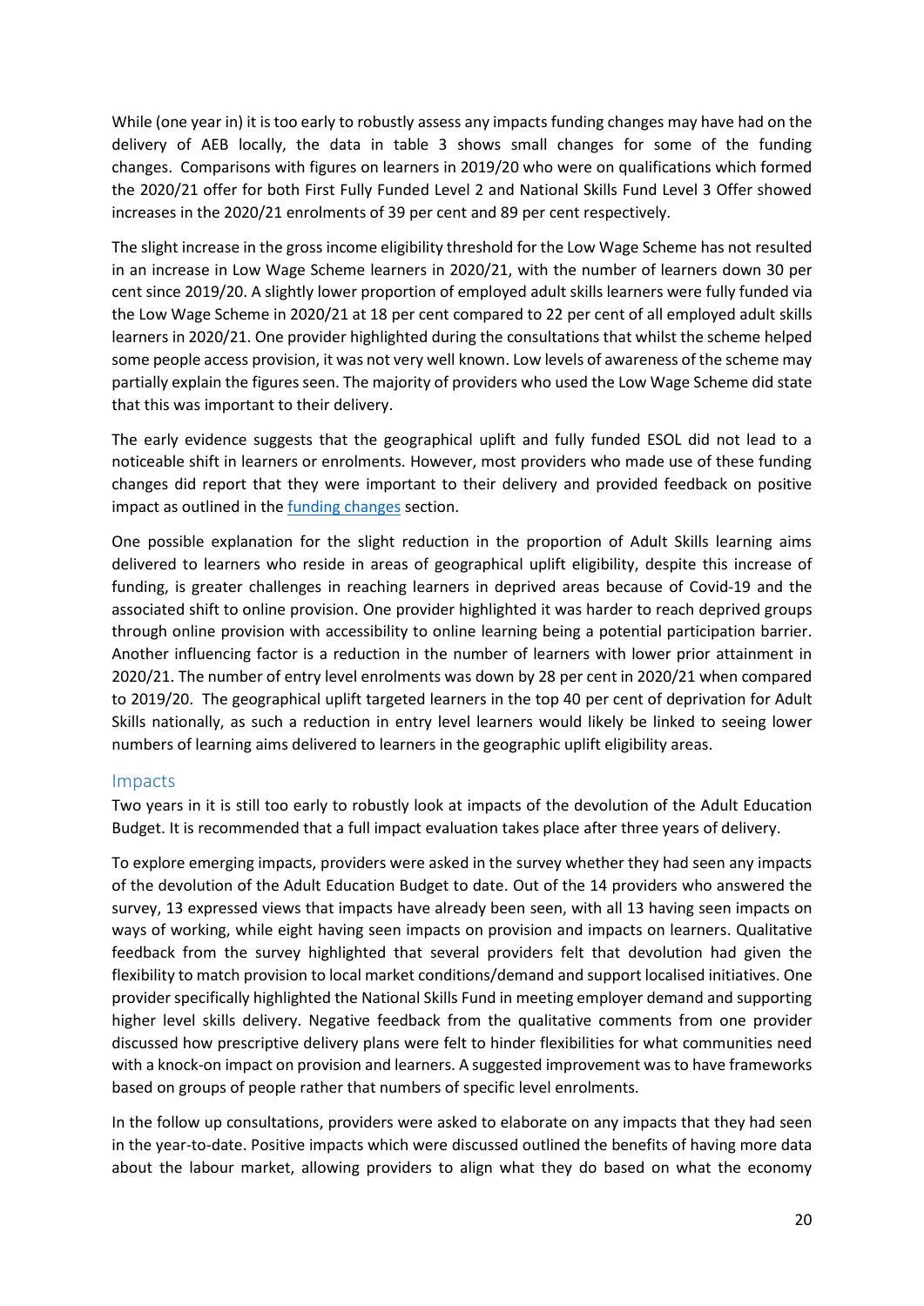While (one year in) it is too early to robustly assess any impacts funding changes may have had on the delivery of AEB locally, the data in table 3 shows small changes for some of the funding changes. Comparisons with figures on learners in 2019/20 who were on qualifications which formed the 2020/21 offer for both First Fully Funded Level 2 and National Skills Fund Level 3 Offer showed increases in the 2020/21 enrolments of 39 per cent and 89 per cent respectively.

The slight increase in the gross income eligibility threshold for the Low Wage Scheme has not resulted in an increase in Low Wage Scheme learners in 2020/21, with the number of learners down 30 per cent since 2019/20. A slightly lower proportion of employed adult skills learners were fully funded via the Low Wage Scheme in 2020/21 at 18 per cent compared to 22 per cent of all employed adult skills learners in 2020/21. One provider highlighted during the consultations that whilst the scheme helped some people access provision, it was not very well known. Low levels of awareness of the scheme may partially explain the figures seen. The majority of providers who used the Low Wage Scheme did state that this was important to their delivery.

The early evidence suggests that the geographical uplift and fully funded ESOL did not lead to a noticeable shift in learners or enrolments. However, most providers who made use of these funding changes did report that they were important to their delivery and provided feedback on positive impact as outlined in the funding changes section.

One possible explanation for the slight reduction in the proportion of Adult Skills learning aims delivered to learners who reside in areas of geographical uplift eligibility, despite this increase of funding, is greater challenges in reaching learners in deprived areas because of Covid-19 and the associated shift to online provision. One provider highlighted it was harder to reach deprived groups through online provision with accessibility to online learning being a potential participation barrier. Another influencing factor is a reduction in the number of learners with lower prior attainment in 2020/21. The number of entry level enrolments was down by 28 per cent in 2020/21 when compared to 2019/20. The geographical uplift targeted learners in the top 40 per cent of deprivation for Adult Skills nationally, as such a reduction in entry level learners would likely be linked to seeing lower numbers of learning aims delivered to learners in the geographic uplift eligibility areas.

## Impacts

Two years in it is still too early to robustly look at impacts of the devolution of the Adult Education Budget. It is recommended that a full impact evaluation takes place after three years of delivery.

To explore emerging impacts, providers were asked in the survey whether they had seen any impacts of the devolution of the Adult Education Budget to date. Out of the 14 providers who answered the survey, 13 expressed views that impacts have already been seen, with all 13 having seen impacts on ways of working, while eight having seen impacts on provision and impacts on learners. Qualitative feedback from the survey highlighted that several providers felt that devolution had given the flexibility to match provision to local market conditions/demand and support localised initiatives. One provider specifically highlighted the National Skills Fund in meeting employer demand and supporting higher level skills delivery. Negative feedback from the qualitative comments from one provider discussed how prescriptive delivery plans were felt to hinder flexibilities for what communities need with a knock-on impact on provision and learners. A suggested improvement was to have frameworks based on groups of people rather that numbers of specific level enrolments.

In the follow up consultations, providers were asked to elaborate on any impacts that they had seen in the year-to-date. Positive impacts which were discussed outlined the benefits of having more data about the labour market, allowing providers to align what they do based on what the economy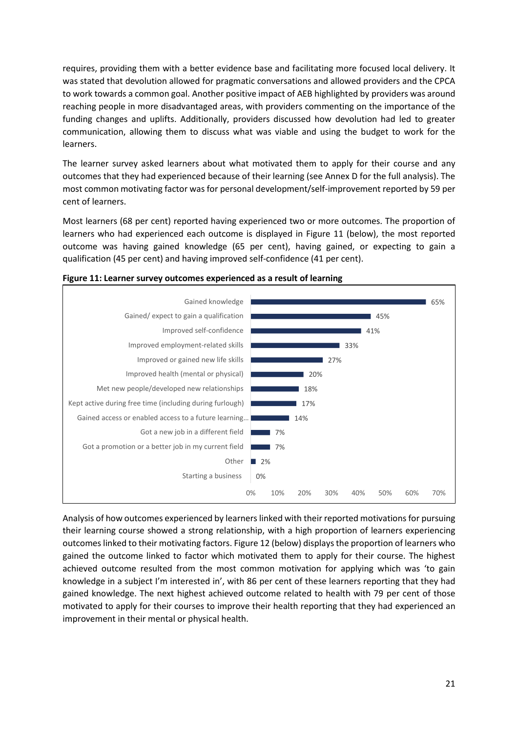requires, providing them with a better evidence base and facilitating more focused local delivery. It was stated that devolution allowed for pragmatic conversations and allowed providers and the CPCA to work towards a common goal. Another positive impact of AEB highlighted by providers was around reaching people in more disadvantaged areas, with providers commenting on the importance of the funding changes and uplifts. Additionally, providers discussed how devolution had led to greater communication, allowing them to discuss what was viable and using the budget to work for the learners.

The learner survey asked learners about what motivated them to apply for their course and any outcomes that they had experienced because of their learning (see Annex D for the full analysis). The most common motivating factor was for personal development/self-improvement reported by 59 per cent of learners.

Most learners (68 per cent) reported having experienced two or more outcomes. The proportion of learners who had experienced each outcome is displayed in Figure 11 (below), the most reported outcome was having gained knowledge (65 per cent), having gained, or expecting to gain a qualification (45 per cent) and having improved self-confidence (41 per cent).

**Figure 11: Learner survey outcomes experienced as a result of learning**

| Outcome | Percentage |
|---|---|
| Gained knowledge | 65% |
| Gained/ expect to gain a qualification | 45% |
| Improved self-confidence | 41% |
| Improved employment-related skills | 33% |
| Improved or gained new life skills | 27% |
| Improved health (mental or physical) | 20% |
| Met new people/developed new relationships | 18% |
| Kept active during free time (including during furlough) | 17% |
| Gained access or enabled access to a future learning… | 14% |
| Got a new job in a different field | 7% |
| Got a promotion or a better job in my current field | 7% |
| Other | 2% |
| Starting a business | 0% |

Analysis of how outcomes experienced by learners linked with their reported motivations for pursuing their learning course showed a strong relationship, with a high proportion of learners experiencing outcomes linked to their motivating factors. Figure 12 (below) displays the proportion of learners who gained the outcome linked to factor which motivated them to apply for their course. The highest achieved outcome resulted from the most common motivation for applying which was 'to gain knowledge in a subject I'm interested in', with 86 per cent of these learners reporting that they had gained knowledge. The next highest achieved outcome related to health with 79 per cent of those motivated to apply for their courses to improve their health reporting that they had experienced an improvement in their mental or physical health.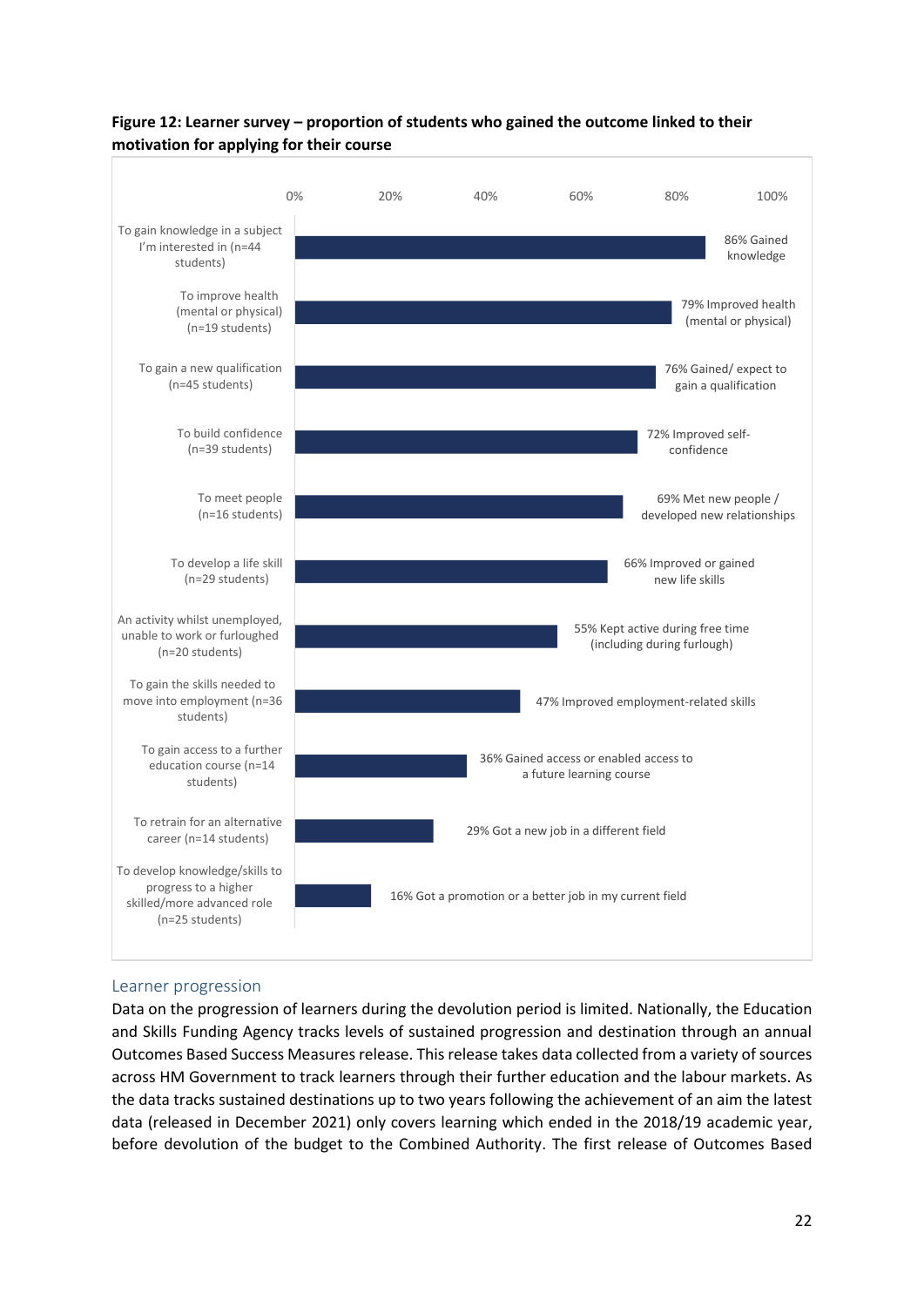**Figure 12: Learner survey – proportion of students who gained the outcome linked to their motivation for applying for their course**

| Motivation for applying | Outcome gained |
|---|---|
| To gain knowledge in a subject I'm interested in (n=44 students) | 86% Gained knowledge |
| To improve health (mental or physical) (n=19 students) | 79% Improved health (mental or physical) |
| To gain a new qualification (n=45 students) | 76% Gained/ expect to gain a qualification |
| To build confidence (n=39 students) | 72% Improved self-confidence |
| To meet people (n=16 students) | 69% Met new people / developed new relationships |
| To develop a life skill (n=29 students) | 66% Improved or gained new life skills |
| An activity whilst unemployed, unable to work or furloughed (n=20 students) | 55% Kept active during free time (including during furlough) |
| To gain the skills needed to move into employment (n=36 students) | 47% Improved employment-related skills |
| To gain access to a further education course (n=14 students) | 36% Gained access or enabled access to a future learning course |
| To retrain for an alternative career (n=14 students) | 29% Got a new job in a different field |
| To develop knowledge/skills to progress to a higher skilled/more advanced role (n=25 students) | 16% Got a promotion or a better job in my current field |

## Learner progression

Data on the progression of learners during the devolution period is limited. Nationally, the Education and Skills Funding Agency tracks levels of sustained progression and destination through an annual Outcomes Based Success Measures release. This release takes data collected from a variety of sources across HM Government to track learners through their further education and the labour markets. As the data tracks sustained destinations up to two years following the achievement of an aim the latest data (released in December 2021) only covers learning which ended in the 2018/19 academic year, before devolution of the budget to the Combined Authority. The first release of Outcomes Based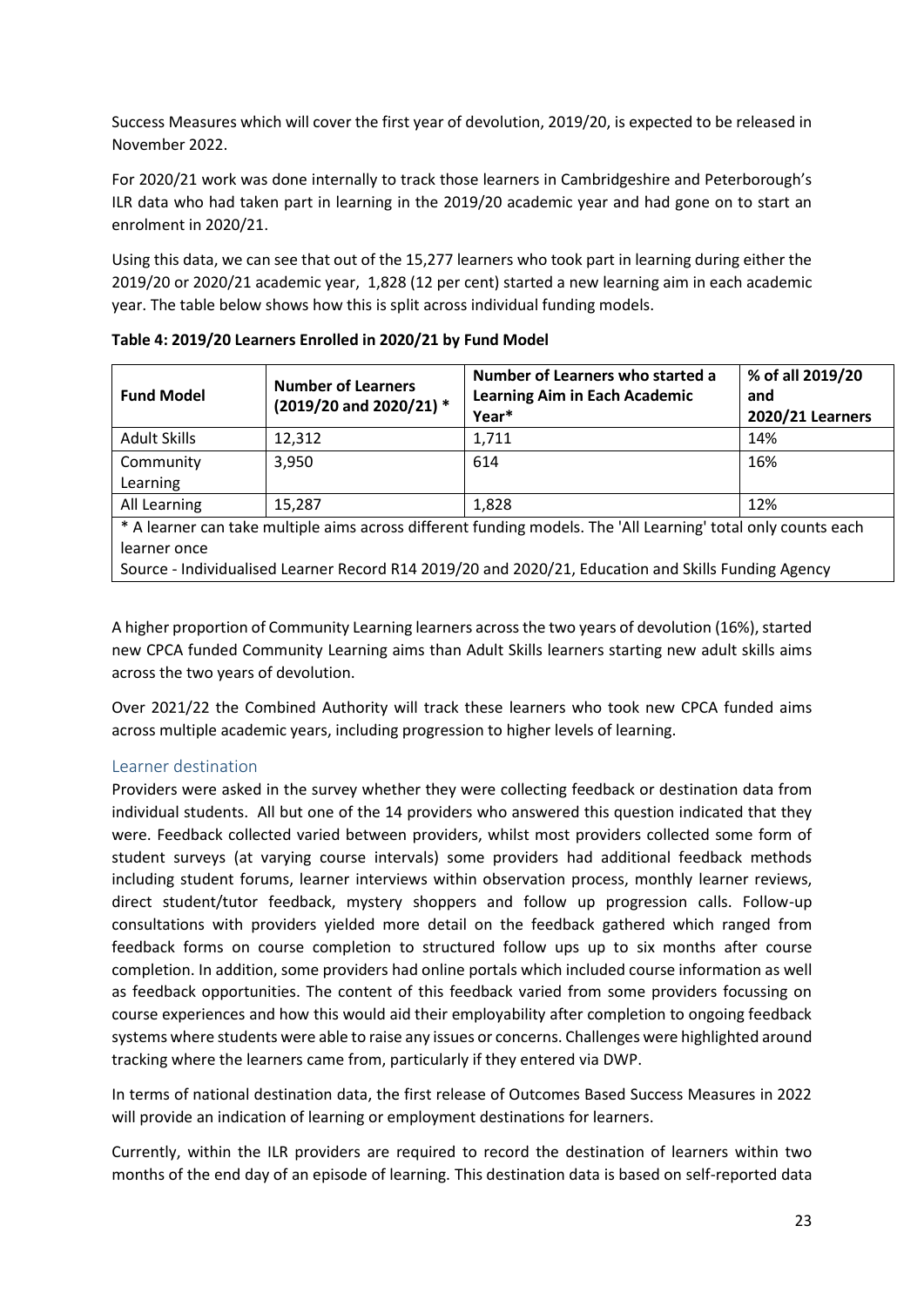Success Measures which will cover the first year of devolution, 2019/20, is expected to be released in November 2022.

For 2020/21 work was done internally to track those learners in Cambridgeshire and Peterborough's ILR data who had taken part in learning in the 2019/20 academic year and had gone on to start an enrolment in 2020/21.

Using this data, we can see that out of the 15,277 learners who took part in learning during either the 2019/20 or 2020/21 academic year, 1,828 (12 per cent) started a new learning aim in each academic year. The table below shows how this is split across individual funding models.

**Table 4: 2019/20 Learners Enrolled in 2020/21 by Fund Model**

| Fund Model | Number of Learners (2019/20 and 2020/21) * | Number of Learners who started a Learning Aim in Each Academic Year* | % of all 2019/20 and 2020/21 Learners |
|---|---|---|---|
| Adult Skills | 12,312 | 1,711 | 14% |
| Community Learning | 3,950 | 614 | 16% |
| All Learning | 15,287 | 1,828 | 12% |

* A learner can take multiple aims across different funding models. The 'All Learning' total only counts each learner once

Source - Individualised Learner Record R14 2019/20 and 2020/21, Education and Skills Funding Agency

A higher proportion of Community Learning learners across the two years of devolution (16%), started new CPCA funded Community Learning aims than Adult Skills learners starting new adult skills aims across the two years of devolution.

Over 2021/22 the Combined Authority will track these learners who took new CPCA funded aims across multiple academic years, including progression to higher levels of learning.

## Learner destination

Providers were asked in the survey whether they were collecting feedback or destination data from individual students. All but one of the 14 providers who answered this question indicated that they were. Feedback collected varied between providers, whilst most providers collected some form of student surveys (at varying course intervals) some providers had additional feedback methods including student forums, learner interviews within observation process, monthly learner reviews, direct student/tutor feedback, mystery shoppers and follow up progression calls. Follow-up consultations with providers yielded more detail on the feedback gathered which ranged from feedback forms on course completion to structured follow ups up to six months after course completion. In addition, some providers had online portals which included course information as well as feedback opportunities. The content of this feedback varied from some providers focussing on course experiences and how this would aid their employability after completion to ongoing feedback systems where students were able to raise any issues or concerns. Challenges were highlighted around tracking where the learners came from, particularly if they entered via DWP.

In terms of national destination data, the first release of Outcomes Based Success Measures in 2022 will provide an indication of learning or employment destinations for learners.

Currently, within the ILR providers are required to record the destination of learners within two months of the end day of an episode of learning. This destination data is based on self-reported data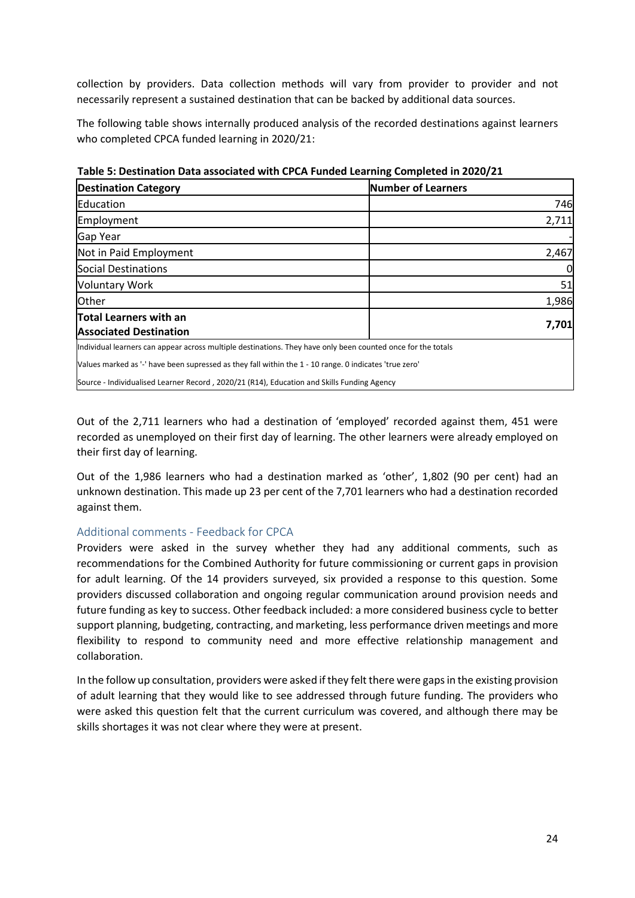collection by providers. Data collection methods will vary from provider to provider and not necessarily represent a sustained destination that can be backed by additional data sources.

The following table shows internally produced analysis of the recorded destinations against learners who completed CPCA funded learning in 2020/21:

**Table 5: Destination Data associated with CPCA Funded Learning Completed in 2020/21**

| Destination Category | Number of Learners |
|---|---|
| Education | 746 |
| Employment | 2,711 |
| Gap Year | - |
| Not in Paid Employment | 2,467 |
| Social Destinations | 0 |
| Voluntary Work | 51 |
| Other | 1,986 |
| **Total Learners with an Associated Destination** | **7,701** |

Individual learners can appear across multiple destinations. They have only been counted once for the totals

Values marked as '-' have been supressed as they fall within the 1 - 10 range. 0 indicates 'true zero'

Source - Individualised Learner Record , 2020/21 (R14), Education and Skills Funding Agency

Out of the 2,711 learners who had a destination of 'employed' recorded against them, 451 were recorded as unemployed on their first day of learning. The other learners were already employed on their first day of learning.

Out of the 1,986 learners who had a destination marked as 'other', 1,802 (90 per cent) had an unknown destination. This made up 23 per cent of the 7,701 learners who had a destination recorded against them.

### Additional comments - Feedback for CPCA

Providers were asked in the survey whether they had any additional comments, such as recommendations for the Combined Authority for future commissioning or current gaps in provision for adult learning. Of the 14 providers surveyed, six provided a response to this question. Some providers discussed collaboration and ongoing regular communication around provision needs and future funding as key to success. Other feedback included: a more considered business cycle to better support planning, budgeting, contracting, and marketing, less performance driven meetings and more flexibility to respond to community need and more effective relationship management and collaboration.

In the follow up consultation, providers were asked if they felt there were gaps in the existing provision of adult learning that they would like to see addressed through future funding. The providers who were asked this question felt that the current curriculum was covered, and although there may be skills shortages it was not clear where they were at present.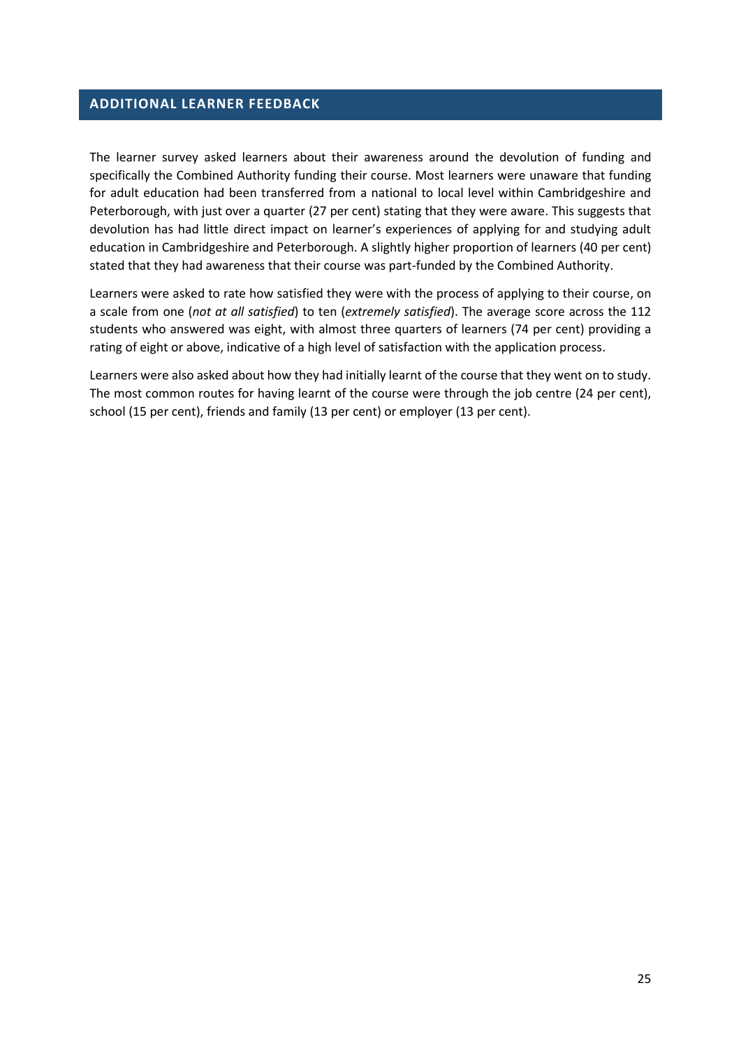## ADDITIONAL LEARNER FEEDBACK

The learner survey asked learners about their awareness around the devolution of funding and specifically the Combined Authority funding their course. Most learners were unaware that funding for adult education had been transferred from a national to local level within Cambridgeshire and Peterborough, with just over a quarter (27 per cent) stating that they were aware. This suggests that devolution has had little direct impact on learner's experiences of applying for and studying adult education in Cambridgeshire and Peterborough. A slightly higher proportion of learners (40 per cent) stated that they had awareness that their course was part-funded by the Combined Authority.

Learners were asked to rate how satisfied they were with the process of applying to their course, on a scale from one (*not at all satisfied*) to ten (*extremely satisfied*). The average score across the 112 students who answered was eight, with almost three quarters of learners (74 per cent) providing a rating of eight or above, indicative of a high level of satisfaction with the application process.

Learners were also asked about how they had initially learnt of the course that they went on to study. The most common routes for having learnt of the course were through the job centre (24 per cent), school (15 per cent), friends and family (13 per cent) or employer (13 per cent).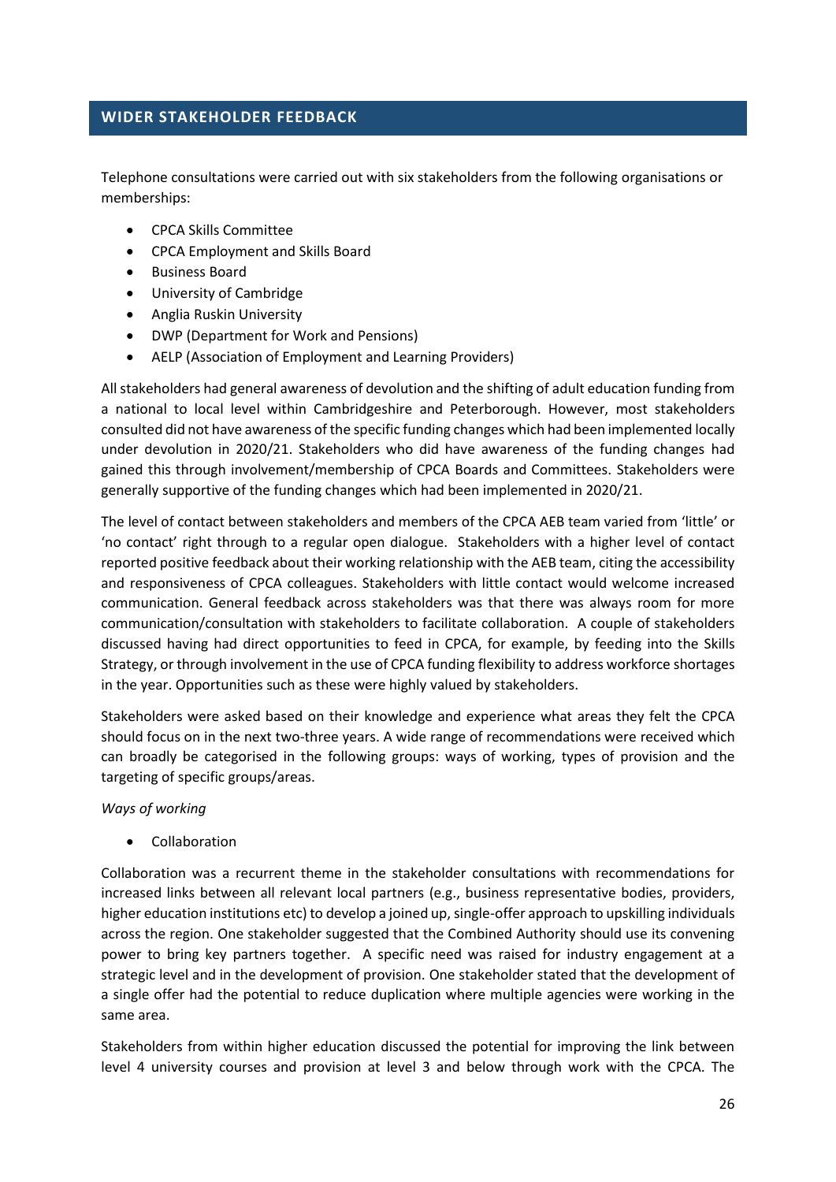## WIDER STAKEHOLDER FEEDBACK

Telephone consultations were carried out with six stakeholders from the following organisations or memberships:

- CPCA Skills Committee
- CPCA Employment and Skills Board
- Business Board
- University of Cambridge
- Anglia Ruskin University
- DWP (Department for Work and Pensions)
- AELP (Association of Employment and Learning Providers)

All stakeholders had general awareness of devolution and the shifting of adult education funding from a national to local level within Cambridgeshire and Peterborough. However, most stakeholders consulted did not have awareness of the specific funding changes which had been implemented locally under devolution in 2020/21. Stakeholders who did have awareness of the funding changes had gained this through involvement/membership of CPCA Boards and Committees. Stakeholders were generally supportive of the funding changes which had been implemented in 2020/21.

The level of contact between stakeholders and members of the CPCA AEB team varied from 'little' or 'no contact' right through to a regular open dialogue. Stakeholders with a higher level of contact reported positive feedback about their working relationship with the AEB team, citing the accessibility and responsiveness of CPCA colleagues. Stakeholders with little contact would welcome increased communication. General feedback across stakeholders was that there was always room for more communication/consultation with stakeholders to facilitate collaboration. A couple of stakeholders discussed having had direct opportunities to feed in CPCA, for example, by feeding into the Skills Strategy, or through involvement in the use of CPCA funding flexibility to address workforce shortages in the year. Opportunities such as these were highly valued by stakeholders.

Stakeholders were asked based on their knowledge and experience what areas they felt the CPCA should focus on in the next two-three years. A wide range of recommendations were received which can broadly be categorised in the following groups: ways of working, types of provision and the targeting of specific groups/areas.

*Ways of working*

- Collaboration

Collaboration was a recurrent theme in the stakeholder consultations with recommendations for increased links between all relevant local partners (e.g., business representative bodies, providers, higher education institutions etc) to develop a joined up, single-offer approach to upskilling individuals across the region. One stakeholder suggested that the Combined Authority should use its convening power to bring key partners together. A specific need was raised for industry engagement at a strategic level and in the development of provision. One stakeholder stated that the development of a single offer had the potential to reduce duplication where multiple agencies were working in the same area.

Stakeholders from within higher education discussed the potential for improving the link between level 4 university courses and provision at level 3 and below through work with the CPCA. The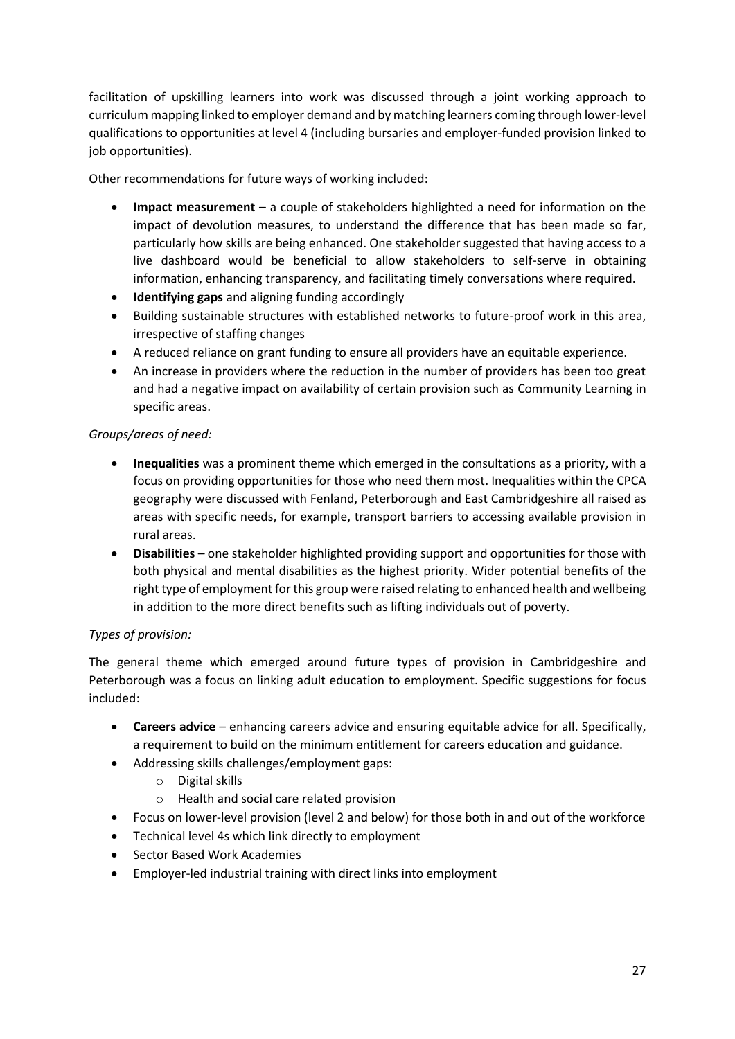facilitation of upskilling learners into work was discussed through a joint working approach to curriculum mapping linked to employer demand and by matching learners coming through lower-level qualifications to opportunities at level 4 (including bursaries and employer-funded provision linked to job opportunities).

Other recommendations for future ways of working included:

- **Impact measurement** – a couple of stakeholders highlighted a need for information on the impact of devolution measures, to understand the difference that has been made so far, particularly how skills are being enhanced. One stakeholder suggested that having access to a live dashboard would be beneficial to allow stakeholders to self-serve in obtaining information, enhancing transparency, and facilitating timely conversations where required.
- **Identifying gaps** and aligning funding accordingly
- Building sustainable structures with established networks to future-proof work in this area, irrespective of staffing changes
- A reduced reliance on grant funding to ensure all providers have an equitable experience.
- An increase in providers where the reduction in the number of providers has been too great and had a negative impact on availability of certain provision such as Community Learning in specific areas.

*Groups/areas of need:*

- **Inequalities** was a prominent theme which emerged in the consultations as a priority, with a focus on providing opportunities for those who need them most. Inequalities within the CPCA geography were discussed with Fenland, Peterborough and East Cambridgeshire all raised as areas with specific needs, for example, transport barriers to accessing available provision in rural areas.
- **Disabilities** – one stakeholder highlighted providing support and opportunities for those with both physical and mental disabilities as the highest priority. Wider potential benefits of the right type of employment for this group were raised relating to enhanced health and wellbeing in addition to the more direct benefits such as lifting individuals out of poverty.

*Types of provision:*

The general theme which emerged around future types of provision in Cambridgeshire and Peterborough was a focus on linking adult education to employment. Specific suggestions for focus included:

- **Careers advice** – enhancing careers advice and ensuring equitable advice for all. Specifically, a requirement to build on the minimum entitlement for careers education and guidance.
- Addressing skills challenges/employment gaps:
  - Digital skills
  - Health and social care related provision
- Focus on lower-level provision (level 2 and below) for those both in and out of the workforce
- Technical level 4s which link directly to employment
- Sector Based Work Academies
- Employer-led industrial training with direct links into employment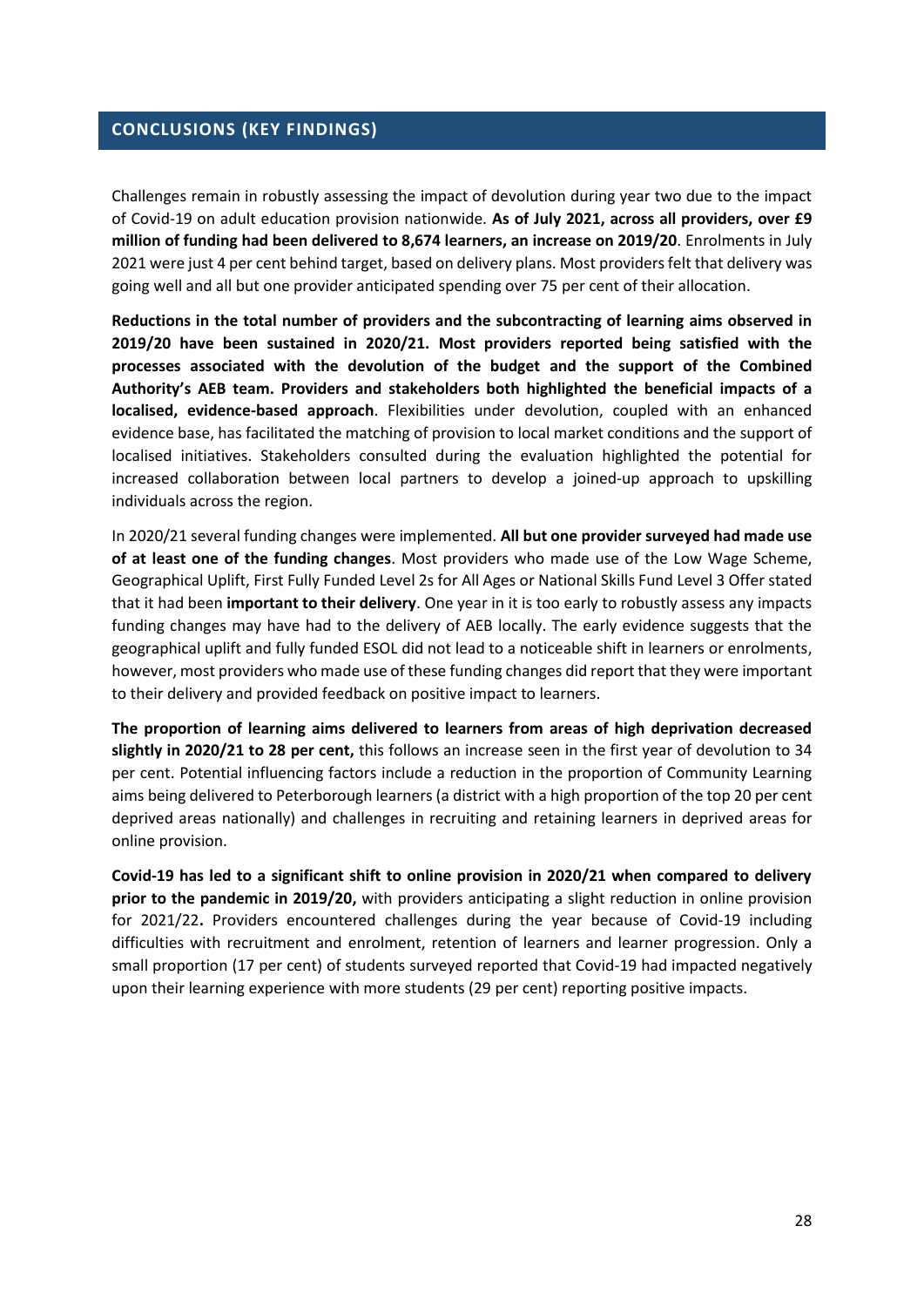## CONCLUSIONS (KEY FINDINGS)

Challenges remain in robustly assessing the impact of devolution during year two due to the impact of Covid-19 on adult education provision nationwide. **As of July 2021, across all providers, over £9 million of funding had been delivered to 8,674 learners, an increase on 2019/20**. Enrolments in July 2021 were just 4 per cent behind target, based on delivery plans. Most providers felt that delivery was going well and all but one provider anticipated spending over 75 per cent of their allocation.

**Reductions in the total number of providers and the subcontracting of learning aims observed in 2019/20 have been sustained in 2020/21. Most providers reported being satisfied with the processes associated with the devolution of the budget and the support of the Combined Authority's AEB team. Providers and stakeholders both highlighted the beneficial impacts of a localised, evidence-based approach**. Flexibilities under devolution, coupled with an enhanced evidence base, has facilitated the matching of provision to local market conditions and the support of localised initiatives. Stakeholders consulted during the evaluation highlighted the potential for increased collaboration between local partners to develop a joined-up approach to upskilling individuals across the region.

In 2020/21 several funding changes were implemented. **All but one provider surveyed had made use of at least one of the funding changes**. Most providers who made use of the Low Wage Scheme, Geographical Uplift, First Fully Funded Level 2s for All Ages or National Skills Fund Level 3 Offer stated that it had been **important to their delivery**. One year in it is too early to robustly assess any impacts funding changes may have had to the delivery of AEB locally. The early evidence suggests that the geographical uplift and fully funded ESOL did not lead to a noticeable shift in learners or enrolments, however, most providers who made use of these funding changes did report that they were important to their delivery and provided feedback on positive impact to learners.

**The proportion of learning aims delivered to learners from areas of high deprivation decreased slightly in 2020/21 to 28 per cent,** this follows an increase seen in the first year of devolution to 34 per cent. Potential influencing factors include a reduction in the proportion of Community Learning aims being delivered to Peterborough learners (a district with a high proportion of the top 20 per cent deprived areas nationally) and challenges in recruiting and retaining learners in deprived areas for online provision.

**Covid-19 has led to a significant shift to online provision in 2020/21 when compared to delivery prior to the pandemic in 2019/20,** with providers anticipating a slight reduction in online provision for 2021/22**.** Providers encountered challenges during the year because of Covid-19 including difficulties with recruitment and enrolment, retention of learners and learner progression. Only a small proportion (17 per cent) of students surveyed reported that Covid-19 had impacted negatively upon their learning experience with more students (29 per cent) reporting positive impacts.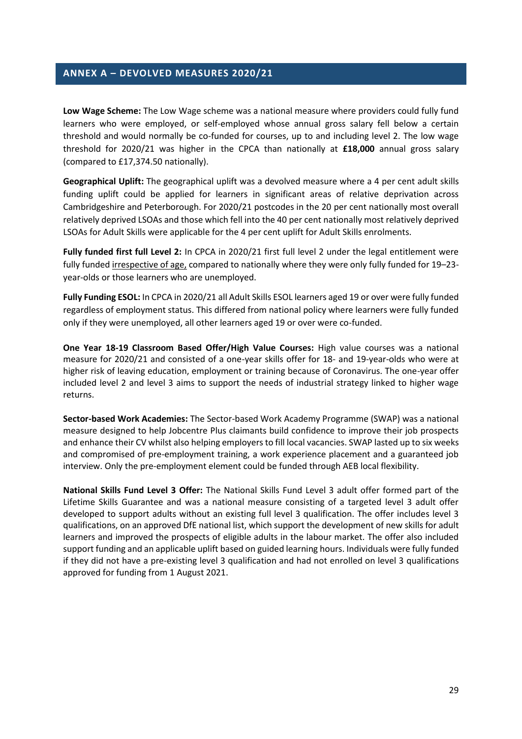## ANNEX A – DEVOLVED MEASURES 2020/21

**Low Wage Scheme:** The Low Wage scheme was a national measure where providers could fully fund learners who were employed, or self-employed whose annual gross salary fell below a certain threshold and would normally be co-funded for courses, up to and including level 2. The low wage threshold for 2020/21 was higher in the CPCA than nationally at **£18,000** annual gross salary (compared to £17,374.50 nationally).

**Geographical Uplift:** The geographical uplift was a devolved measure where a 4 per cent adult skills funding uplift could be applied for learners in significant areas of relative deprivation across Cambridgeshire and Peterborough. For 2020/21 postcodes in the 20 per cent nationally most overall relatively deprived LSOAs and those which fell into the 40 per cent nationally most relatively deprived LSOAs for Adult Skills were applicable for the 4 per cent uplift for Adult Skills enrolments.

**Fully funded first full Level 2:** In CPCA in 2020/21 first full level 2 under the legal entitlement were fully funded irrespective of age, compared to nationally where they were only fully funded for 19–23-year-olds or those learners who are unemployed.

**Fully Funding ESOL:** In CPCA in 2020/21 all Adult Skills ESOL learners aged 19 or over were fully funded regardless of employment status. This differed from national policy where learners were fully funded only if they were unemployed, all other learners aged 19 or over were co-funded.

**One Year 18-19 Classroom Based Offer/High Value Courses:** High value courses was a national measure for 2020/21 and consisted of a one-year skills offer for 18- and 19-year-olds who were at higher risk of leaving education, employment or training because of Coronavirus. The one-year offer included level 2 and level 3 aims to support the needs of industrial strategy linked to higher wage returns.

**Sector-based Work Academies:** The Sector-based Work Academy Programme (SWAP) was a national measure designed to help Jobcentre Plus claimants build confidence to improve their job prospects and enhance their CV whilst also helping employers to fill local vacancies. SWAP lasted up to six weeks and compromised of pre-employment training, a work experience placement and a guaranteed job interview. Only the pre-employment element could be funded through AEB local flexibility.

**National Skills Fund Level 3 Offer:** The National Skills Fund Level 3 adult offer formed part of the Lifetime Skills Guarantee and was a national measure consisting of a targeted level 3 adult offer developed to support adults without an existing full level 3 qualification. The offer includes level 3 qualifications, on an approved DfE national list, which support the development of new skills for adult learners and improved the prospects of eligible adults in the labour market. The offer also included support funding and an applicable uplift based on guided learning hours. Individuals were fully funded if they did not have a pre-existing level 3 qualification and had not enrolled on level 3 qualifications approved for funding from 1 August 2021.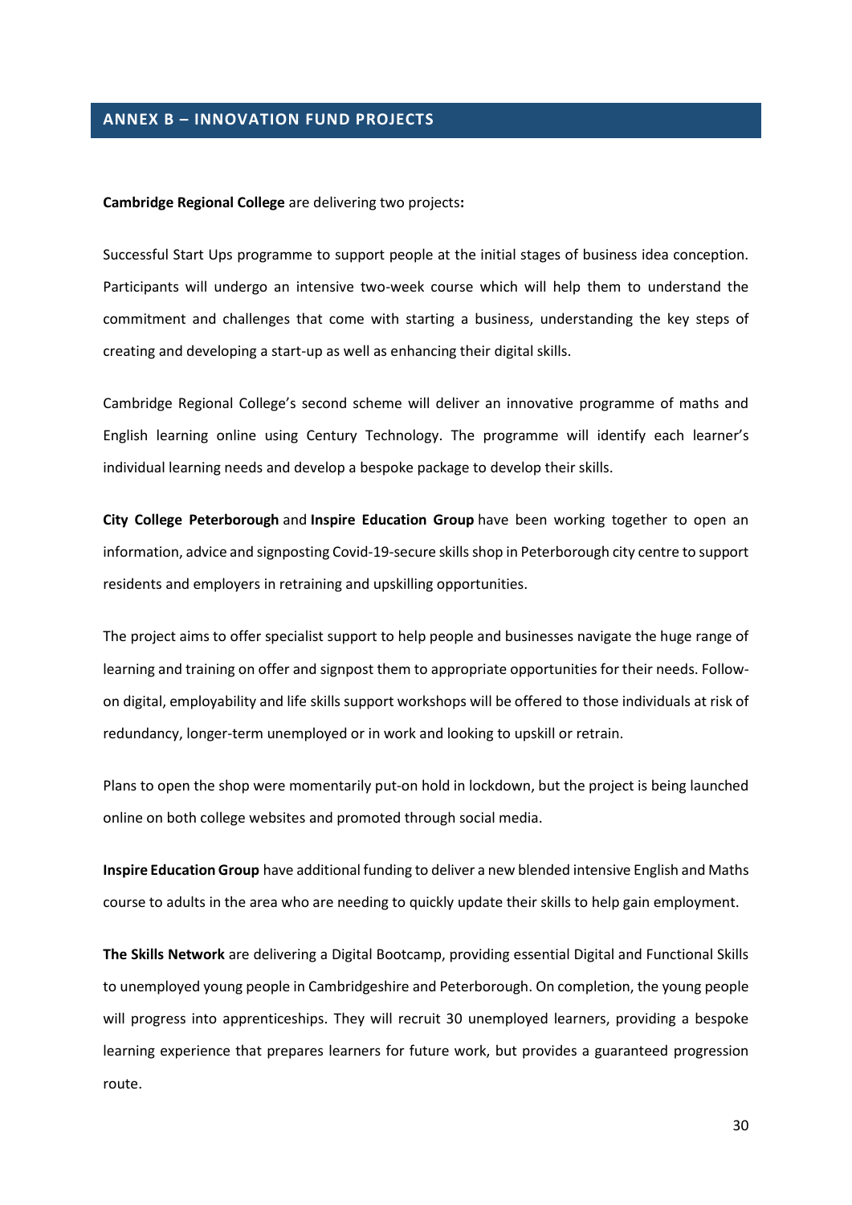## ANNEX B – INNOVATION FUND PROJECTS

**Cambridge Regional College** are delivering two projects**:**

Successful Start Ups programme to support people at the initial stages of business idea conception. Participants will undergo an intensive two-week course which will help them to understand the commitment and challenges that come with starting a business, understanding the key steps of creating and developing a start-up as well as enhancing their digital skills.

Cambridge Regional College's second scheme will deliver an innovative programme of maths and English learning online using Century Technology. The programme will identify each learner's individual learning needs and develop a bespoke package to develop their skills.

**City College Peterborough** and **Inspire Education Group** have been working together to open an information, advice and signposting Covid-19-secure skills shop in Peterborough city centre to support residents and employers in retraining and upskilling opportunities.

The project aims to offer specialist support to help people and businesses navigate the huge range of learning and training on offer and signpost them to appropriate opportunities for their needs. Follow-on digital, employability and life skills support workshops will be offered to those individuals at risk of redundancy, longer-term unemployed or in work and looking to upskill or retrain.

Plans to open the shop were momentarily put-on hold in lockdown, but the project is being launched online on both college websites and promoted through social media.

**Inspire Education Group** have additional funding to deliver a new blended intensive English and Maths course to adults in the area who are needing to quickly update their skills to help gain employment.

**The Skills Network** are delivering a Digital Bootcamp, providing essential Digital and Functional Skills to unemployed young people in Cambridgeshire and Peterborough. On completion, the young people will progress into apprenticeships. They will recruit 30 unemployed learners, providing a bespoke learning experience that prepares learners for future work, but provides a guaranteed progression route.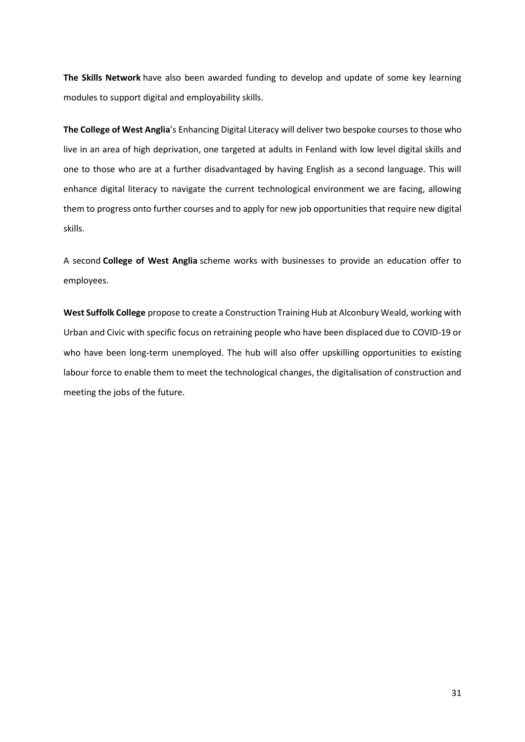**The Skills Network** have also been awarded funding to develop and update of some key learning modules to support digital and employability skills.

**The College of West Anglia**'s Enhancing Digital Literacy will deliver two bespoke courses to those who live in an area of high deprivation, one targeted at adults in Fenland with low level digital skills and one to those who are at a further disadvantaged by having English as a second language. This will enhance digital literacy to navigate the current technological environment we are facing, allowing them to progress onto further courses and to apply for new job opportunities that require new digital skills.

A second **College of West Anglia** scheme works with businesses to provide an education offer to employees.

**West Suffolk College** propose to create a Construction Training Hub at Alconbury Weald, working with Urban and Civic with specific focus on retraining people who have been displaced due to COVID-19 or who have been long-term unemployed. The hub will also offer upskilling opportunities to existing labour force to enable them to meet the technological changes, the digitalisation of construction and meeting the jobs of the future.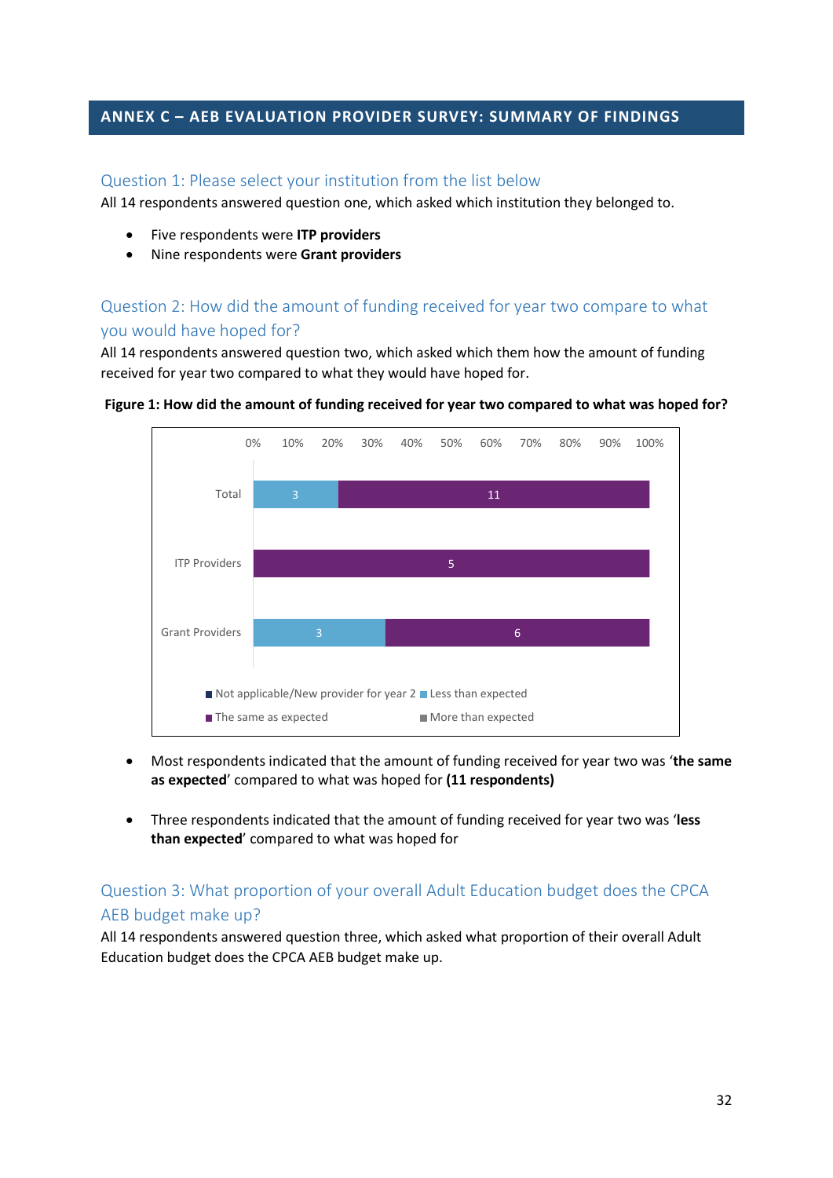## ANNEX C – AEB EVALUATION PROVIDER SURVEY: SUMMARY OF FINDINGS

### Question 1: Please select your institution from the list below

All 14 respondents answered question one, which asked which institution they belonged to.

- Five respondents were **ITP providers**
- Nine respondents were **Grant providers**

### Question 2: How did the amount of funding received for year two compare to what you would have hoped for?

All 14 respondents answered question two, which asked which them how the amount of funding received for year two compared to what they would have hoped for.

**Figure 1: How did the amount of funding received for year two compared to what was hoped for?**

| | Not applicable/New provider for year 2 | Less than expected | The same as expected | More than expected |
|---|---|---|---|---|
| Total | | 3 | 11 | |
| ITP Providers | | | 5 | |
| Grant Providers | | 3 | 6 | |

- Most respondents indicated that the amount of funding received for year two was '**the same as expected**' compared to what was hoped for **(11 respondents)**

- Three respondents indicated that the amount of funding received for year two was '**less than expected**' compared to what was hoped for

### Question 3: What proportion of your overall Adult Education budget does the CPCA AEB budget make up?

All 14 respondents answered question three, which asked what proportion of their overall Adult Education budget does the CPCA AEB budget make up.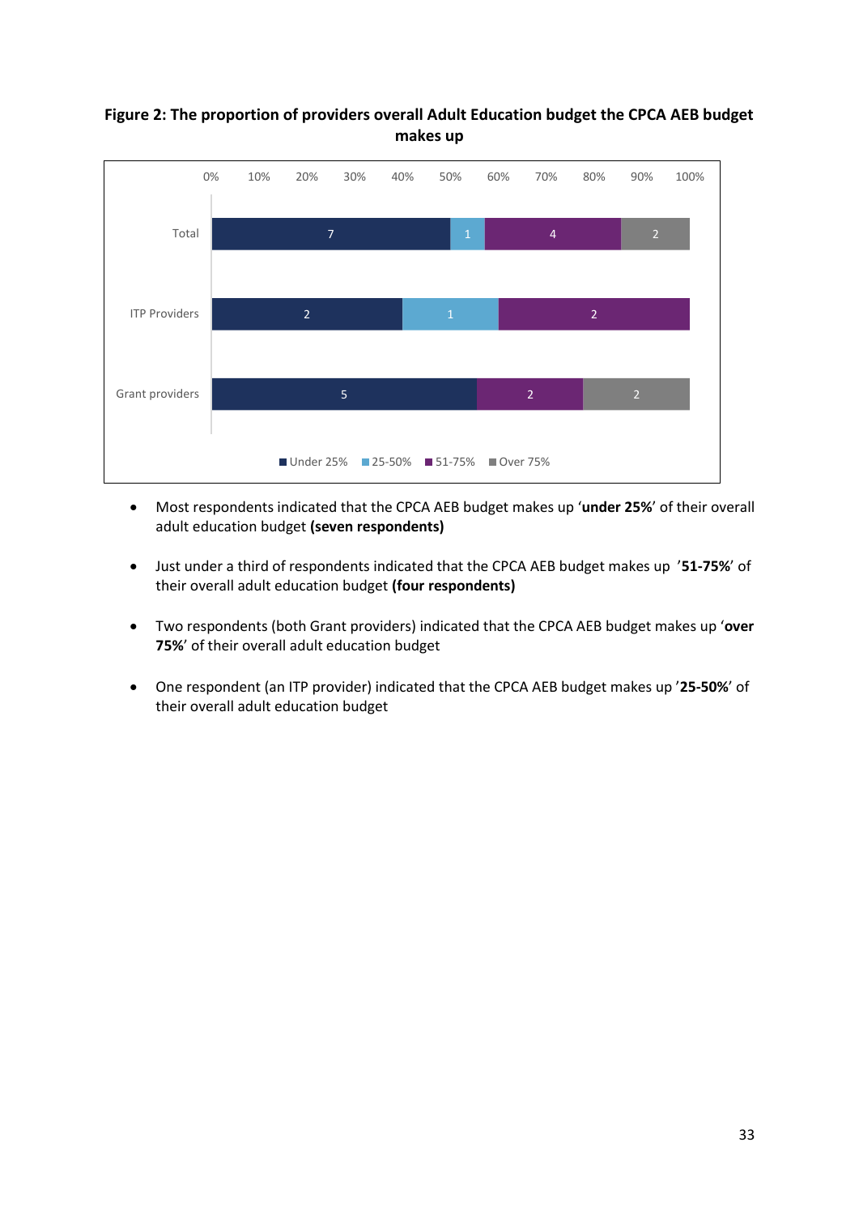**Figure 2: The proportion of providers overall Adult Education budget the CPCA AEB budget makes up**

| | Under 25% | 25-50% | 51-75% | Over 75% |
|---|---|---|---|---|
| Total | 7 | 1 | 4 | 2 |
| ITP Providers | 2 | 1 | 2 | |
| Grant providers | 5 | | 2 | 2 |

- Most respondents indicated that the CPCA AEB budget makes up '**under 25%**' of their overall adult education budget **(seven respondents)**
- Just under a third of respondents indicated that the CPCA AEB budget makes up '**51-75%**' of their overall adult education budget **(four respondents)**
- Two respondents (both Grant providers) indicated that the CPCA AEB budget makes up '**over 75%**' of their overall adult education budget
- One respondent (an ITP provider) indicated that the CPCA AEB budget makes up '**25-50%**' of their overall adult education budget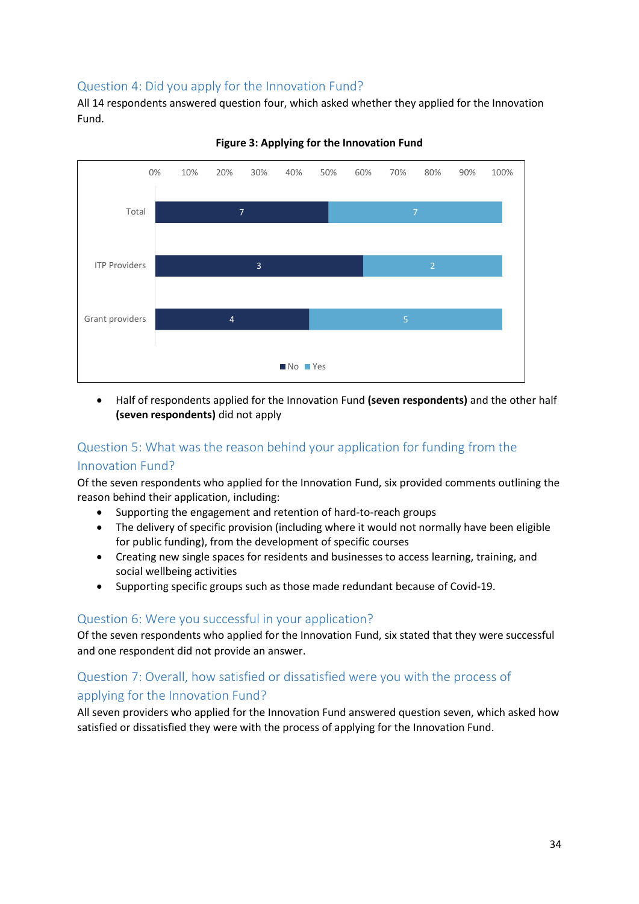### Question 4: Did you apply for the Innovation Fund?

All 14 respondents answered question four, which asked whether they applied for the Innovation Fund.

**Figure 3: Applying for the Innovation Fund**

| | No | Yes |
|---|---|---|
| Total | 7 | 7 |
| ITP Providers | 3 | 2 |
| Grant providers | 4 | 5 |

- Half of respondents applied for the Innovation Fund **(seven respondents)** and the other half **(seven respondents)** did not apply

### Question 5: What was the reason behind your application for funding from the Innovation Fund?

Of the seven respondents who applied for the Innovation Fund, six provided comments outlining the reason behind their application, including:

- Supporting the engagement and retention of hard-to-reach groups
- The delivery of specific provision (including where it would not normally have been eligible for public funding), from the development of specific courses
- Creating new single spaces for residents and businesses to access learning, training, and social wellbeing activities
- Supporting specific groups such as those made redundant because of Covid-19.

### Question 6: Were you successful in your application?

Of the seven respondents who applied for the Innovation Fund, six stated that they were successful and one respondent did not provide an answer.

### Question 7: Overall, how satisfied or dissatisfied were you with the process of applying for the Innovation Fund?

All seven providers who applied for the Innovation Fund answered question seven, which asked how satisfied or dissatisfied they were with the process of applying for the Innovation Fund.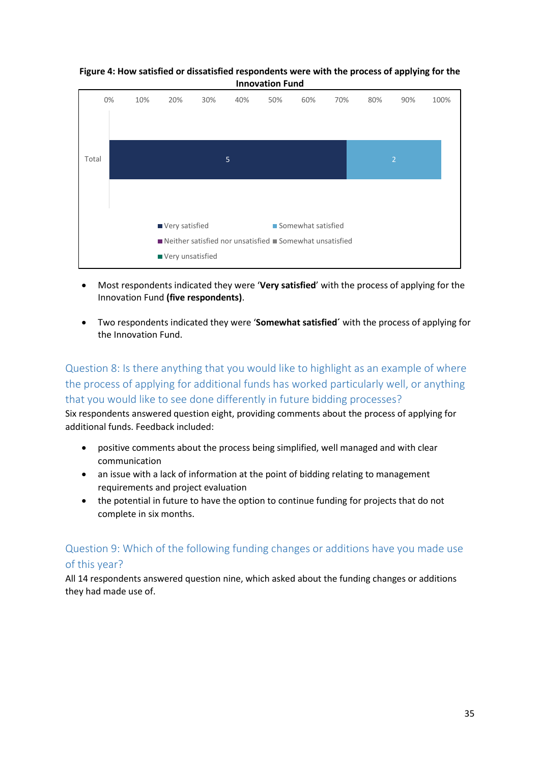**Figure 4: How satisfied or dissatisfied respondents were with the process of applying for the Innovation Fund**

| | Very satisfied | Somewhat satisfied | Neither satisfied nor unsatisfied | Somewhat unsatisfied | Very unsatisfied |
|---|---|---|---|---|---|
| Total | 5 | 2 | | | |

- Most respondents indicated they were '**Very satisfied**' with the process of applying for the Innovation Fund **(five respondents)**.

- Two respondents indicated they were '**Somewhat satisfied**´ with the process of applying for the Innovation Fund.

## Question 8: Is there anything that you would like to highlight as an example of where the process of applying for additional funds has worked particularly well, or anything that you would like to see done differently in future bidding processes?

Six respondents answered question eight, providing comments about the process of applying for additional funds. Feedback included:

- positive comments about the process being simplified, well managed and with clear communication
- an issue with a lack of information at the point of bidding relating to management requirements and project evaluation
- the potential in future to have the option to continue funding for projects that do not complete in six months.

## Question 9: Which of the following funding changes or additions have you made use of this year?

All 14 respondents answered question nine, which asked about the funding changes or additions they had made use of.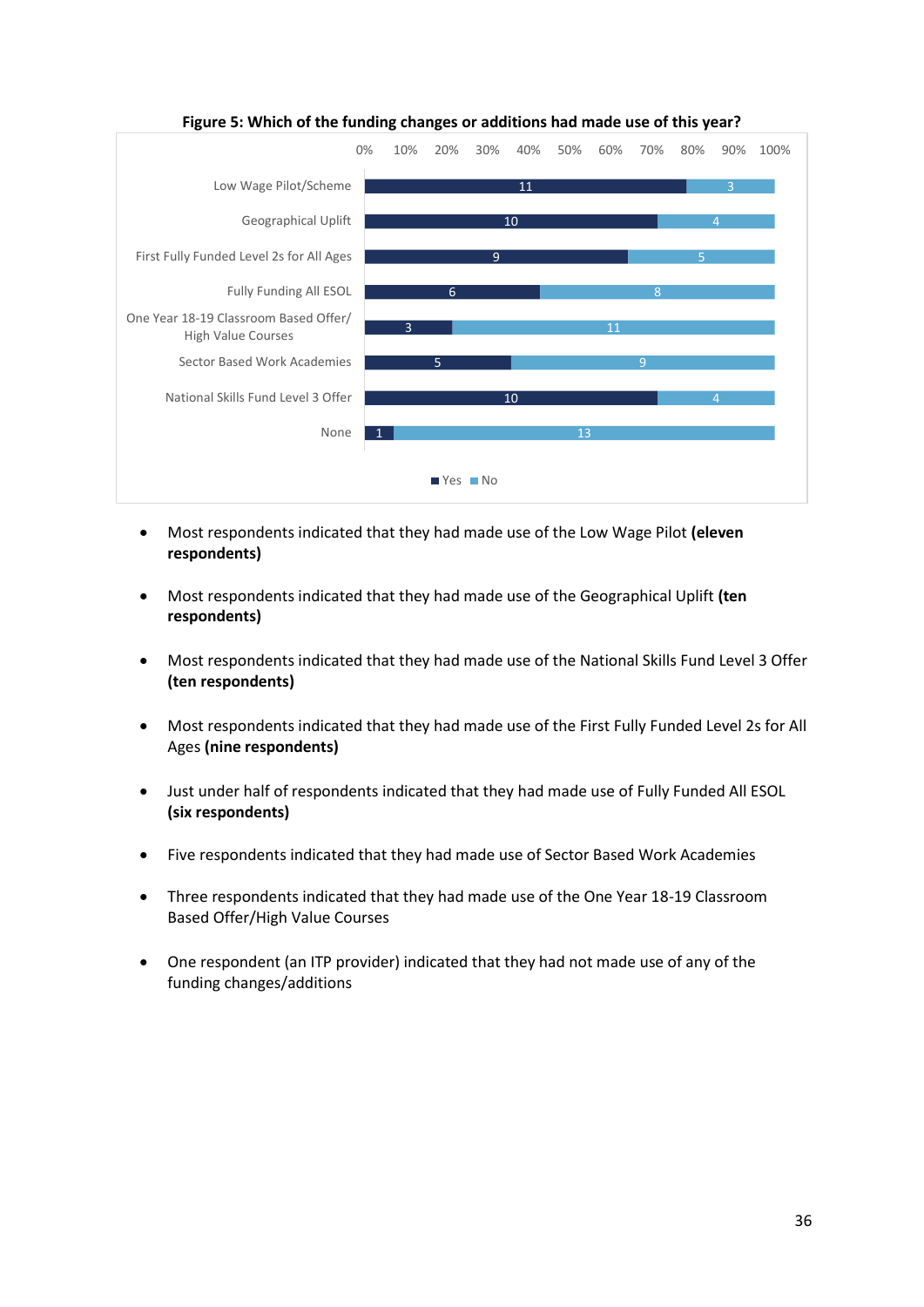**Figure 5: Which of the funding changes or additions had made use of this year?**

| | Yes | No |
|---|---|---|
| Low Wage Pilot/Scheme | 11 | 3 |
| Geographical Uplift | 10 | 4 |
| First Fully Funded Level 2s for All Ages | 9 | 5 |
| Fully Funding All ESOL | 6 | 8 |
| One Year 18-19 Classroom Based Offer/ High Value Courses | 3 | 11 |
| Sector Based Work Academies | 5 | 9 |
| National Skills Fund Level 3 Offer | 10 | 4 |
| None | 1 | 13 |

- Most respondents indicated that they had made use of the Low Wage Pilot **(eleven respondents)**

- Most respondents indicated that they had made use of the Geographical Uplift **(ten respondents)**

- Most respondents indicated that they had made use of the National Skills Fund Level 3 Offer **(ten respondents)**

- Most respondents indicated that they had made use of the First Fully Funded Level 2s for All Ages **(nine respondents)**

- Just under half of respondents indicated that they had made use of Fully Funded All ESOL **(six respondents)**

- Five respondents indicated that they had made use of Sector Based Work Academies

- Three respondents indicated that they had made use of the One Year 18-19 Classroom Based Offer/High Value Courses

- One respondent (an ITP provider) indicated that they had not made use of any of the funding changes/additions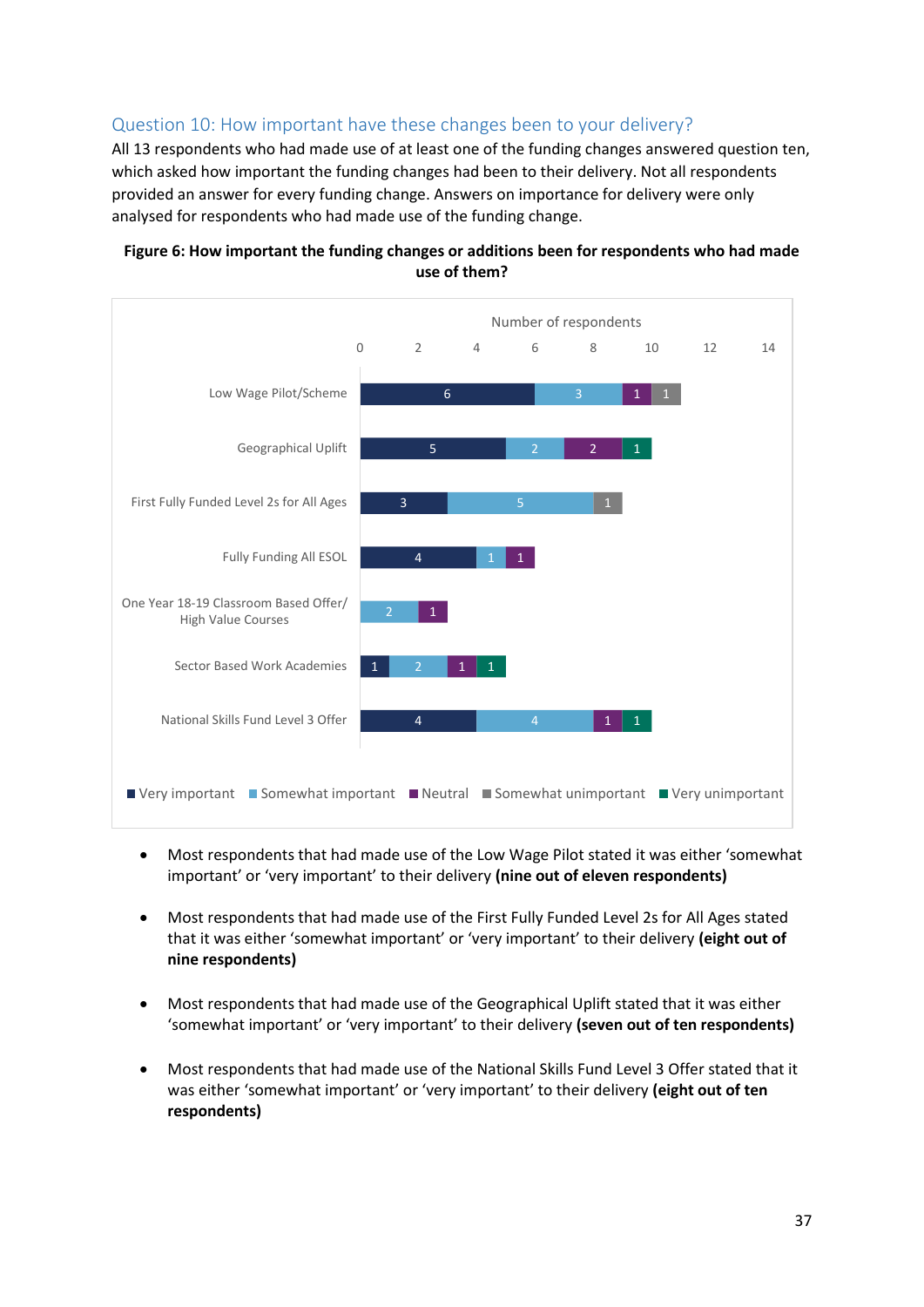### Question 10: How important have these changes been to your delivery?

All 13 respondents who had made use of at least one of the funding changes answered question ten, which asked how important the funding changes had been to their delivery. Not all respondents provided an answer for every funding change. Answers on importance for delivery were only analysed for respondents who had made use of the funding change.

**Figure 6: How important the funding changes or additions been for respondents who had made use of them?**

| Funding change | Very important | Somewhat important | Neutral | Somewhat unimportant | Very unimportant |
|---|---|---|---|---|---|
| Low Wage Pilot/Scheme | 6 | 3 | 1 | 1 | |
| Geographical Uplift | 5 | 2 | 2 | | 1 |
| First Fully Funded Level 2s for All Ages | 3 | 5 | | 1 | |
| Fully Funding All ESOL | 4 | 1 | 1 | | |
| One Year 18-19 Classroom Based Offer/ High Value Courses | | 2 | 1 | | |
| Sector Based Work Academies | 1 | 2 | 1 | | 1 |
| National Skills Fund Level 3 Offer | 4 | 4 | 1 | | 1 |

- Most respondents that had made use of the Low Wage Pilot stated it was either 'somewhat important' or 'very important' to their delivery **(nine out of eleven respondents)**
- Most respondents that had made use of the First Fully Funded Level 2s for All Ages stated that it was either 'somewhat important' or 'very important' to their delivery **(eight out of nine respondents)**
- Most respondents that had made use of the Geographical Uplift stated that it was either 'somewhat important' or 'very important' to their delivery **(seven out of ten respondents)**
- Most respondents that had made use of the National Skills Fund Level 3 Offer stated that it was either 'somewhat important' or 'very important' to their delivery **(eight out of ten respondents)**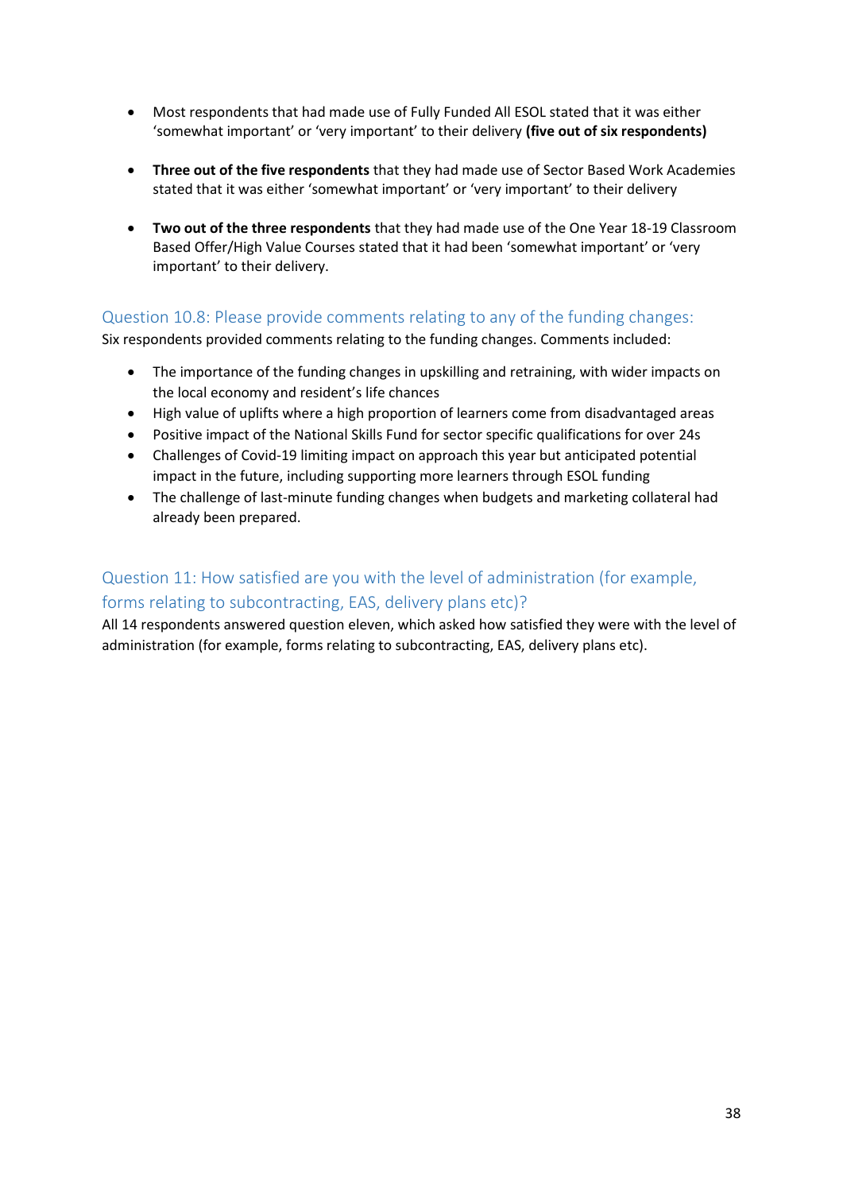- Most respondents that had made use of Fully Funded All ESOL stated that it was either 'somewhat important' or 'very important' to their delivery **(five out of six respondents)**

- **Three out of the five respondents** that they had made use of Sector Based Work Academies stated that it was either 'somewhat important' or 'very important' to their delivery

- **Two out of the three respondents** that they had made use of the One Year 18-19 Classroom Based Offer/High Value Courses stated that it had been 'somewhat important' or 'very important' to their delivery.

### Question 10.8: Please provide comments relating to any of the funding changes:

Six respondents provided comments relating to the funding changes. Comments included:

- The importance of the funding changes in upskilling and retraining, with wider impacts on the local economy and resident's life chances
- High value of uplifts where a high proportion of learners come from disadvantaged areas
- Positive impact of the National Skills Fund for sector specific qualifications for over 24s
- Challenges of Covid-19 limiting impact on approach this year but anticipated potential impact in the future, including supporting more learners through ESOL funding
- The challenge of last-minute funding changes when budgets and marketing collateral had already been prepared.

### Question 11: How satisfied are you with the level of administration (for example, forms relating to subcontracting, EAS, delivery plans etc)?

All 14 respondents answered question eleven, which asked how satisfied they were with the level of administration (for example, forms relating to subcontracting, EAS, delivery plans etc).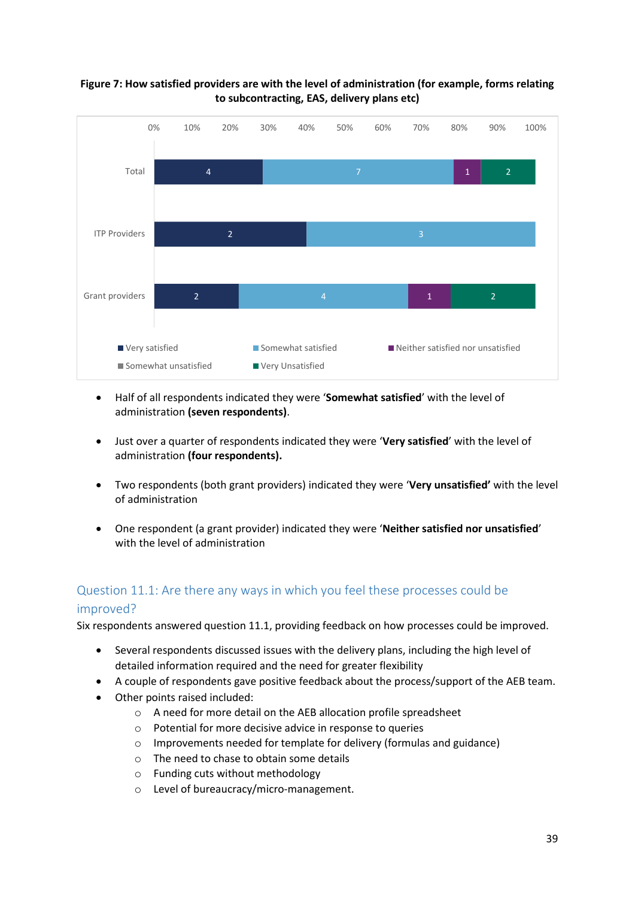**Figure 7: How satisfied providers are with the level of administration (for example, forms relating to subcontracting, EAS, delivery plans etc)**

| | Very satisfied | Somewhat satisfied | Neither satisfied nor unsatisfied | Somewhat unsatisfied | Very Unsatisfied |
|---|---|---|---|---|---|
| Total | 4 | 7 | 1 | | 2 |
| ITP Providers | 2 | 3 | | | |
| Grant providers | 2 | 4 | 1 | | 2 |

- Half of all respondents indicated they were '**Somewhat satisfied**' with the level of administration **(seven respondents)**.
- Just over a quarter of respondents indicated they were '**Very satisfied**' with the level of administration **(four respondents).**
- Two respondents (both grant providers) indicated they were '**Very unsatisfied'** with the level of administration
- One respondent (a grant provider) indicated they were '**Neither satisfied nor unsatisfied**' with the level of administration

## Question 11.1: Are there any ways in which you feel these processes could be improved?

Six respondents answered question 11.1, providing feedback on how processes could be improved.

- Several respondents discussed issues with the delivery plans, including the high level of detailed information required and the need for greater flexibility
- A couple of respondents gave positive feedback about the process/support of the AEB team.
- Other points raised included:
  - A need for more detail on the AEB allocation profile spreadsheet
  - Potential for more decisive advice in response to queries
  - Improvements needed for template for delivery (formulas and guidance)
  - The need to chase to obtain some details
  - Funding cuts without methodology
  - Level of bureaucracy/micro-management.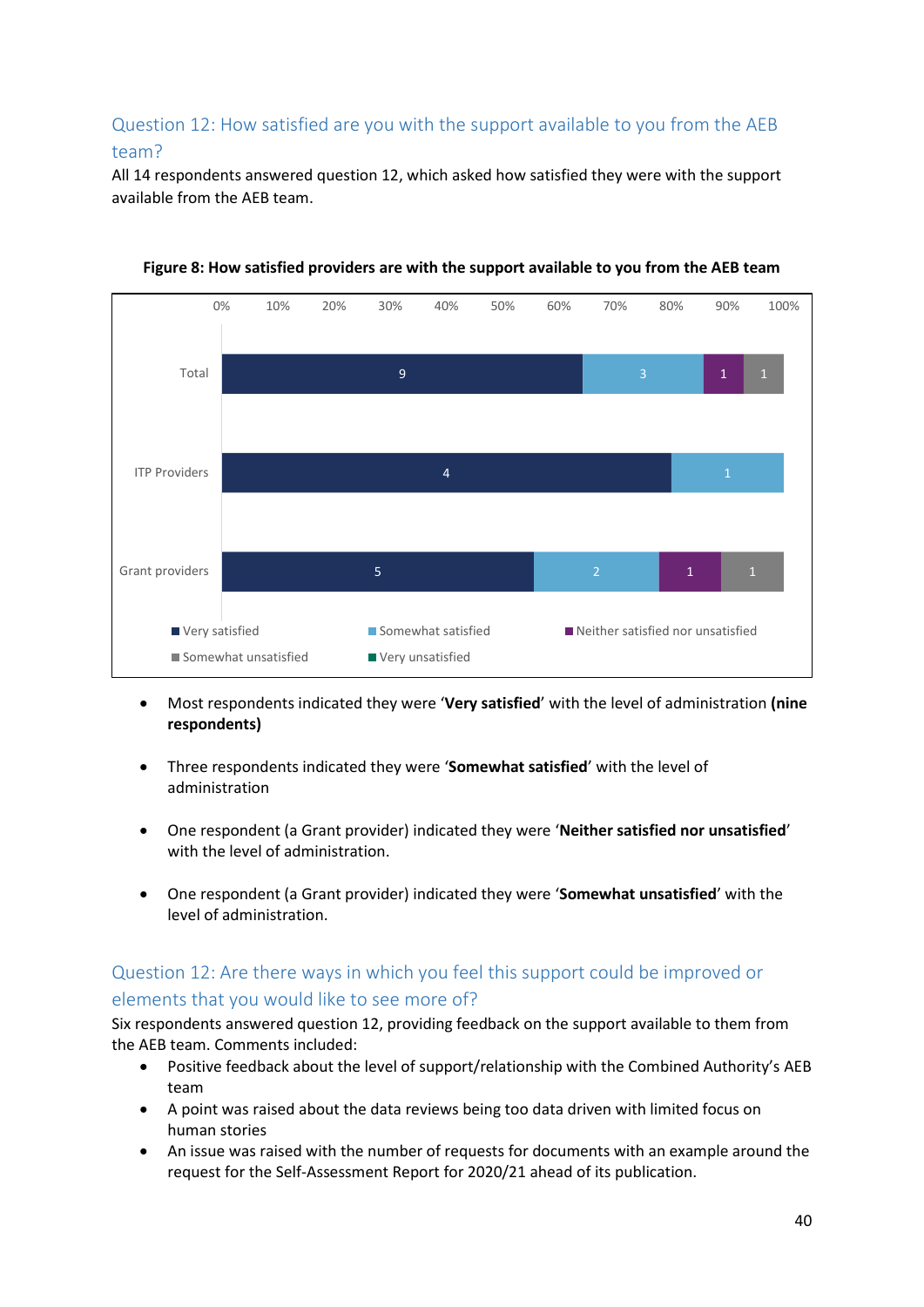## Question 12: How satisfied are you with the support available to you from the AEB team?

All 14 respondents answered question 12, which asked how satisfied they were with the support available from the AEB team.

**Figure 8: How satisfied providers are with the support available to you from the AEB team**

| | Very satisfied | Somewhat satisfied | Neither satisfied nor unsatisfied | Somewhat unsatisfied | Very unsatisfied |
|---|---|---|---|---|---|
| Total | 9 | 3 | 1 | 1 | |
| ITP Providers | 4 | 1 | | | |
| Grant providers | 5 | 2 | 1 | 1 | |

- Most respondents indicated they were '**Very satisfied**' with the level of administration **(nine respondents)**
- Three respondents indicated they were '**Somewhat satisfied**' with the level of administration
- One respondent (a Grant provider) indicated they were '**Neither satisfied nor unsatisfied**' with the level of administration.
- One respondent (a Grant provider) indicated they were '**Somewhat unsatisfied**' with the level of administration.

## Question 12: Are there ways in which you feel this support could be improved or elements that you would like to see more of?

Six respondents answered question 12, providing feedback on the support available to them from the AEB team. Comments included:

- Positive feedback about the level of support/relationship with the Combined Authority's AEB team
- A point was raised about the data reviews being too data driven with limited focus on human stories
- An issue was raised with the number of requests for documents with an example around the request for the Self-Assessment Report for 2020/21 ahead of its publication.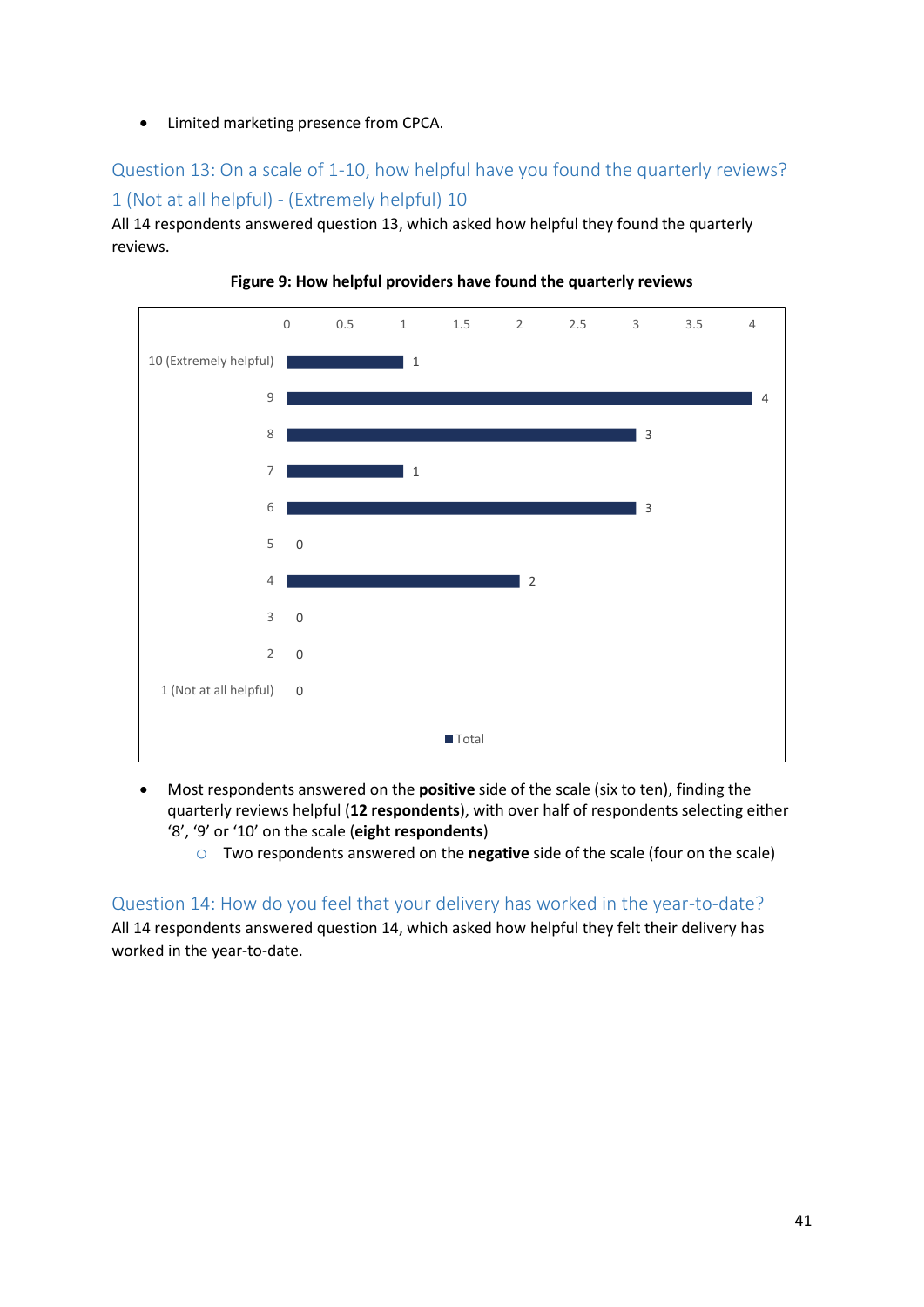- Limited marketing presence from CPCA.

## Question 13: On a scale of 1-10, how helpful have you found the quarterly reviews? 1 (Not at all helpful) - (Extremely helpful) 10

All 14 respondents answered question 13, which asked how helpful they found the quarterly reviews.

**Figure 9: How helpful providers have found the quarterly reviews**

| Rating | Total |
| --- | --- |
| 10 (Extremely helpful) | 1 |
| 9 | 4 |
| 8 | 3 |
| 7 | 1 |
| 6 | 3 |
| 5 | 0 |
| 4 | 2 |
| 3 | 0 |
| 2 | 0 |
| 1 (Not at all helpful) | 0 |

- Most respondents answered on the **positive** side of the scale (six to ten), finding the quarterly reviews helpful (**12 respondents**), with over half of respondents selecting either '8', '9' or '10' on the scale (**eight respondents**)
  - Two respondents answered on the **negative** side of the scale (four on the scale)

## Question 14: How do you feel that your delivery has worked in the year-to-date?

All 14 respondents answered question 14, which asked how helpful they felt their delivery has worked in the year-to-date.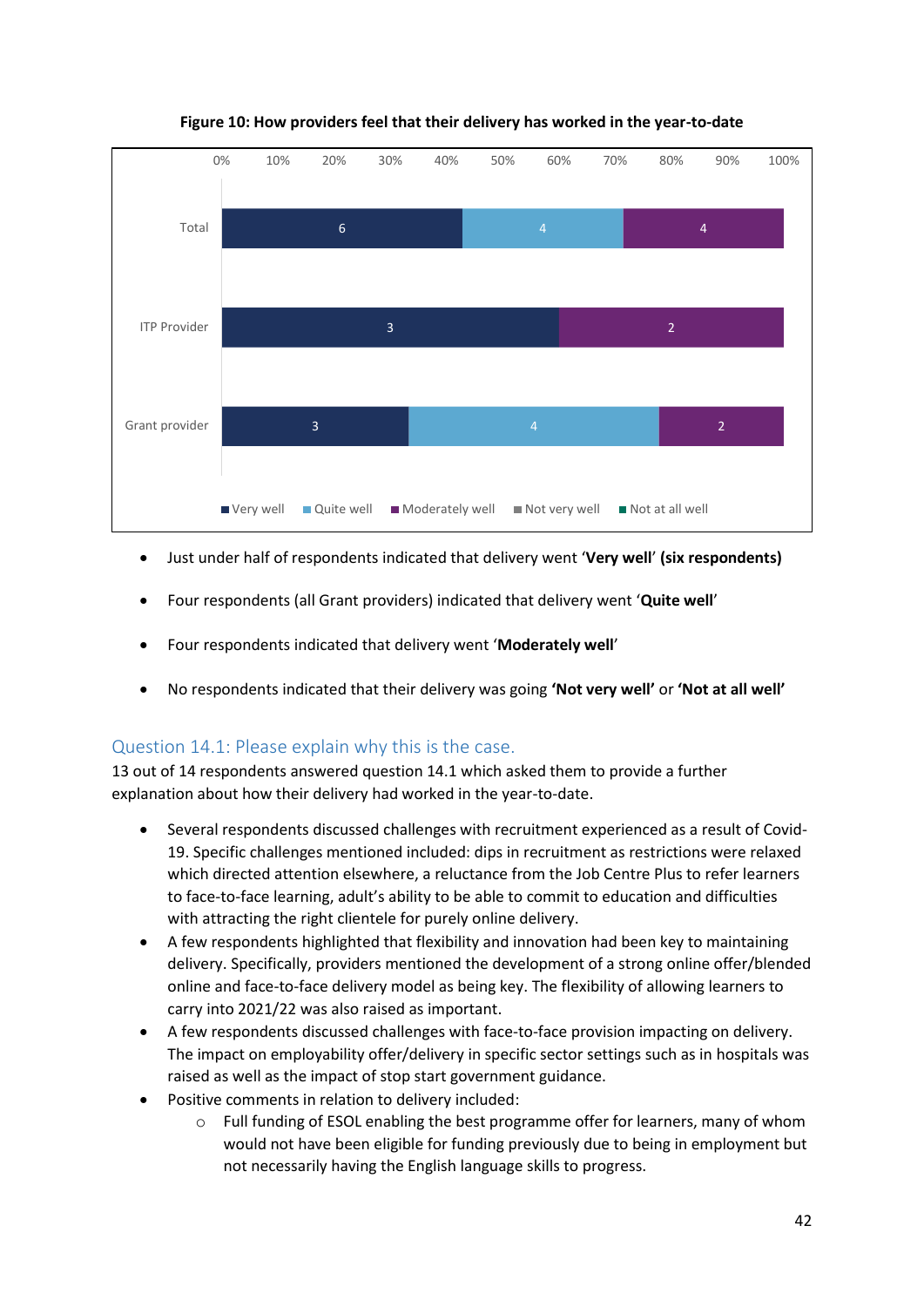**Figure 10: How providers feel that their delivery has worked in the year-to-date**

| | Very well | Quite well | Moderately well | Not very well | Not at all well |
|---|---|---|---|---|---|
| Total | 6 | 4 | 4 | | |
| ITP Provider | 3 | | 2 | | |
| Grant provider | 3 | 4 | 2 | | |

- Just under half of respondents indicated that delivery went '**Very well**' **(six respondents)**
- Four respondents (all Grant providers) indicated that delivery went '**Quite well**'
- Four respondents indicated that delivery went '**Moderately well**'
- No respondents indicated that their delivery was going **'Not very well'** or **'Not at all well'**

### Question 14.1: Please explain why this is the case.

13 out of 14 respondents answered question 14.1 which asked them to provide a further explanation about how their delivery had worked in the year-to-date.

- Several respondents discussed challenges with recruitment experienced as a result of Covid-19. Specific challenges mentioned included: dips in recruitment as restrictions were relaxed which directed attention elsewhere, a reluctance from the Job Centre Plus to refer learners to face-to-face learning, adult's ability to be able to commit to education and difficulties with attracting the right clientele for purely online delivery.
- A few respondents highlighted that flexibility and innovation had been key to maintaining delivery. Specifically, providers mentioned the development of a strong online offer/blended online and face-to-face delivery model as being key. The flexibility of allowing learners to carry into 2021/22 was also raised as important.
- A few respondents discussed challenges with face-to-face provision impacting on delivery. The impact on employability offer/delivery in specific sector settings such as in hospitals was raised as well as the impact of stop start government guidance.
- Positive comments in relation to delivery included:
  - Full funding of ESOL enabling the best programme offer for learners, many of whom would not have been eligible for funding previously due to being in employment but not necessarily having the English language skills to progress.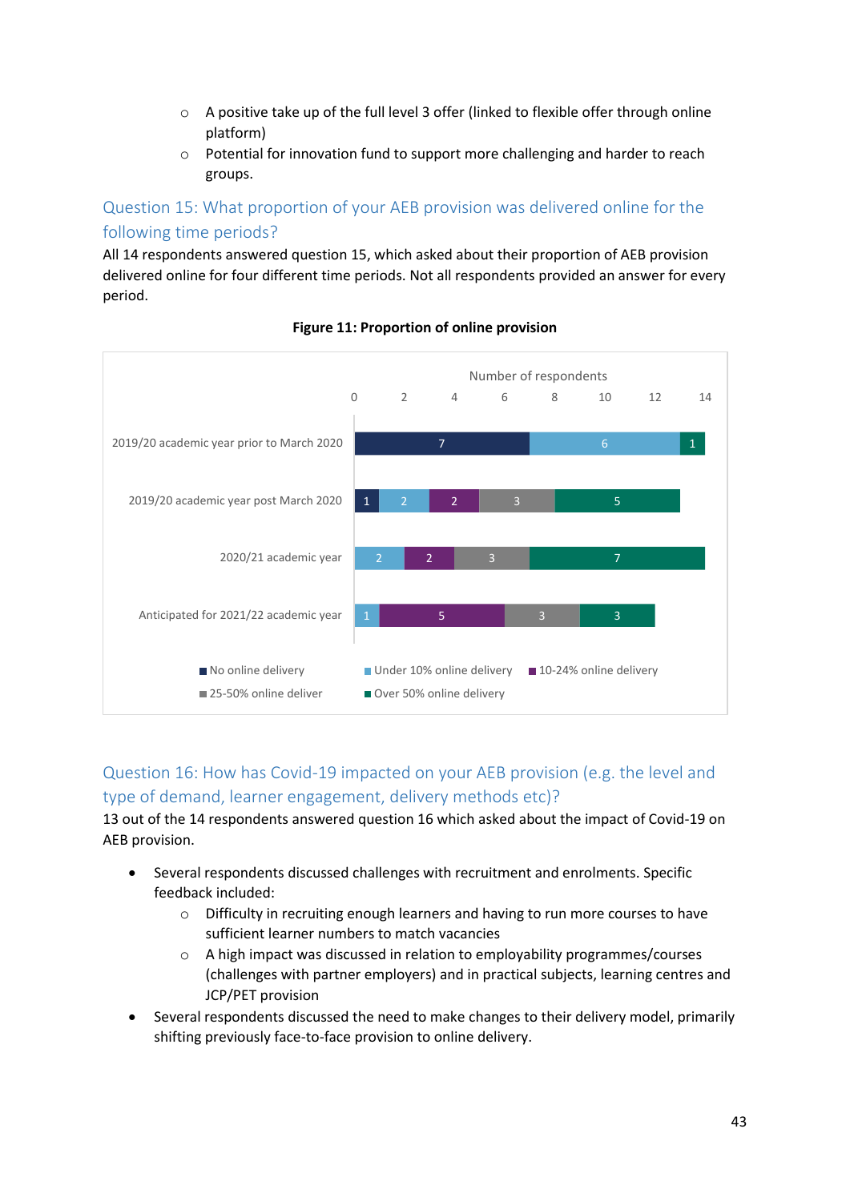- A positive take up of the full level 3 offer (linked to flexible offer through online platform)
    - Potential for innovation fund to support more challenging and harder to reach groups.

## Question 15: What proportion of your AEB provision was delivered online for the following time periods?

All 14 respondents answered question 15, which asked about their proportion of AEB provision delivered online for four different time periods. Not all respondents provided an answer for every period.

**Figure 11: Proportion of online provision**

| Number of respondents | No online delivery | Under 10% online delivery | 10-24% online delivery | 25-50% online deliver | Over 50% online delivery |
|---|---|---|---|---|---|
| 2019/20 academic year prior to March 2020 | 7 | 6 | | | 1 |
| 2019/20 academic year post March 2020 | 1 | 2 | 2 | 3 | 5 |
| 2020/21 academic year | | 2 | 2 | 3 | 7 |
| Anticipated for 2021/22 academic year | | 1 | 5 | 3 | 3 |

## Question 16: How has Covid-19 impacted on your AEB provision (e.g. the level and type of demand, learner engagement, delivery methods etc)?

13 out of the 14 respondents answered question 16 which asked about the impact of Covid-19 on AEB provision.

- Several respondents discussed challenges with recruitment and enrolments. Specific feedback included:
    - Difficulty in recruiting enough learners and having to run more courses to have sufficient learner numbers to match vacancies
    - A high impact was discussed in relation to employability programmes/courses (challenges with partner employers) and in practical subjects, learning centres and JCP/PET provision
- Several respondents discussed the need to make changes to their delivery model, primarily shifting previously face-to-face provision to online delivery.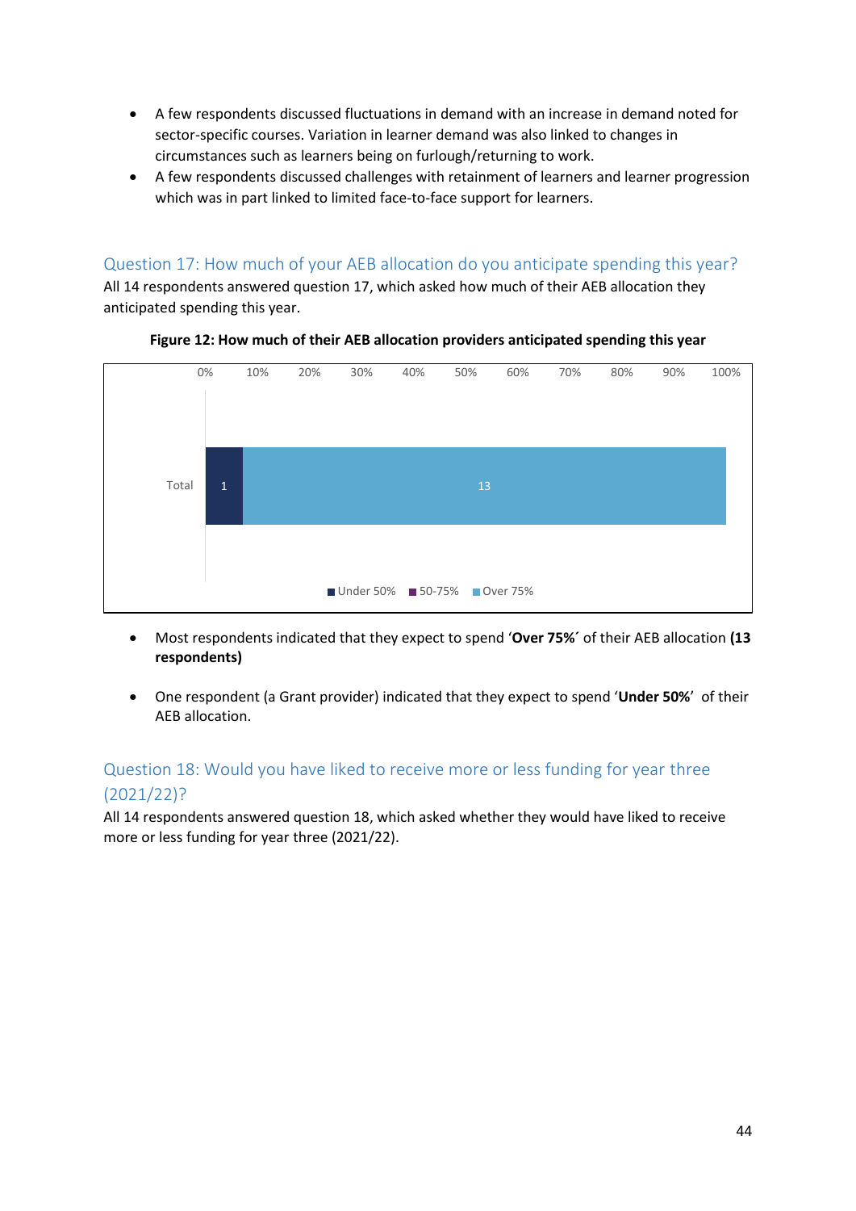- A few respondents discussed fluctuations in demand with an increase in demand noted for sector-specific courses. Variation in learner demand was also linked to changes in circumstances such as learners being on furlough/returning to work.
- A few respondents discussed challenges with retainment of learners and learner progression which was in part linked to limited face-to-face support for learners.

## Question 17: How much of your AEB allocation do you anticipate spending this year?

All 14 respondents answered question 17, which asked how much of their AEB allocation they anticipated spending this year.

**Figure 12: How much of their AEB allocation providers anticipated spending this year**

| | Under 50% | 50-75% | Over 75% |
|---|---|---|---|
| Total | 1 | | 13 |

- Most respondents indicated that they expect to spend '**Over 75%**' of their AEB allocation **(13 respondents)**

- One respondent (a Grant provider) indicated that they expect to spend '**Under 50%**' of their AEB allocation.

## Question 18: Would you have liked to receive more or less funding for year three (2021/22)?

All 14 respondents answered question 18, which asked whether they would have liked to receive more or less funding for year three (2021/22).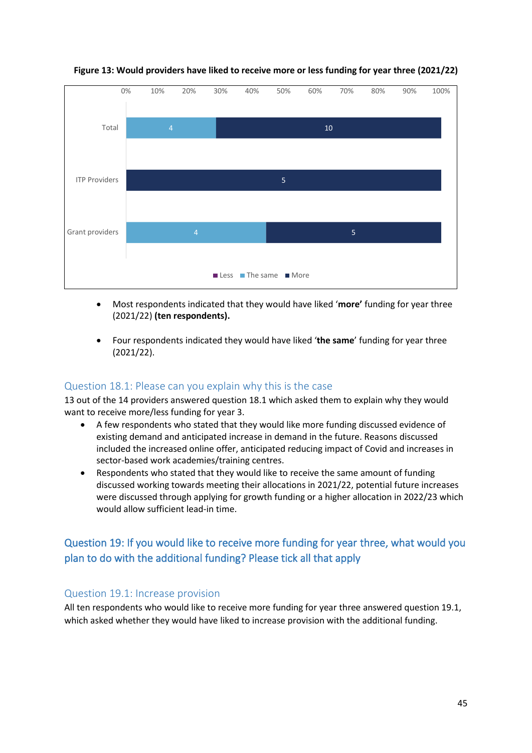**Figure 13: Would providers have liked to receive more or less funding for year three (2021/22)**

| | Less | The same | More |
|---|---|---|---|
| Total | | 4 | 10 |
| ITP Providers | | | 5 |
| Grant providers | | 4 | 5 |

- Most respondents indicated that they would have liked '**more'** funding for year three (2021/22) **(ten respondents).**

- Four respondents indicated they would have liked '**the same**' funding for year three (2021/22).

### Question 18.1: Please can you explain why this is the case

13 out of the 14 providers answered question 18.1 which asked them to explain why they would want to receive more/less funding for year 3.

- A few respondents who stated that they would like more funding discussed evidence of existing demand and anticipated increase in demand in the future. Reasons discussed included the increased online offer, anticipated reducing impact of Covid and increases in sector-based work academies/training centres.
- Respondents who stated that they would like to receive the same amount of funding discussed working towards meeting their allocations in 2021/22, potential future increases were discussed through applying for growth funding or a higher allocation in 2022/23 which would allow sufficient lead-in time.

## Question 19: If you would like to receive more funding for year three, what would you plan to do with the additional funding? Please tick all that apply

### Question 19.1: Increase provision

All ten respondents who would like to receive more funding for year three answered question 19.1, which asked whether they would have liked to increase provision with the additional funding.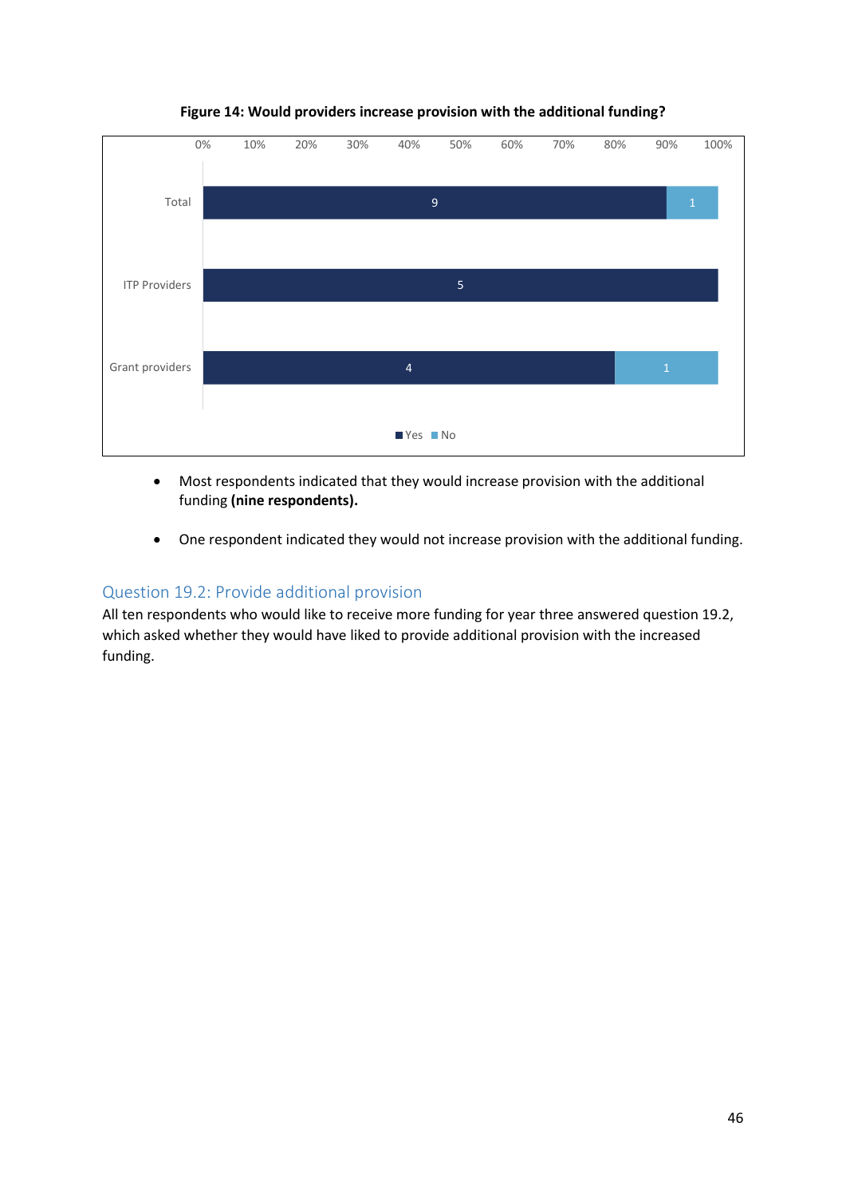**Figure 14: Would providers increase provision with the additional funding?**

| | Yes | No |
|---|---|---|
| Total | 9 | 1 |
| ITP Providers | 5 | |
| Grant providers | 4 | 1 |

- Most respondents indicated that they would increase provision with the additional funding **(nine respondents).**
- One respondent indicated they would not increase provision with the additional funding.

## Question 19.2: Provide additional provision

All ten respondents who would like to receive more funding for year three answered question 19.2, which asked whether they would have liked to provide additional provision with the increased funding.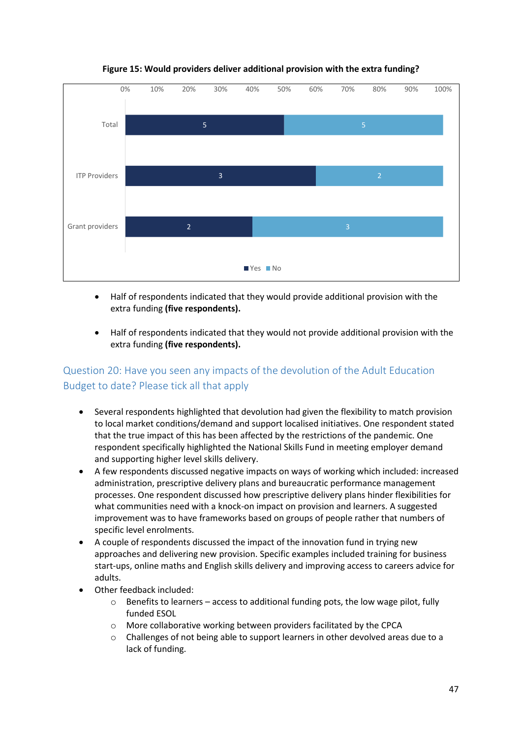**Figure 15: Would providers deliver additional provision with the extra funding?**

| | Yes | No |
|---|---|---|
| Total | 5 | 5 |
| ITP Providers | 3 | 2 |
| Grant providers | 2 | 3 |

- Half of respondents indicated that they would provide additional provision with the extra funding **(five respondents).**
- Half of respondents indicated that they would not provide additional provision with the extra funding **(five respondents).**

## Question 20: Have you seen any impacts of the devolution of the Adult Education Budget to date? Please tick all that apply

- Several respondents highlighted that devolution had given the flexibility to match provision to local market conditions/demand and support localised initiatives. One respondent stated that the true impact of this has been affected by the restrictions of the pandemic. One respondent specifically highlighted the National Skills Fund in meeting employer demand and supporting higher level skills delivery.
- A few respondents discussed negative impacts on ways of working which included: increased administration, prescriptive delivery plans and bureaucratic performance management processes. One respondent discussed how prescriptive delivery plans hinder flexibilities for what communities need with a knock-on impact on provision and learners. A suggested improvement was to have frameworks based on groups of people rather that numbers of specific level enrolments.
- A couple of respondents discussed the impact of the innovation fund in trying new approaches and delivering new provision. Specific examples included training for business start-ups, online maths and English skills delivery and improving access to careers advice for adults.
- Other feedback included:
  - Benefits to learners – access to additional funding pots, the low wage pilot, fully funded ESOL
  - More collaborative working between providers facilitated by the CPCA
  - Challenges of not being able to support learners in other devolved areas due to a lack of funding.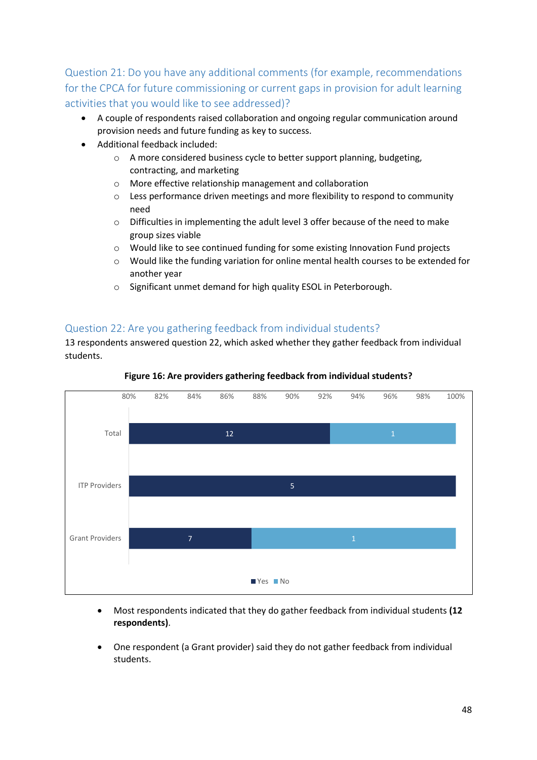## Question 21: Do you have any additional comments (for example, recommendations for the CPCA for future commissioning or current gaps in provision for adult learning activities that you would like to see addressed)?

- A couple of respondents raised collaboration and ongoing regular communication around provision needs and future funding as key to success.
- Additional feedback included:
  - A more considered business cycle to better support planning, budgeting, contracting, and marketing
  - More effective relationship management and collaboration
  - Less performance driven meetings and more flexibility to respond to community need
  - Difficulties in implementing the adult level 3 offer because of the need to make group sizes viable
  - Would like to see continued funding for some existing Innovation Fund projects
  - Would like the funding variation for online mental health courses to be extended for another year
  - Significant unmet demand for high quality ESOL in Peterborough.

## Question 22: Are you gathering feedback from individual students?

13 respondents answered question 22, which asked whether they gather feedback from individual students.

**Figure 16: Are providers gathering feedback from individual students?**

| | Yes | No |
|---|---|---|
| Total | 12 | 1 |
| ITP Providers | 5 | |
| Grant Providers | 7 | 1 |

- Most respondents indicated that they do gather feedback from individual students **(12 respondents)**.
- One respondent (a Grant provider) said they do not gather feedback from individual students.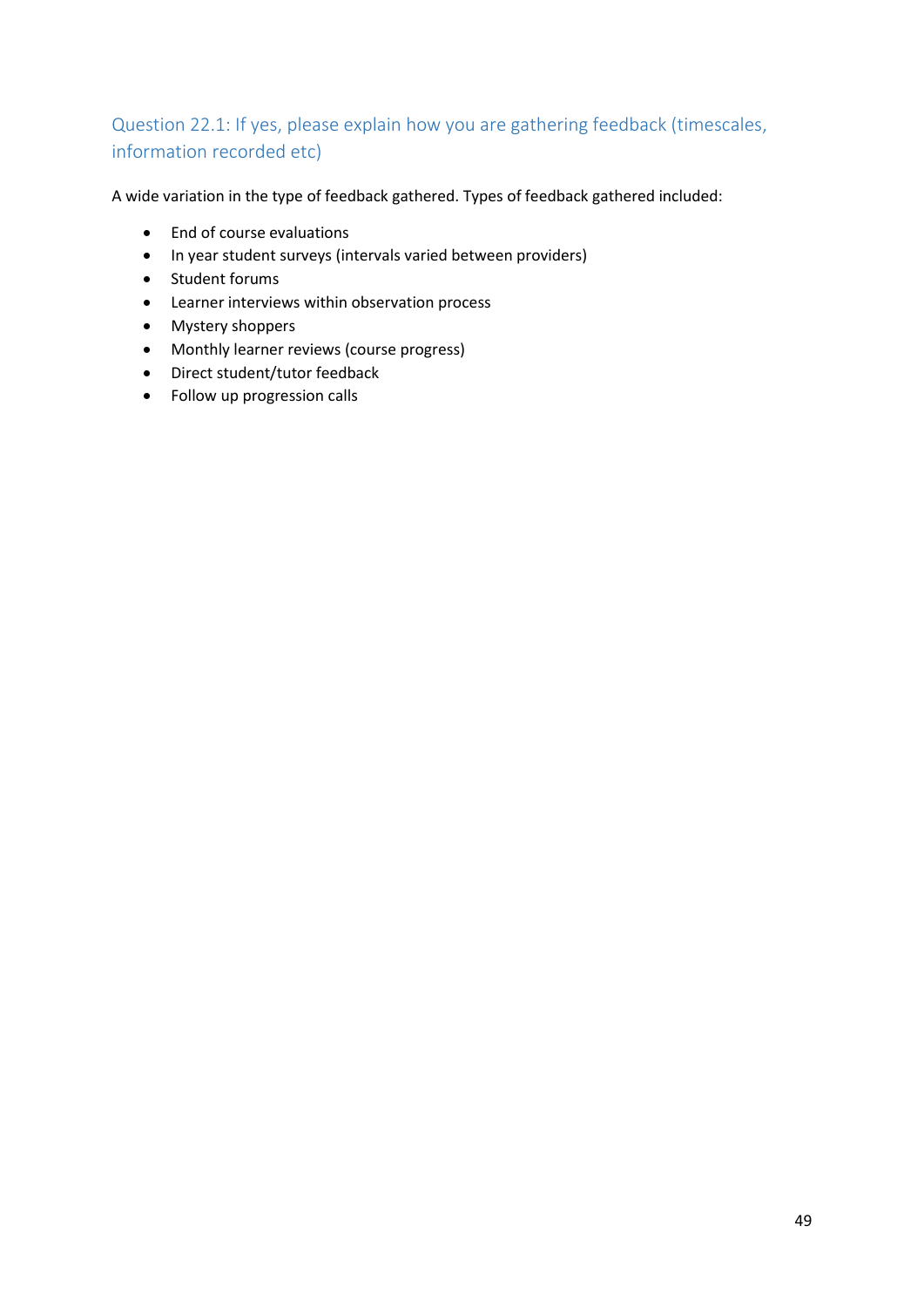### Question 22.1: If yes, please explain how you are gathering feedback (timescales, information recorded etc)

A wide variation in the type of feedback gathered. Types of feedback gathered included:

- End of course evaluations
- In year student surveys (intervals varied between providers)
- Student forums
- Learner interviews within observation process
- Mystery shoppers
- Monthly learner reviews (course progress)
- Direct student/tutor feedback
- Follow up progression calls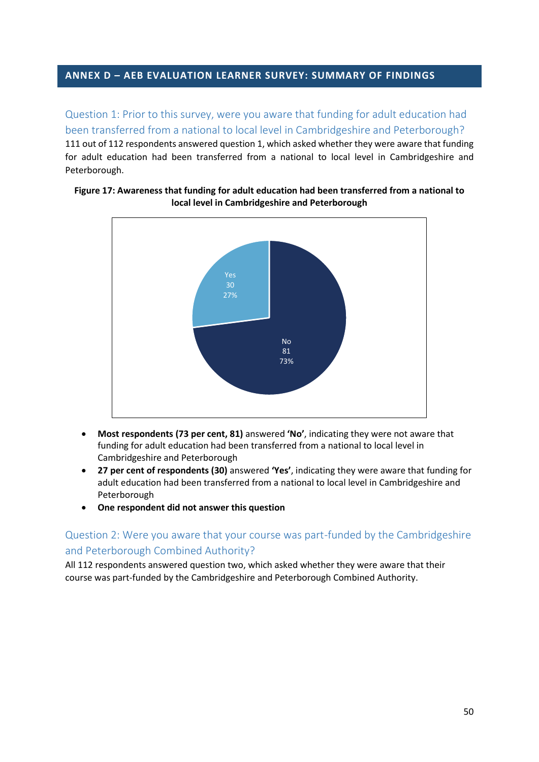## ANNEX D – AEB EVALUATION LEARNER SURVEY: SUMMARY OF FINDINGS

### Question 1: Prior to this survey, were you aware that funding for adult education had been transferred from a national to local level in Cambridgeshire and Peterborough?

111 out of 112 respondents answered question 1, which asked whether they were aware that funding for adult education had been transferred from a national to local level in Cambridgeshire and Peterborough.

**Figure 17: Awareness that funding for adult education had been transferred from a national to local level in Cambridgeshire and Peterborough**

- **Most respondents (73 per cent, 81)** answered **'No'**, indicating they were not aware that funding for adult education had been transferred from a national to local level in Cambridgeshire and Peterborough
- **27 per cent of respondents (30)** answered **'Yes'**, indicating they were aware that funding for adult education had been transferred from a national to local level in Cambridgeshire and Peterborough
- **One respondent did not answer this question**

### Question 2: Were you aware that your course was part-funded by the Cambridgeshire and Peterborough Combined Authority?

All 112 respondents answered question two, which asked whether they were aware that their course was part-funded by the Cambridgeshire and Peterborough Combined Authority.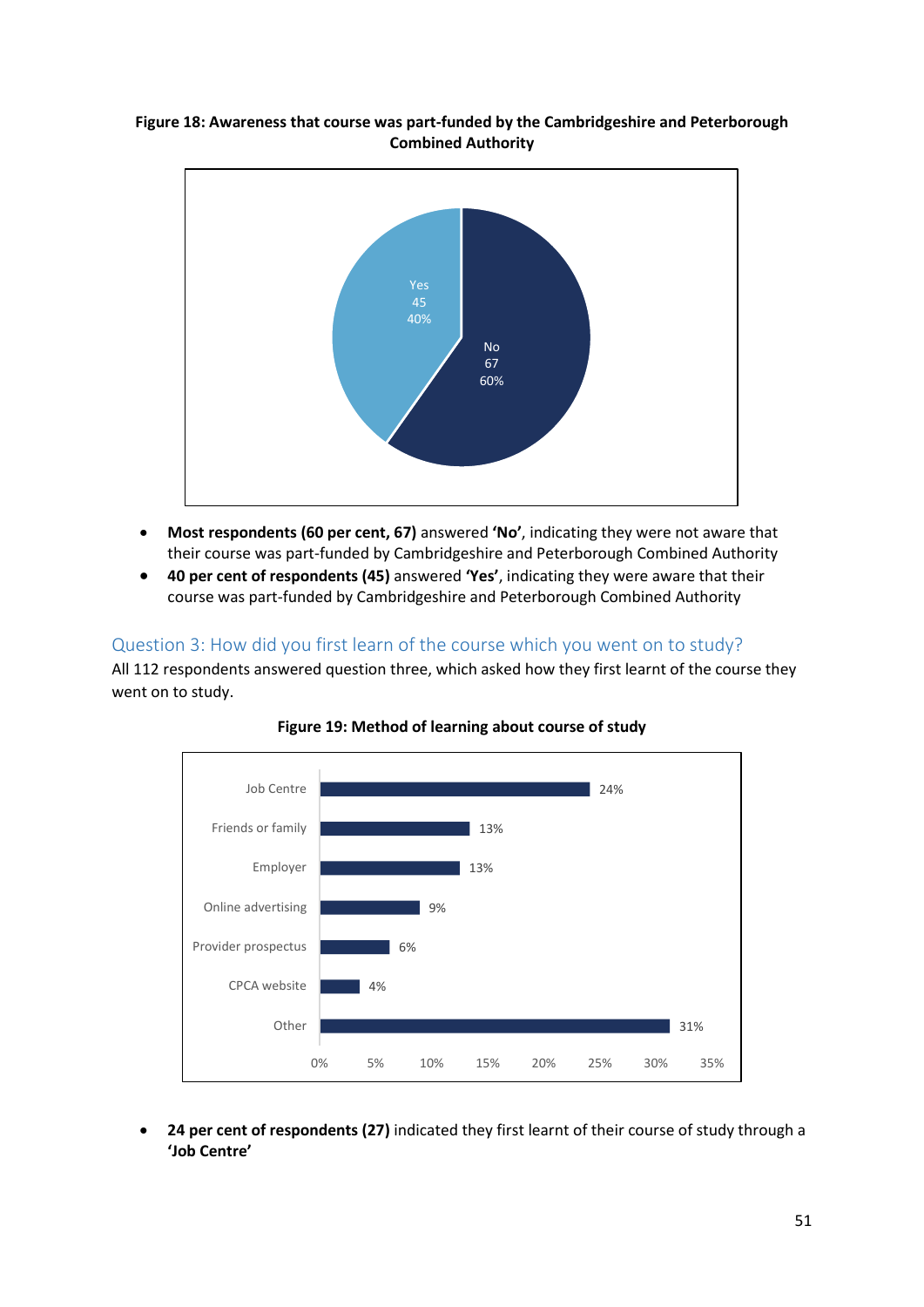**Figure 18: Awareness that course was part-funded by the Cambridgeshire and Peterborough Combined Authority**

| Response | Number | Percentage |
|---|---|---|
| Yes | 45 | 40% |
| No | 67 | 60% |

- **Most respondents (60 per cent, 67)** answered **'No'**, indicating they were not aware that their course was part-funded by Cambridgeshire and Peterborough Combined Authority
- **40 per cent of respondents (45)** answered **'Yes'**, indicating they were aware that their course was part-funded by Cambridgeshire and Peterborough Combined Authority

## Question 3: How did you first learn of the course which you went on to study?

All 112 respondents answered question three, which asked how they first learnt of the course they went on to study.

**Figure 19: Method of learning about course of study**

| Method | Percentage |
|---|---|
| Job Centre | 24% |
| Friends or family | 13% |
| Employer | 13% |
| Online advertising | 9% |
| Provider prospectus | 6% |
| CPCA website | 4% |
| Other | 31% |

- **24 per cent of respondents (27)** indicated they first learnt of their course of study through a **'Job Centre'**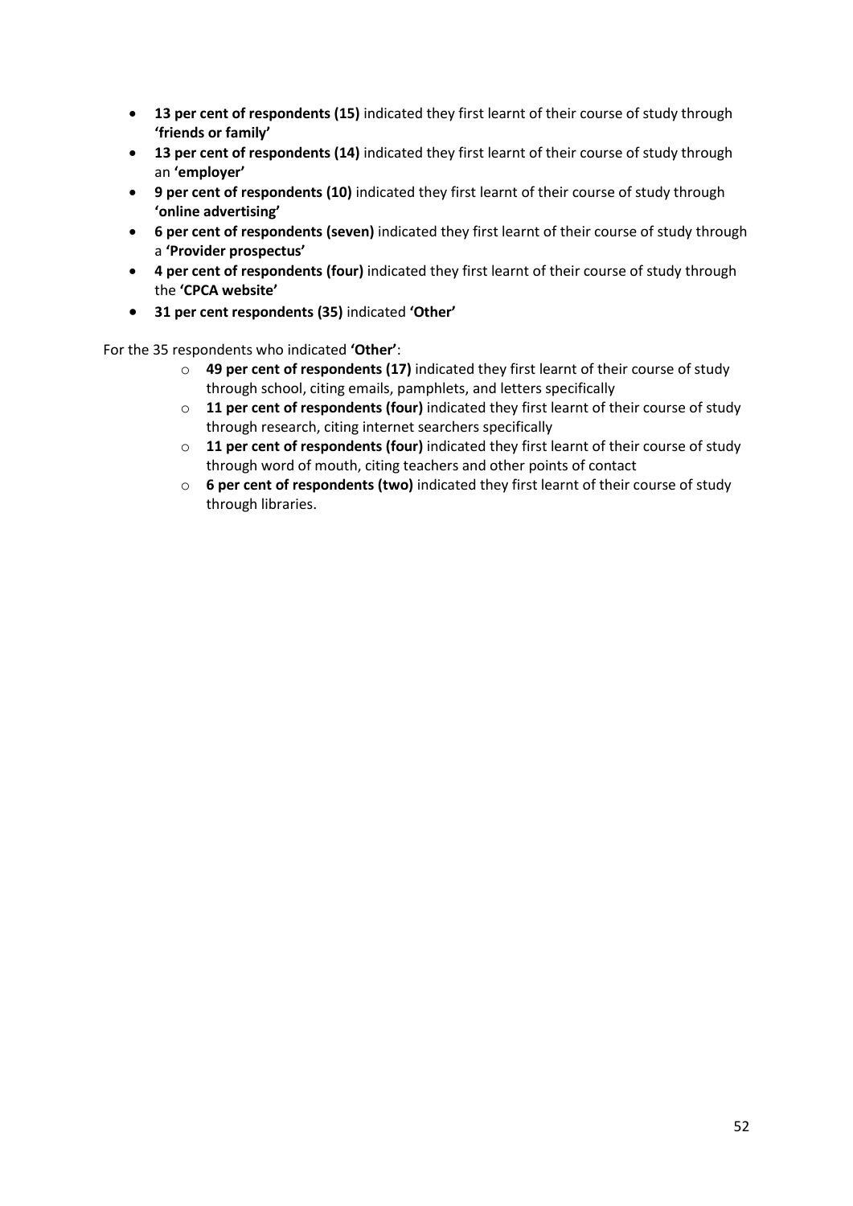- **13 per cent of respondents (15)** indicated they first learnt of their course of study through **'friends or family'**
- **13 per cent of respondents (14)** indicated they first learnt of their course of study through an **'employer'**
- **9 per cent of respondents (10)** indicated they first learnt of their course of study through **'online advertising'**
- **6 per cent of respondents (seven)** indicated they first learnt of their course of study through a **'Provider prospectus'**
- **4 per cent of respondents (four)** indicated they first learnt of their course of study through the **'CPCA website'**
- **31 per cent respondents (35)** indicated **'Other'**

For the 35 respondents who indicated **'Other'**:

- **49 per cent of respondents (17)** indicated they first learnt of their course of study through school, citing emails, pamphlets, and letters specifically
- **11 per cent of respondents (four)** indicated they first learnt of their course of study through research, citing internet searchers specifically
- **11 per cent of respondents (four)** indicated they first learnt of their course of study through word of mouth, citing teachers and other points of contact
- **6 per cent of respondents (two)** indicated they first learnt of their course of study through libraries.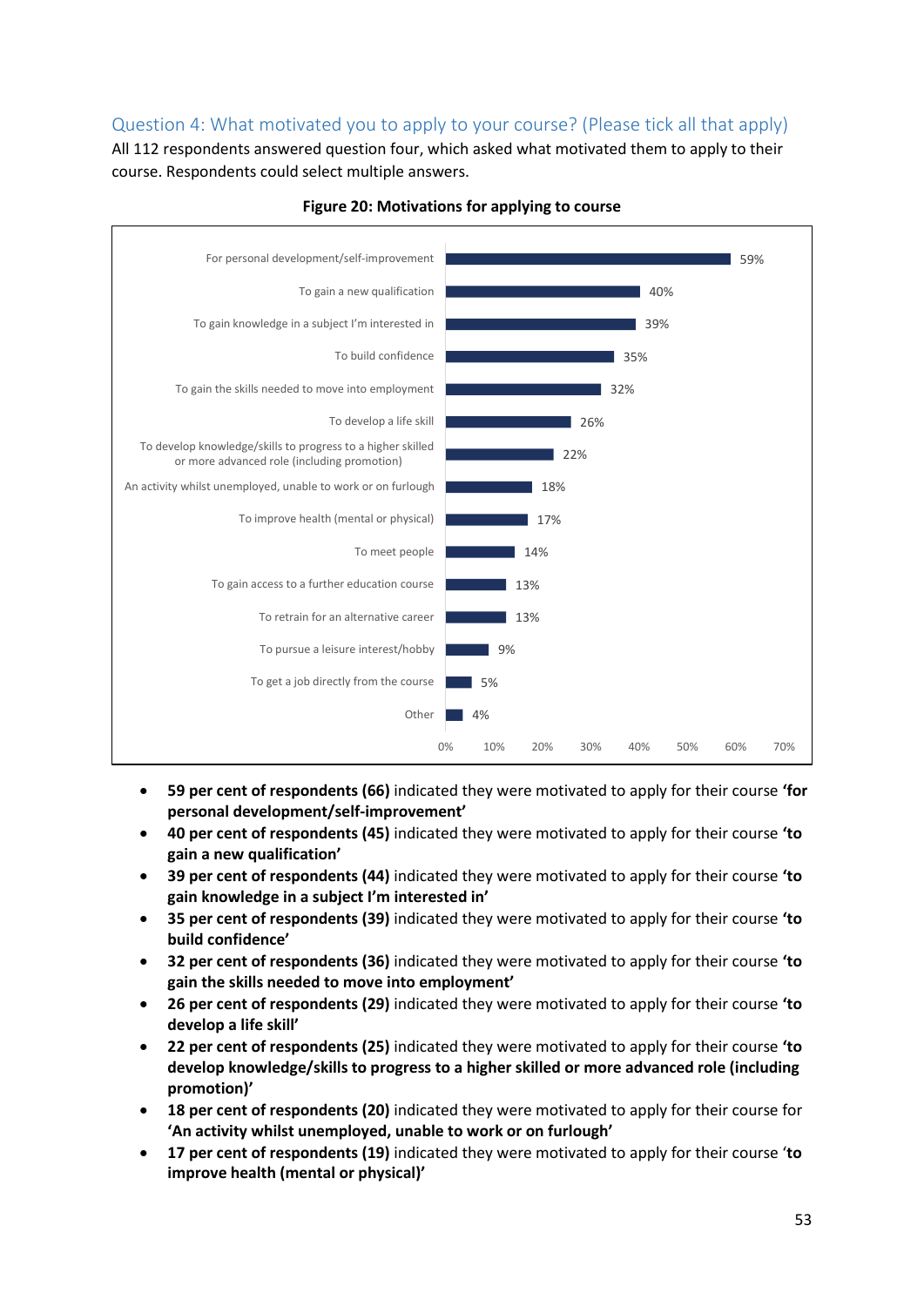### Question 4: What motivated you to apply to your course? (Please tick all that apply)

All 112 respondents answered question four, which asked what motivated them to apply to their course. Respondents could select multiple answers.

**Figure 20: Motivations for applying to course**

| Motivation | Per cent |
|---|---|
| For personal development/self-improvement | 59% |
| To gain a new qualification | 40% |
| To gain knowledge in a subject I'm interested in | 39% |
| To build confidence | 35% |
| To gain the skills needed to move into employment | 32% |
| To develop a life skill | 26% |
| To develop knowledge/skills to progress to a higher skilled or more advanced role (including promotion) | 22% |
| An activity whilst unemployed, unable to work or on furlough | 18% |
| To improve health (mental or physical) | 17% |
| To meet people | 14% |
| To gain access to a further education course | 13% |
| To retrain for an alternative career | 13% |
| To pursue a leisure interest/hobby | 9% |
| To get a job directly from the course | 5% |
| Other | 4% |

- **59 per cent of respondents (66)** indicated they were motivated to apply for their course **'for personal development/self-improvement'**
- **40 per cent of respondents (45)** indicated they were motivated to apply for their course **'to gain a new qualification'**
- **39 per cent of respondents (44)** indicated they were motivated to apply for their course **'to gain knowledge in a subject I'm interested in'**
- **35 per cent of respondents (39)** indicated they were motivated to apply for their course **'to build confidence'**
- **32 per cent of respondents (36)** indicated they were motivated to apply for their course **'to gain the skills needed to move into employment'**
- **26 per cent of respondents (29)** indicated they were motivated to apply for their course **'to develop a life skill'**
- **22 per cent of respondents (25)** indicated they were motivated to apply for their course **'to develop knowledge/skills to progress to a higher skilled or more advanced role (including promotion)'**
- **18 per cent of respondents (20)** indicated they were motivated to apply for their course for **'An activity whilst unemployed, unable to work or on furlough'**
- **17 per cent of respondents (19)** indicated they were motivated to apply for their course '**to improve health (mental or physical)'**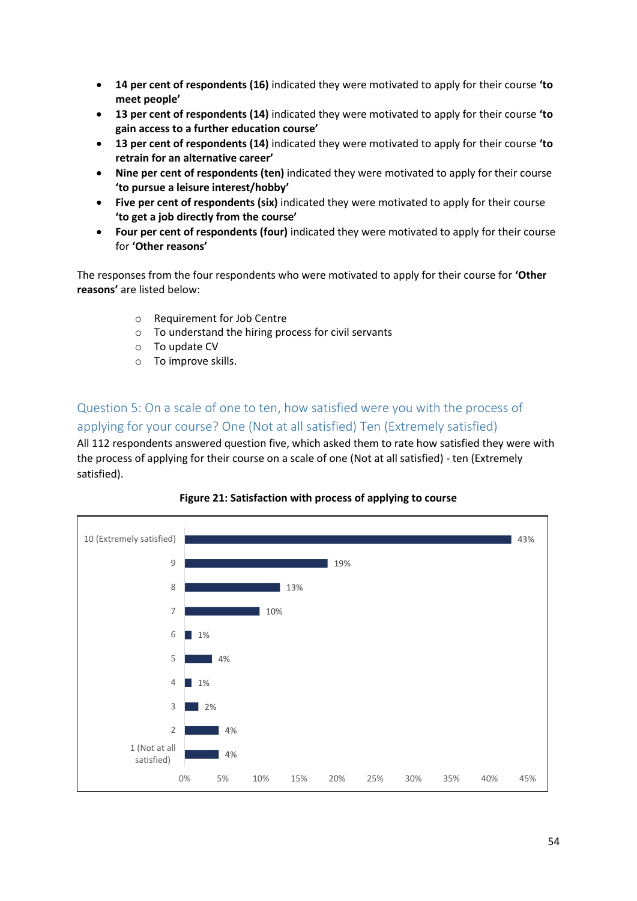- **14 per cent of respondents (16)** indicated they were motivated to apply for their course **'to meet people'**
- **13 per cent of respondents (14)** indicated they were motivated to apply for their course **'to gain access to a further education course'**
- **13 per cent of respondents (14)** indicated they were motivated to apply for their course **'to retrain for an alternative career'**
- **Nine per cent of respondents (ten)** indicated they were motivated to apply for their course **'to pursue a leisure interest/hobby'**
- **Five per cent of respondents (six)** indicated they were motivated to apply for their course **'to get a job directly from the course'**
- **Four per cent of respondents (four)** indicated they were motivated to apply for their course for **'Other reasons'**

The responses from the four respondents who were motivated to apply for their course for **'Other reasons'** are listed below:

- Requirement for Job Centre
- To understand the hiring process for civil servants
- To update CV
- To improve skills.

## Question 5: On a scale of one to ten, how satisfied were you with the process of applying for your course? One (Not at all satisfied) Ten (Extremely satisfied)

All 112 respondents answered question five, which asked them to rate how satisfied they were with the process of applying for their course on a scale of one (Not at all satisfied) - ten (Extremely satisfied).

**Figure 21: Satisfaction with process of applying to course**

| Rating | Percentage |
|---|---|
| 10 (Extremely satisfied) | 43% |
| 9 | 19% |
| 8 | 13% |
| 7 | 10% |
| 6 | 1% |
| 5 | 4% |
| 4 | 1% |
| 3 | 2% |
| 2 | 4% |
| 1 (Not at all satisfied) | 4% |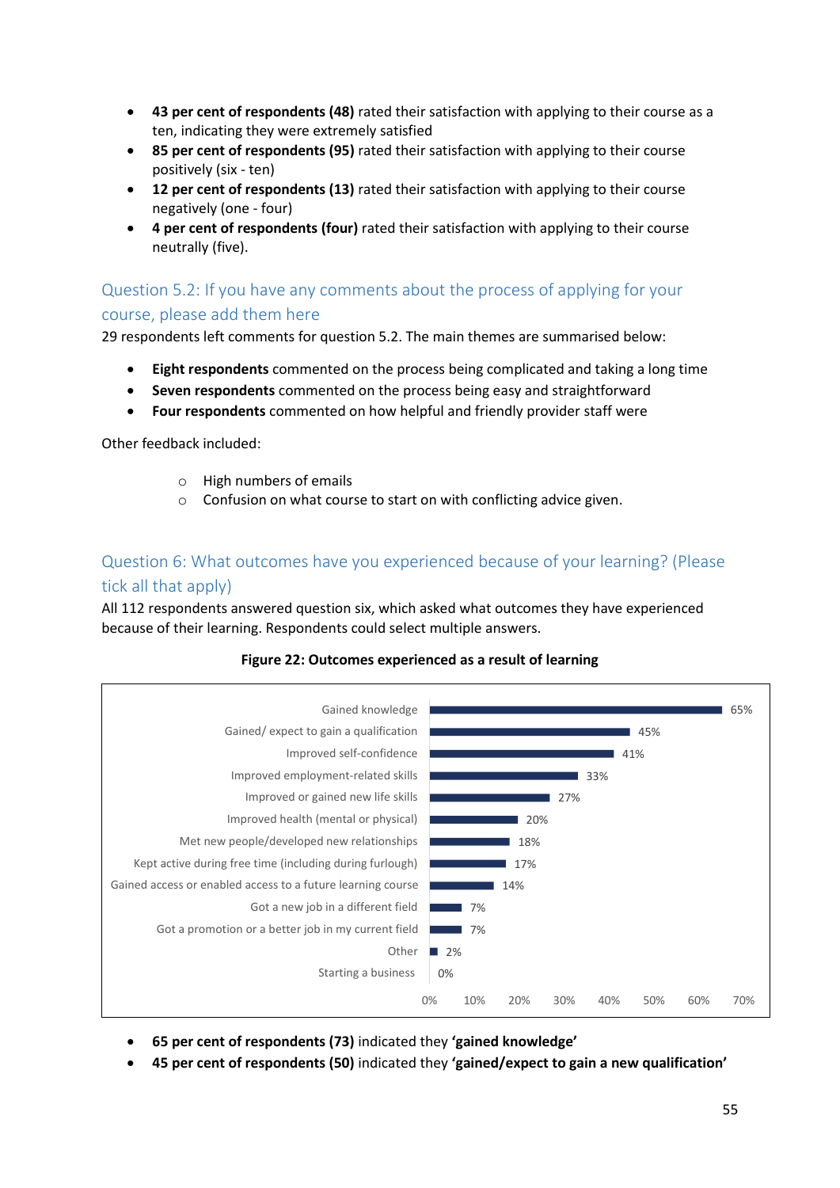- **43 per cent of respondents (48)** rated their satisfaction with applying to their course as a ten, indicating they were extremely satisfied
- **85 per cent of respondents (95)** rated their satisfaction with applying to their course positively (six - ten)
- **12 per cent of respondents (13)** rated their satisfaction with applying to their course negatively (one - four)
- **4 per cent of respondents (four)** rated their satisfaction with applying to their course neutrally (five).

## Question 5.2: If you have any comments about the process of applying for your course, please add them here

29 respondents left comments for question 5.2. The main themes are summarised below:

- **Eight respondents** commented on the process being complicated and taking a long time
- **Seven respondents** commented on the process being easy and straightforward
- **Four respondents** commented on how helpful and friendly provider staff were

Other feedback included:

  - High numbers of emails
  - Confusion on what course to start on with conflicting advice given.

## Question 6: What outcomes have you experienced because of your learning? (Please tick all that apply)

All 112 respondents answered question six, which asked what outcomes they have experienced because of their learning. Respondents could select multiple answers.

**Figure 22: Outcomes experienced as a result of learning**

| Outcome | Percentage |
|---|---|
| Gained knowledge | 65% |
| Gained/ expect to gain a qualification | 45% |
| Improved self-confidence | 41% |
| Improved employment-related skills | 33% |
| Improved or gained new life skills | 27% |
| Improved health (mental or physical) | 20% |
| Met new people/developed new relationships | 18% |
| Kept active during free time (including during furlough) | 17% |
| Gained access or enabled access to a future learning course | 14% |
| Got a new job in a different field | 7% |
| Got a promotion or a better job in my current field | 7% |
| Other | 2% |
| Starting a business | 0% |

- **65 per cent of respondents (73)** indicated they **'gained knowledge'**
- **45 per cent of respondents (50)** indicated they **'gained/expect to gain a new qualification'**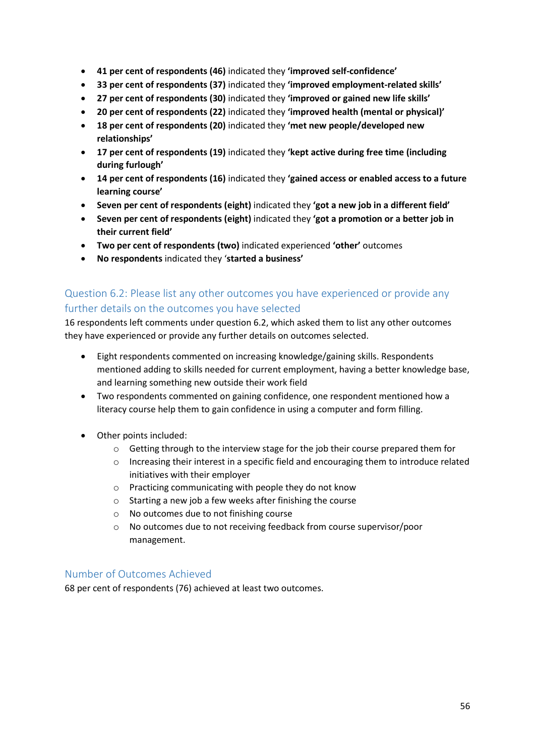- **41 per cent of respondents (46)** indicated they **'improved self-confidence'**
- **33 per cent of respondents (37)** indicated they **'improved employment-related skills'**
- **27 per cent of respondents (30)** indicated they **'improved or gained new life skills'**
- **20 per cent of respondents (22)** indicated they **'improved health (mental or physical)'**
- **18 per cent of respondents (20)** indicated they **'met new people/developed new relationships'**
- **17 per cent of respondents (19)** indicated they **'kept active during free time (including during furlough'**
- **14 per cent of respondents (16)** indicated they **'gained access or enabled access to a future learning course'**
- **Seven per cent of respondents (eight)** indicated they **'got a new job in a different field'**
- **Seven per cent of respondents (eight)** indicated they **'got a promotion or a better job in their current field'**
- **Two per cent of respondents (two)** indicated experienced **'other'** outcomes
- **No respondents** indicated they '**started a business'**

## Question 6.2: Please list any other outcomes you have experienced or provide any further details on the outcomes you have selected

16 respondents left comments under question 6.2, which asked them to list any other outcomes they have experienced or provide any further details on outcomes selected.

- Eight respondents commented on increasing knowledge/gaining skills. Respondents mentioned adding to skills needed for current employment, having a better knowledge base, and learning something new outside their work field
- Two respondents commented on gaining confidence, one respondent mentioned how a literacy course help them to gain confidence in using a computer and form filling.

- Other points included:
  - Getting through to the interview stage for the job their course prepared them for
  - Increasing their interest in a specific field and encouraging them to introduce related initiatives with their employer
  - Practicing communicating with people they do not know
  - Starting a new job a few weeks after finishing the course
  - No outcomes due to not finishing course
  - No outcomes due to not receiving feedback from course supervisor/poor management.

## Number of Outcomes Achieved

68 per cent of respondents (76) achieved at least two outcomes.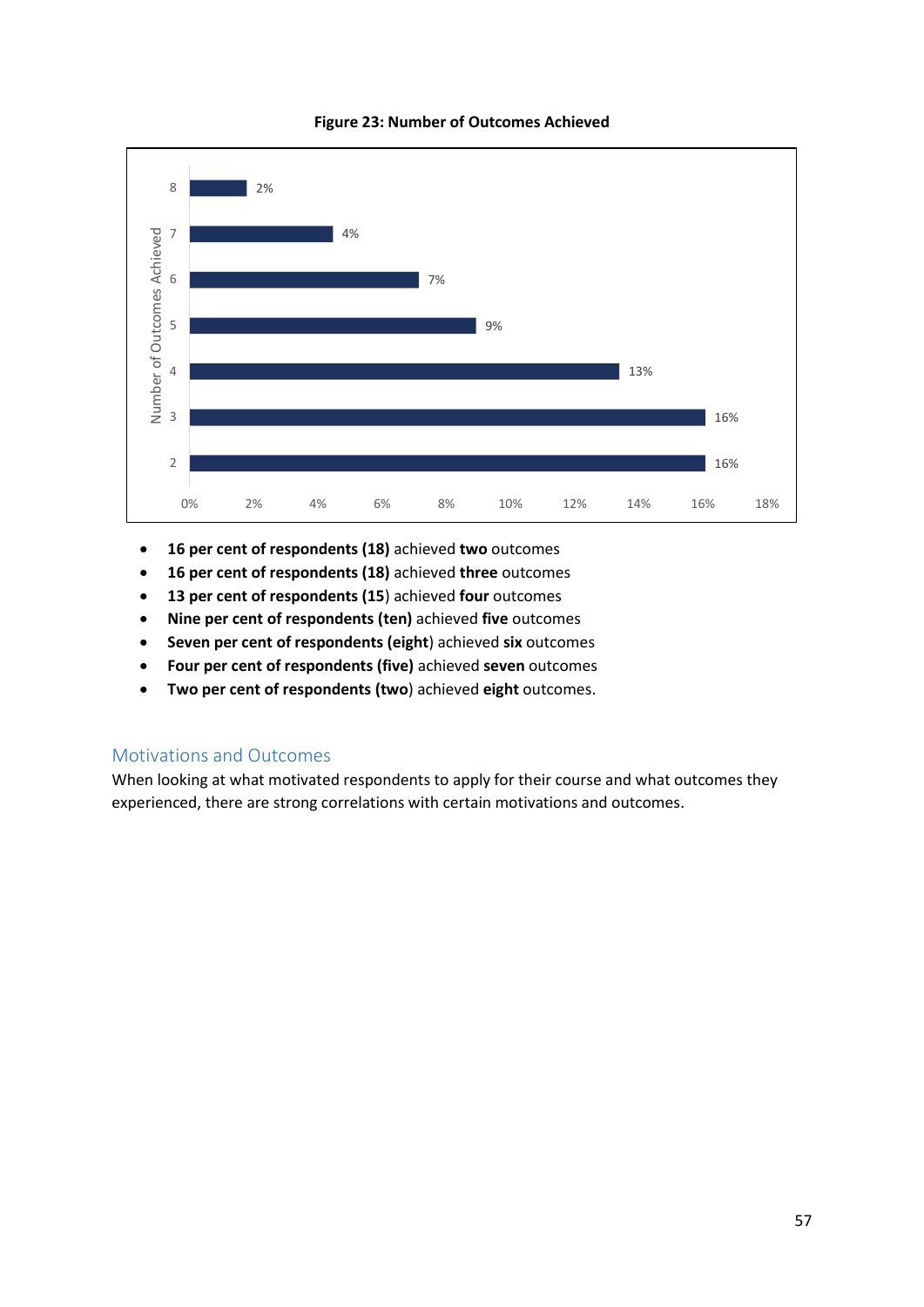**Figure 23: Number of Outcomes Achieved**

| Number of Outcomes Achieved | Percentage |
|---|---|
| 8 | 2% |
| 7 | 4% |
| 6 | 7% |
| 5 | 9% |
| 4 | 13% |
| 3 | 16% |
| 2 | 16% |

- **16 per cent of respondents (18)** achieved **two** outcomes
- **16 per cent of respondents (18)** achieved **three** outcomes
- **13 per cent of respondents (15**) achieved **four** outcomes
- **Nine per cent of respondents (ten)** achieved **five** outcomes
- **Seven per cent of respondents (eight**) achieved **six** outcomes
- **Four per cent of respondents (five)** achieved **seven** outcomes
- **Two per cent of respondents (two**) achieved **eight** outcomes.

## Motivations and Outcomes

When looking at what motivated respondents to apply for their course and what outcomes they experienced, there are strong correlations with certain motivations and outcomes.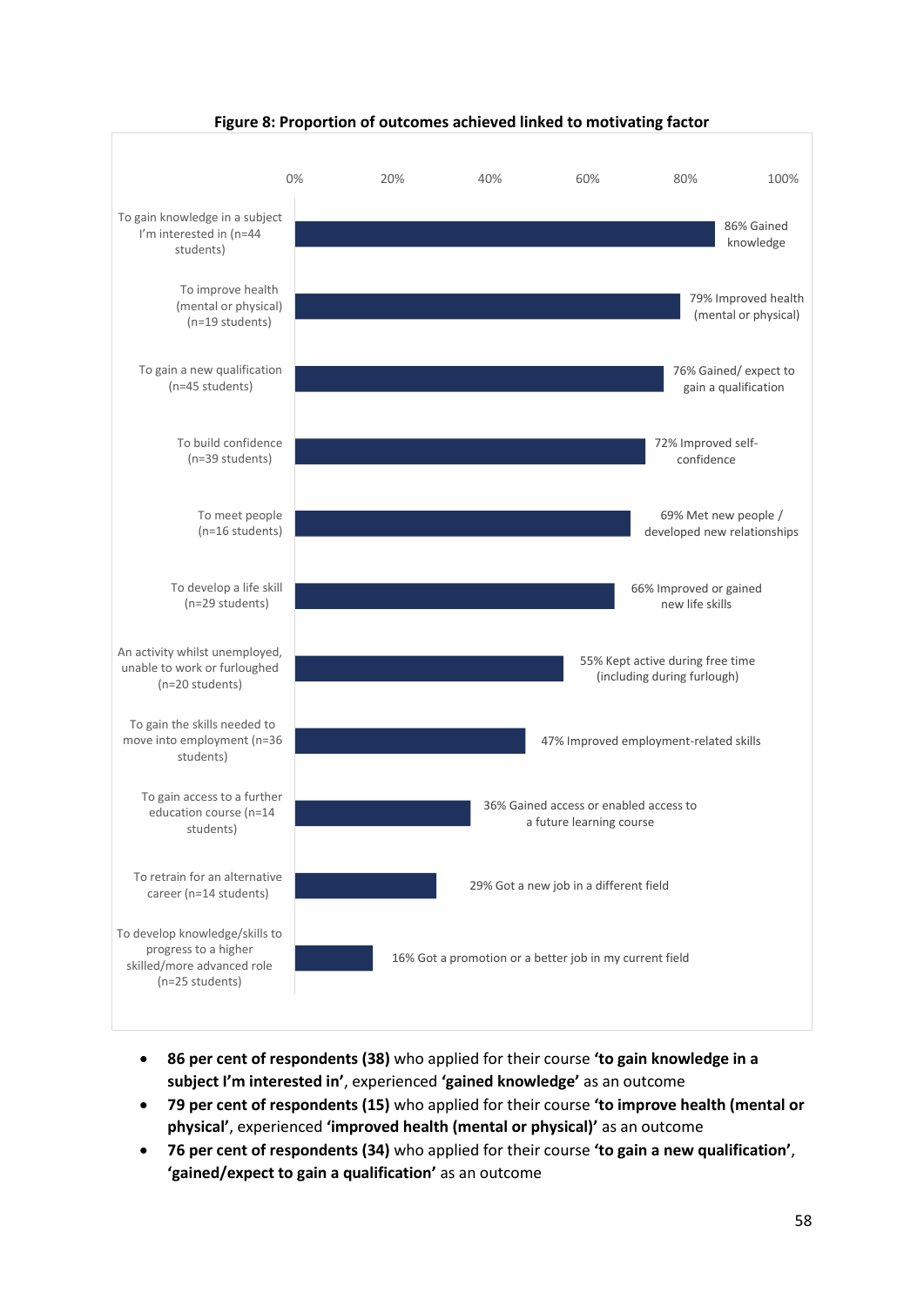**Figure 8: Proportion of outcomes achieved linked to motivating factor**

| Motivating factor | Outcome achieved |
|---|---|
| To gain knowledge in a subject I'm interested in (n=44 students) | 86% Gained knowledge |
| To improve health (mental or physical) (n=19 students) | 79% Improved health (mental or physical) |
| To gain a new qualification (n=45 students) | 76% Gained/ expect to gain a qualification |
| To build confidence (n=39 students) | 72% Improved self-confidence |
| To meet people (n=16 students) | 69% Met new people / developed new relationships |
| To develop a life skill (n=29 students) | 66% Improved or gained new life skills |
| An activity whilst unemployed, unable to work or furloughed (n=20 students) | 55% Kept active during free time (including during furlough) |
| To gain the skills needed to move into employment (n=36 students) | 47% Improved employment-related skills |
| To gain access to a further education course (n=14 students) | 36% Gained access or enabled access to a future learning course |
| To retrain for an alternative career (n=14 students) | 29% Got a new job in a different field |
| To develop knowledge/skills to progress to a higher skilled/more advanced role (n=25 students) | 16% Got a promotion or a better job in my current field |

- **86 per cent of respondents (38)** who applied for their course **'to gain knowledge in a subject I'm interested in'**, experienced **'gained knowledge'** as an outcome
- **79 per cent of respondents (15)** who applied for their course **'to improve health (mental or physical)'**, experienced **'improved health (mental or physical)'** as an outcome
- **76 per cent of respondents (34)** who applied for their course **'to gain a new qualification'**, **'gained/expect to gain a qualification'** as an outcome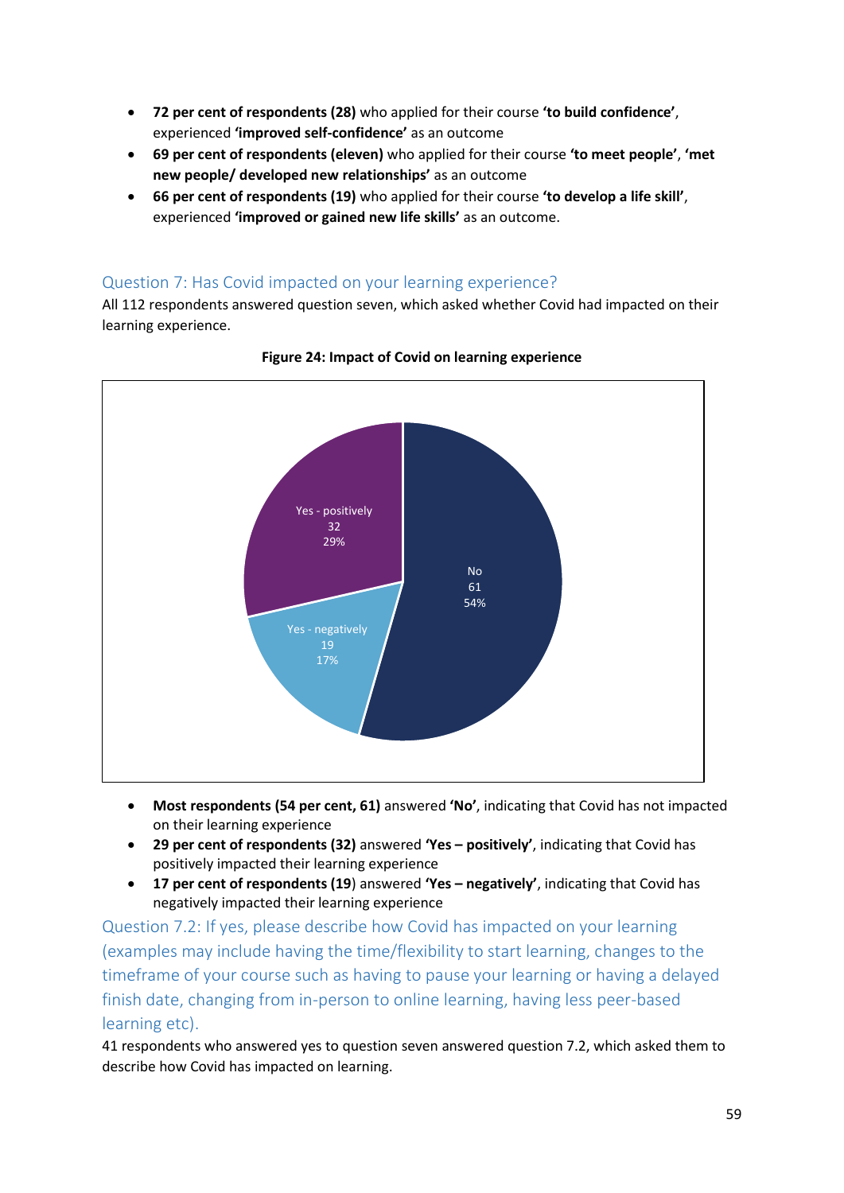- **72 per cent of respondents (28)** who applied for their course **'to build confidence'**, experienced **'improved self-confidence'** as an outcome
- **69 per cent of respondents (eleven)** who applied for their course **'to meet people'**, **'met new people/ developed new relationships'** as an outcome
- **66 per cent of respondents (19)** who applied for their course **'to develop a life skill'**, experienced **'improved or gained new life skills'** as an outcome.

## Question 7: Has Covid impacted on your learning experience?

All 112 respondents answered question seven, which asked whether Covid had impacted on their learning experience.

**Figure 24: Impact of Covid on learning experience**

- **Most respondents (54 per cent, 61)** answered **'No'**, indicating that Covid has not impacted on their learning experience
- **29 per cent of respondents (32)** answered **'Yes – positively'**, indicating that Covid has positively impacted their learning experience
- **17 per cent of respondents (19**) answered **'Yes – negatively'**, indicating that Covid has negatively impacted their learning experience

## Question 7.2: If yes, please describe how Covid has impacted on your learning (examples may include having the time/flexibility to start learning, changes to the timeframe of your course such as having to pause your learning or having a delayed finish date, changing from in-person to online learning, having less peer-based learning etc).

41 respondents who answered yes to question seven answered question 7.2, which asked them to describe how Covid has impacted on learning.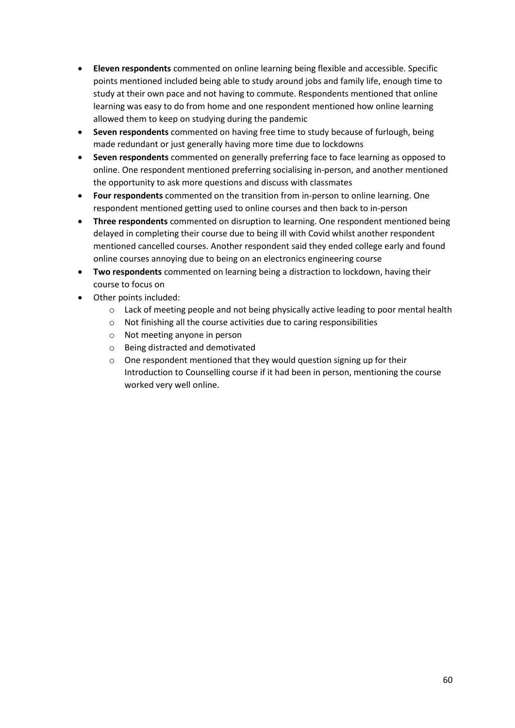- **Eleven respondents** commented on online learning being flexible and accessible. Specific points mentioned included being able to study around jobs and family life, enough time to study at their own pace and not having to commute. Respondents mentioned that online learning was easy to do from home and one respondent mentioned how online learning allowed them to keep on studying during the pandemic
- **Seven respondents** commented on having free time to study because of furlough, being made redundant or just generally having more time due to lockdowns
- **Seven respondents** commented on generally preferring face to face learning as opposed to online. One respondent mentioned preferring socialising in-person, and another mentioned the opportunity to ask more questions and discuss with classmates
- **Four respondents** commented on the transition from in-person to online learning. One respondent mentioned getting used to online courses and then back to in-person
- **Three respondents** commented on disruption to learning. One respondent mentioned being delayed in completing their course due to being ill with Covid whilst another respondent mentioned cancelled courses. Another respondent said they ended college early and found online courses annoying due to being on an electronics engineering course
- **Two respondents** commented on learning being a distraction to lockdown, having their course to focus on
- Other points included:
  - Lack of meeting people and not being physically active leading to poor mental health
  - Not finishing all the course activities due to caring responsibilities
  - Not meeting anyone in person
  - Being distracted and demotivated
  - One respondent mentioned that they would question signing up for their Introduction to Counselling course if it had been in person, mentioning the course worked very well online.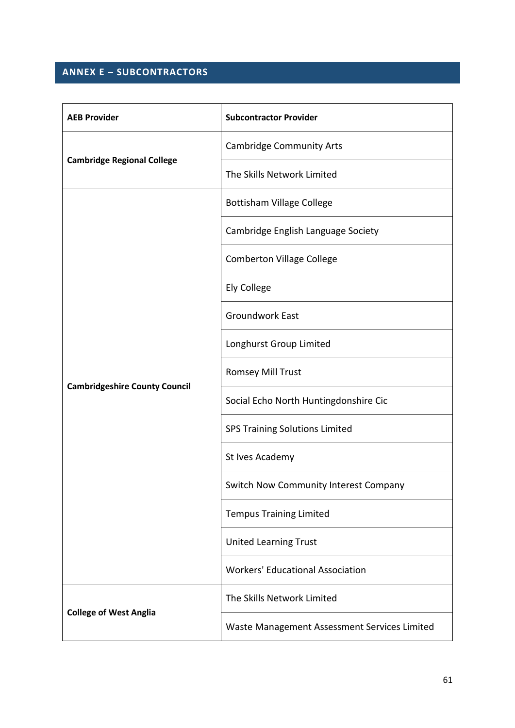## ANNEX E – SUBCONTRACTORS

| AEB Provider | Subcontractor Provider |
|---|---|
| **Cambridge Regional College** | Cambridge Community Arts |
| | The Skills Network Limited |
| **Cambridgeshire County Council** | Bottisham Village College |
| | Cambridge English Language Society |
| | Comberton Village College |
| | Ely College |
| | Groundwork East |
| | Longhurst Group Limited |
| | Romsey Mill Trust |
| | Social Echo North Huntingdonshire Cic |
| | SPS Training Solutions Limited |
| | St Ives Academy |
| | Switch Now Community Interest Company |
| | Tempus Training Limited |
| | United Learning Trust |
| | Workers' Educational Association |
| **College of West Anglia** | The Skills Network Limited |
| | Waste Management Assessment Services Limited |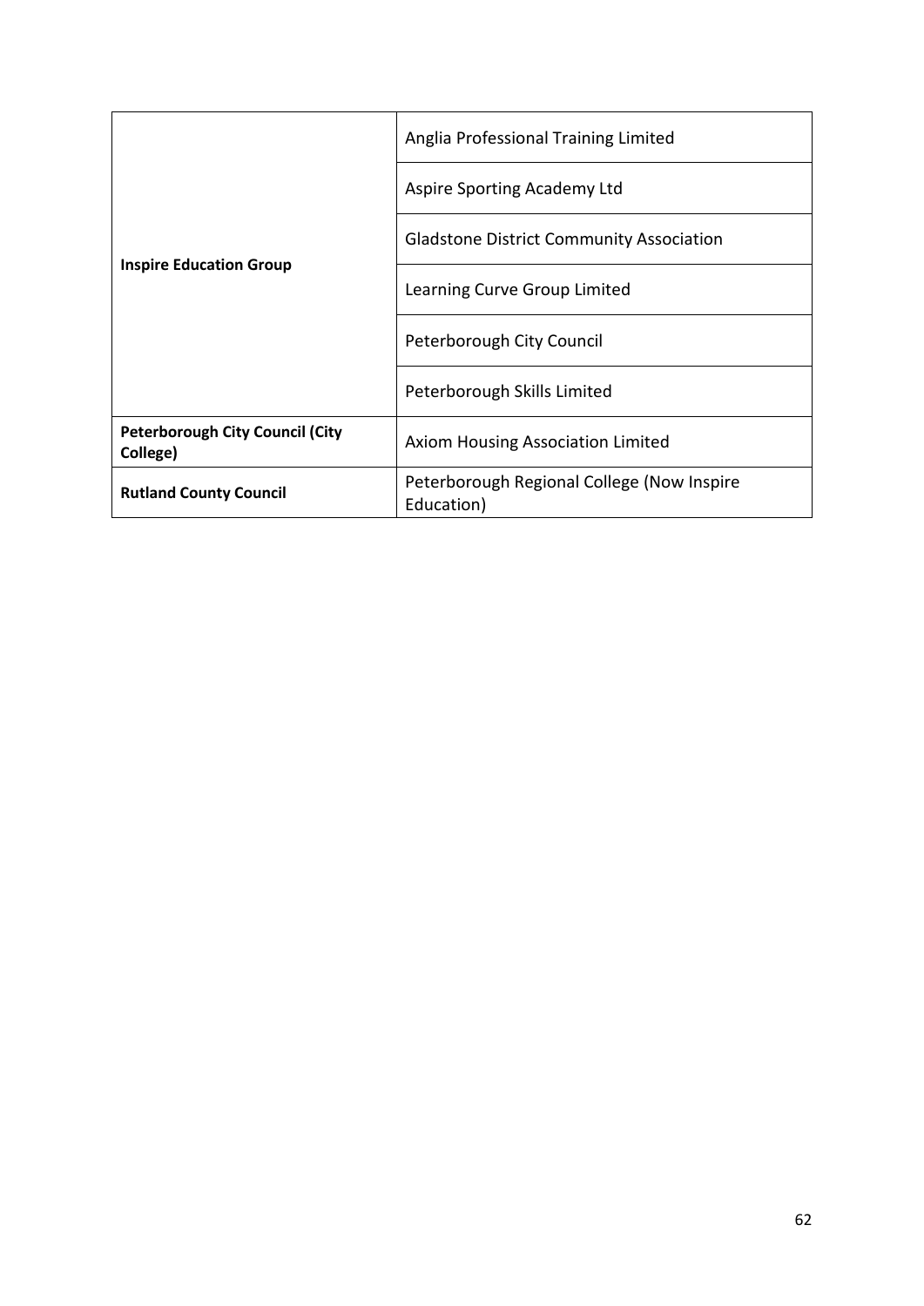| | |
|---|---|
| **Inspire Education Group** | Anglia Professional Training Limited |
| | Aspire Sporting Academy Ltd |
| | Gladstone District Community Association |
| | Learning Curve Group Limited |
| | Peterborough City Council |
| | Peterborough Skills Limited |
| **Peterborough City Council (City College)** | Axiom Housing Association Limited |
| **Rutland County Council** | Peterborough Regional College (Now Inspire Education) |